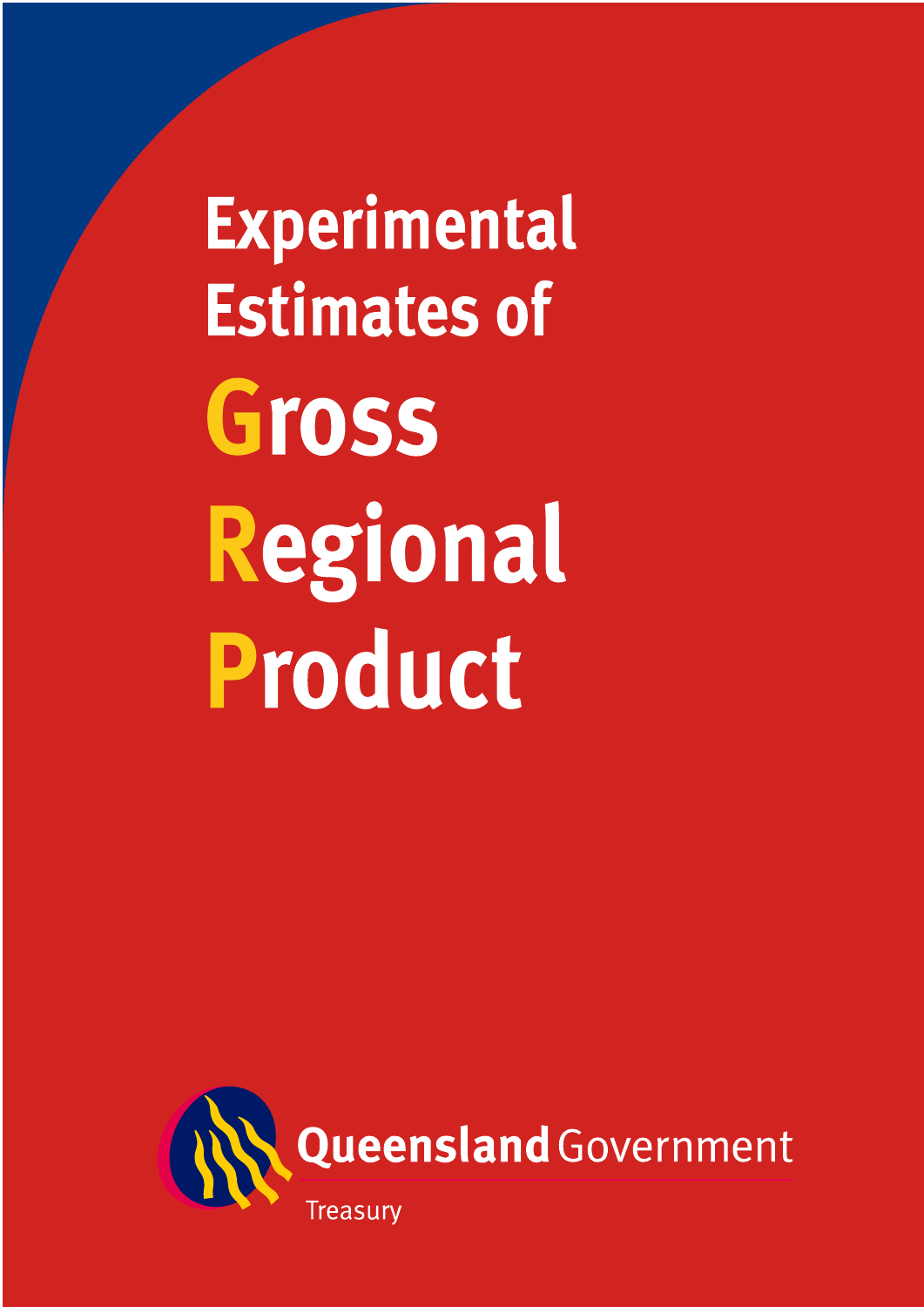# Experimental Estimates of Gross Regional Product

Queensland Government

Treasury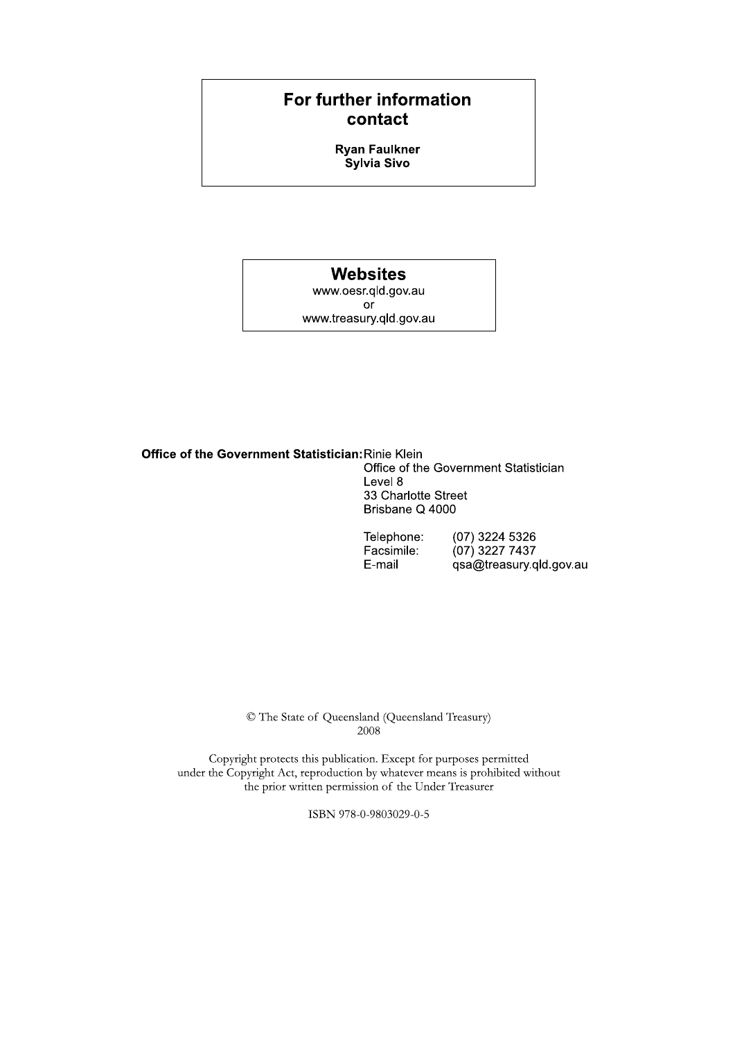**For further information contact**

**Ryan Faulkner**
**Sylvia Sivo**

**Websites**

www.oesr.qld.gov.au
or
www.treasury.qld.gov.au

**Office of the Government Statistician:** Rinie Klein
Office of the Government Statistician
Level 8
33 Charlotte Street
Brisbane Q 4000

| | |
|---|---|
| Telephone: | (07) 3224 5326 |
| Facsimile: | (07) 3227 7437 |
| E-mail | qsa@treasury.qld.gov.au |

© The State of Queensland (Queensland Treasury)
2008

Copyright protects this publication. Except for purposes permitted under the Copyright Act, reproduction by whatever means is prohibited without the prior written permission of the Under Treasurer

ISBN 978-0-9803029-0-5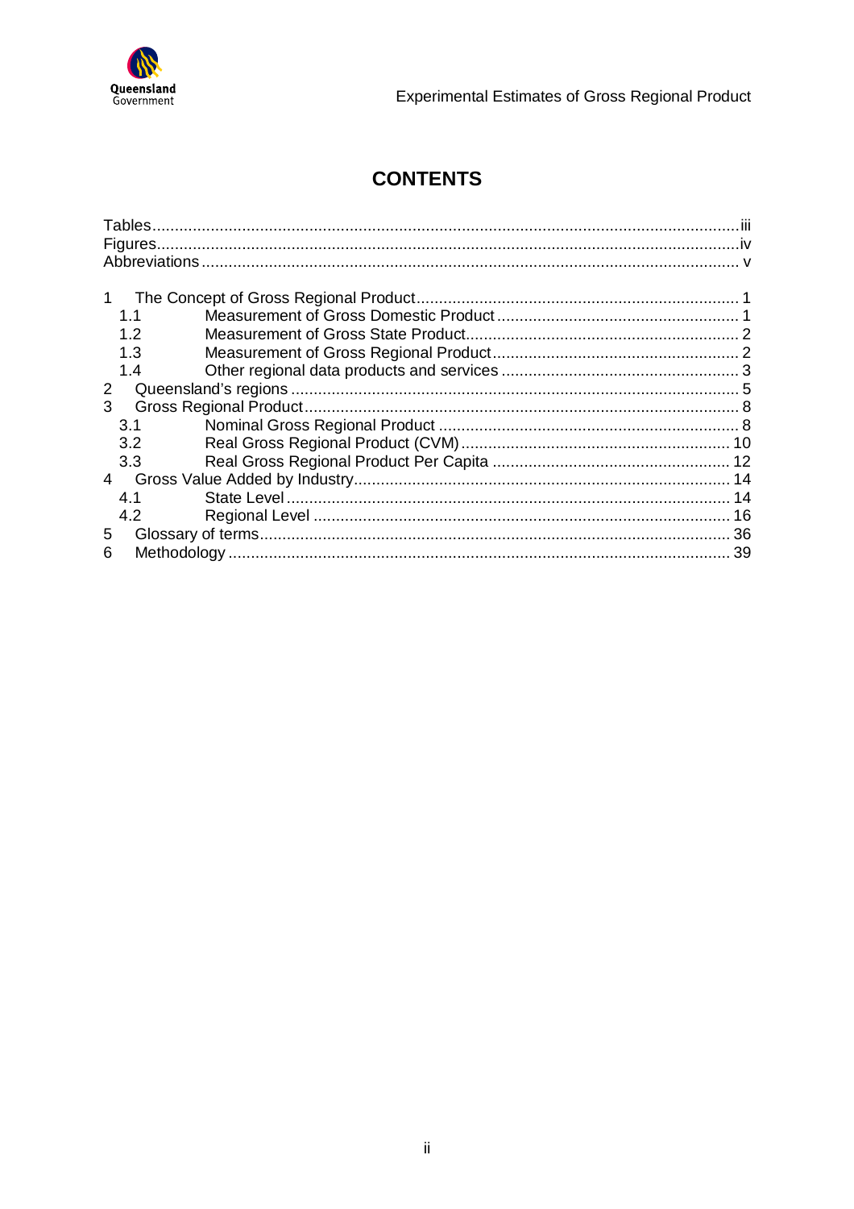# CONTENTS

- Tables ... iii
- Figures ... iv
- Abbreviations ... v

- 1 The Concept of Gross Regional Product ... 1
  - 1.1 Measurement of Gross Domestic Product ... 1
  - 1.2 Measurement of Gross State Product ... 2
  - 1.3 Measurement of Gross Regional Product ... 2
  - 1.4 Other regional data products and services ... 3
- 2 Queensland's regions ... 5
- 3 Gross Regional Product ... 8
  - 3.1 Nominal Gross Regional Product ... 8
  - 3.2 Real Gross Regional Product (CVM) ... 10
  - 3.3 Real Gross Regional Product Per Capita ... 12
- 4 Gross Value Added by Industry ... 14
  - 4.1 State Level ... 14
  - 4.2 Regional Level ... 16
- 5 Glossary of terms ... 36
- 6 Methodology ... 39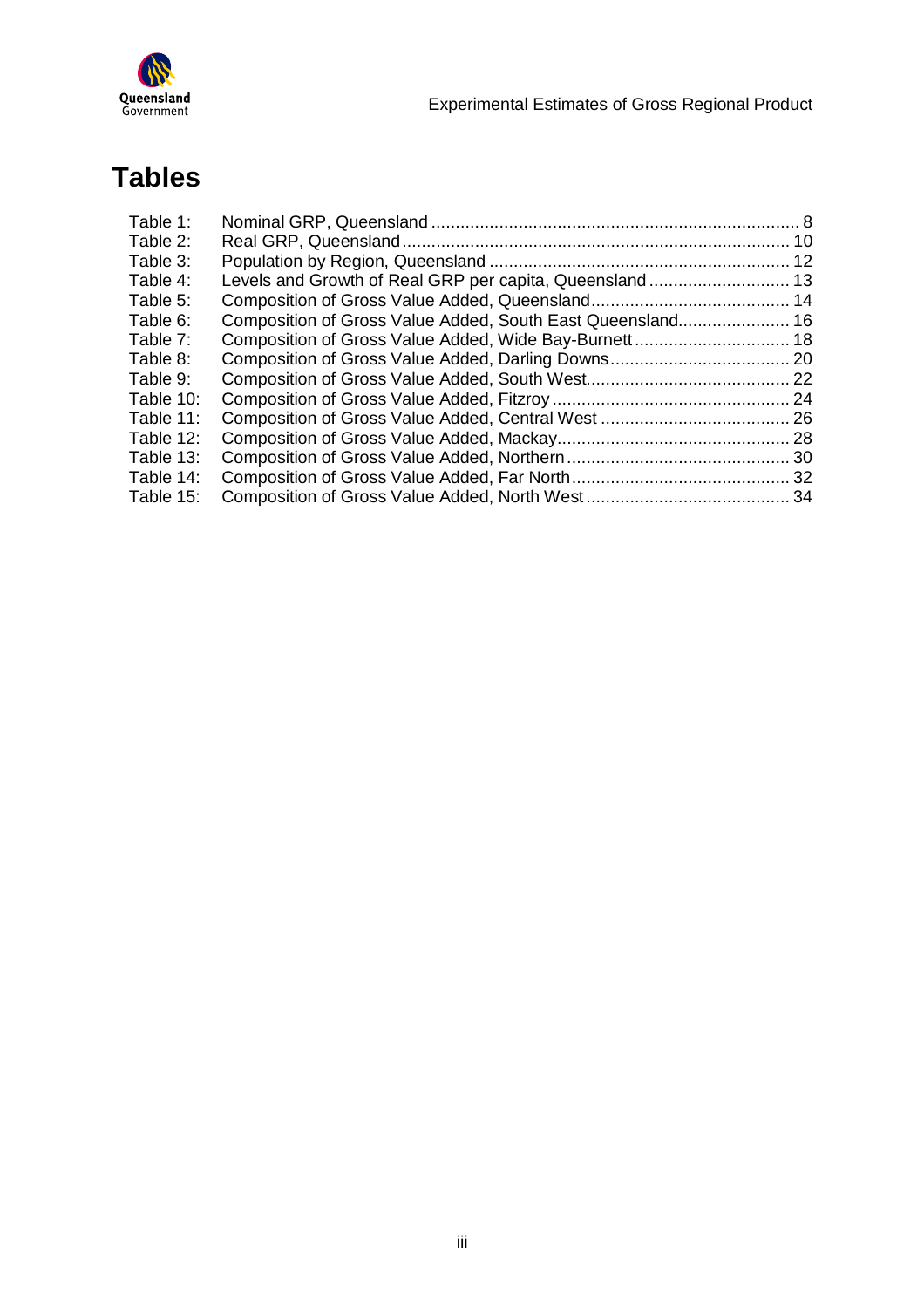# Tables

- Table 1: Nominal GRP, Queensland ... 8
- Table 2: Real GRP, Queensland ... 10
- Table 3: Population by Region, Queensland ... 12
- Table 4: Levels and Growth of Real GRP per capita, Queensland ... 13
- Table 5: Composition of Gross Value Added, Queensland ... 14
- Table 6: Composition of Gross Value Added, South East Queensland ... 16
- Table 7: Composition of Gross Value Added, Wide Bay-Burnett ... 18
- Table 8: Composition of Gross Value Added, Darling Downs ... 20
- Table 9: Composition of Gross Value Added, South West ... 22
- Table 10: Composition of Gross Value Added, Fitzroy ... 24
- Table 11: Composition of Gross Value Added, Central West ... 26
- Table 12: Composition of Gross Value Added, Mackay ... 28
- Table 13: Composition of Gross Value Added, Northern ... 30
- Table 14: Composition of Gross Value Added, Far North ... 32
- Table 15: Composition of Gross Value Added, North West ... 34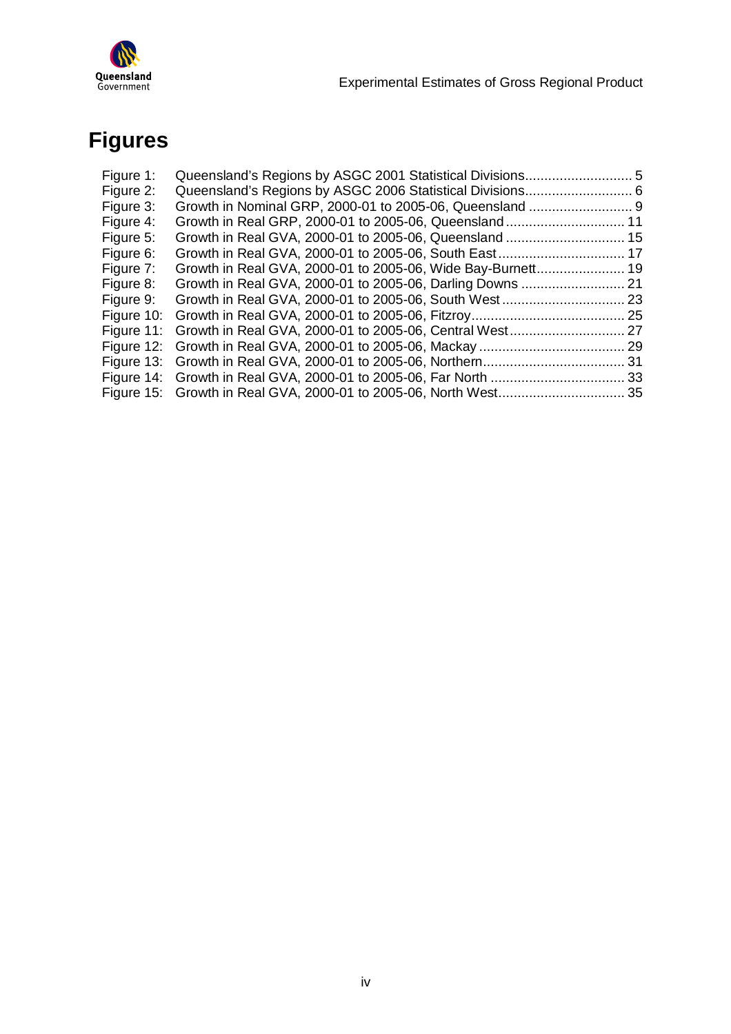# Figures

| | | |
|---|---|---|
| Figure 1: | Queensland's Regions by ASGC 2001 Statistical Divisions | 5 |
| Figure 2: | Queensland's Regions by ASGC 2006 Statistical Divisions | 6 |
| Figure 3: | Growth in Nominal GRP, 2000-01 to 2005-06, Queensland | 9 |
| Figure 4: | Growth in Real GRP, 2000-01 to 2005-06, Queensland | 11 |
| Figure 5: | Growth in Real GVA, 2000-01 to 2005-06, Queensland | 15 |
| Figure 6: | Growth in Real GVA, 2000-01 to 2005-06, South East | 17 |
| Figure 7: | Growth in Real GVA, 2000-01 to 2005-06, Wide Bay-Burnett | 19 |
| Figure 8: | Growth in Real GVA, 2000-01 to 2005-06, Darling Downs | 21 |
| Figure 9: | Growth in Real GVA, 2000-01 to 2005-06, South West | 23 |
| Figure 10: | Growth in Real GVA, 2000-01 to 2005-06, Fitzroy | 25 |
| Figure 11: | Growth in Real GVA, 2000-01 to 2005-06, Central West | 27 |
| Figure 12: | Growth in Real GVA, 2000-01 to 2005-06, Mackay | 29 |
| Figure 13: | Growth in Real GVA, 2000-01 to 2005-06, Northern | 31 |
| Figure 14: | Growth in Real GVA, 2000-01 to 2005-06, Far North | 33 |
| Figure 15: | Growth in Real GVA, 2000-01 to 2005-06, North West | 35 |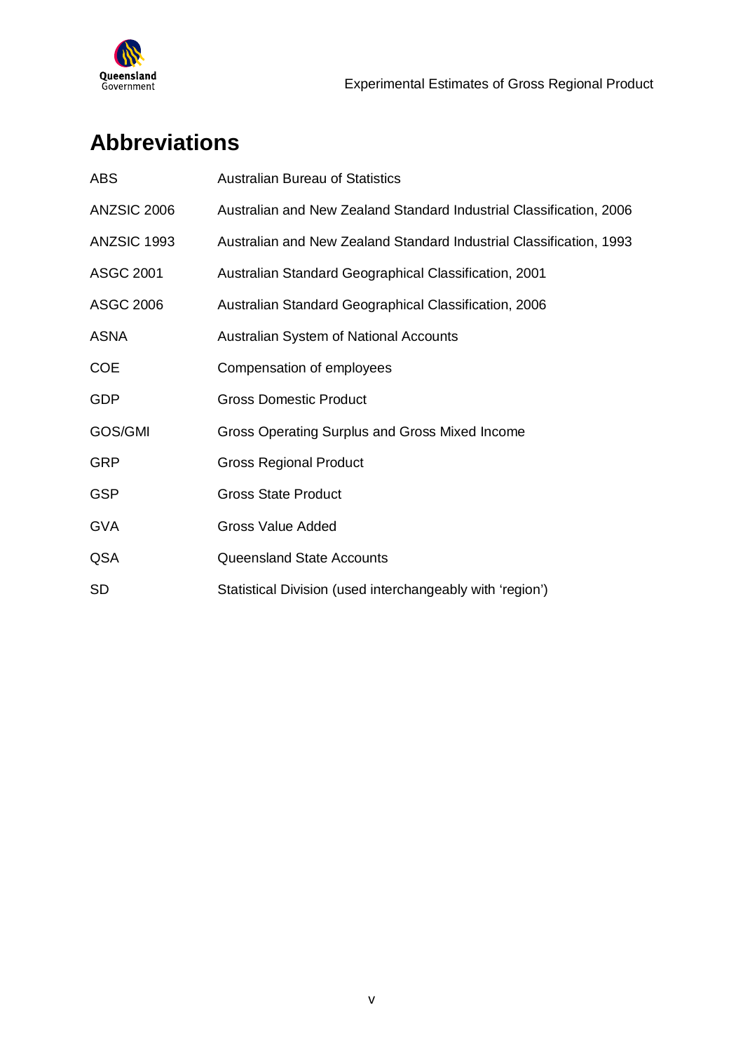# Abbreviations

| | |
|---|---|
| ABS | Australian Bureau of Statistics |
| ANZSIC 2006 | Australian and New Zealand Standard Industrial Classification, 2006 |
| ANZSIC 1993 | Australian and New Zealand Standard Industrial Classification, 1993 |
| ASGC 2001 | Australian Standard Geographical Classification, 2001 |
| ASGC 2006 | Australian Standard Geographical Classification, 2006 |
| ASNA | Australian System of National Accounts |
| COE | Compensation of employees |
| GDP | Gross Domestic Product |
| GOS/GMI | Gross Operating Surplus and Gross Mixed Income |
| GRP | Gross Regional Product |
| GSP | Gross State Product |
| GVA | Gross Value Added |
| QSA | Queensland State Accounts |
| SD | Statistical Division (used interchangeably with 'region') |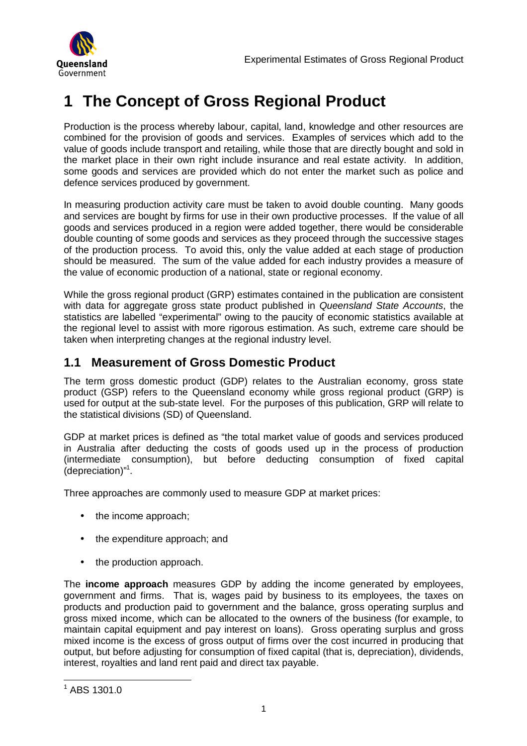# 1 The Concept of Gross Regional Product

Production is the process whereby labour, capital, land, knowledge and other resources are combined for the provision of goods and services. Examples of services which add to the value of goods include transport and retailing, while those that are directly bought and sold in the market place in their own right include insurance and real estate activity. In addition, some goods and services are provided which do not enter the market such as police and defence services produced by government.

In measuring production activity care must be taken to avoid double counting. Many goods and services are bought by firms for use in their own productive processes. If the value of all goods and services produced in a region were added together, there would be considerable double counting of some goods and services as they proceed through the successive stages of the production process. To avoid this, only the value added at each stage of production should be measured. The sum of the value added for each industry provides a measure of the value of economic production of a national, state or regional economy.

While the gross regional product (GRP) estimates contained in the publication are consistent with data for aggregate gross state product published in *Queensland State Accounts*, the statistics are labelled "experimental" owing to the paucity of economic statistics available at the regional level to assist with more rigorous estimation. As such, extreme care should be taken when interpreting changes at the regional industry level.

## 1.1 Measurement of Gross Domestic Product

The term gross domestic product (GDP) relates to the Australian economy, gross state product (GSP) refers to the Queensland economy while gross regional product (GRP) is used for output at the sub-state level. For the purposes of this publication, GRP will relate to the statistical divisions (SD) of Queensland.

GDP at market prices is defined as "the total market value of goods and services produced in Australia after deducting the costs of goods used up in the process of production (intermediate consumption), but before deducting consumption of fixed capital (depreciation)"[1].

Three approaches are commonly used to measure GDP at market prices:

- the income approach;
- the expenditure approach; and
- the production approach.

The **income approach** measures GDP by adding the income generated by employees, government and firms. That is, wages paid by business to its employees, the taxes on products and production paid to government and the balance, gross operating surplus and gross mixed income, which can be allocated to the owners of the business (for example, to maintain capital equipment and pay interest on loans). Gross operating surplus and gross mixed income is the excess of gross output of firms over the cost incurred in producing that output, but before adjusting for consumption of fixed capital (that is, depreciation), dividends, interest, royalties and land rent paid and direct tax payable.

[1] ABS 1301.0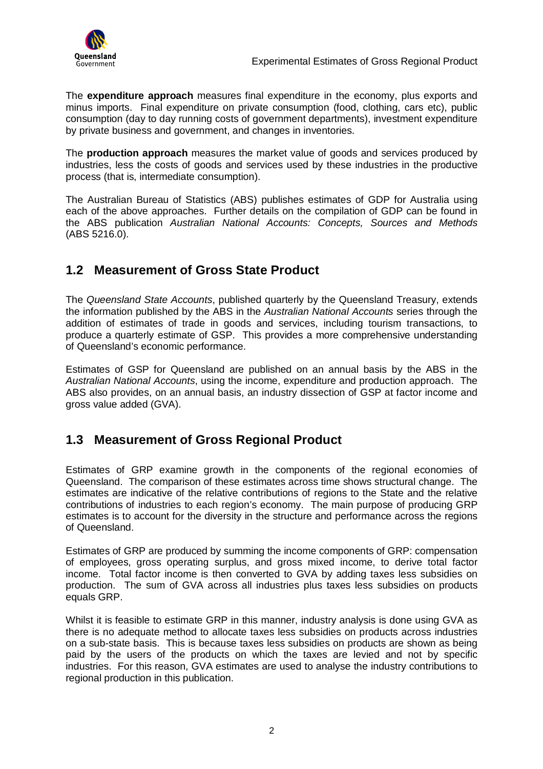The **expenditure approach** measures final expenditure in the economy, plus exports and minus imports. Final expenditure on private consumption (food, clothing, cars etc), public consumption (day to day running costs of government departments), investment expenditure by private business and government, and changes in inventories.

The **production approach** measures the market value of goods and services produced by industries, less the costs of goods and services used by these industries in the productive process (that is, intermediate consumption).

The Australian Bureau of Statistics (ABS) publishes estimates of GDP for Australia using each of the above approaches. Further details on the compilation of GDP can be found in the ABS publication *Australian National Accounts: Concepts, Sources and Methods* (ABS 5216.0).

## 1.2 Measurement of Gross State Product

The *Queensland State Accounts*, published quarterly by the Queensland Treasury, extends the information published by the ABS in the *Australian National Accounts* series through the addition of estimates of trade in goods and services, including tourism transactions, to produce a quarterly estimate of GSP. This provides a more comprehensive understanding of Queensland's economic performance.

Estimates of GSP for Queensland are published on an annual basis by the ABS in the *Australian National Accounts*, using the income, expenditure and production approach. The ABS also provides, on an annual basis, an industry dissection of GSP at factor income and gross value added (GVA).

## 1.3 Measurement of Gross Regional Product

Estimates of GRP examine growth in the components of the regional economies of Queensland. The comparison of these estimates across time shows structural change. The estimates are indicative of the relative contributions of regions to the State and the relative contributions of industries to each region's economy. The main purpose of producing GRP estimates is to account for the diversity in the structure and performance across the regions of Queensland.

Estimates of GRP are produced by summing the income components of GRP: compensation of employees, gross operating surplus, and gross mixed income, to derive total factor income. Total factor income is then converted to GVA by adding taxes less subsidies on production. The sum of GVA across all industries plus taxes less subsidies on products equals GRP.

Whilst it is feasible to estimate GRP in this manner, industry analysis is done using GVA as there is no adequate method to allocate taxes less subsidies on products across industries on a sub-state basis. This is because taxes less subsidies on products are shown as being paid by the users of the products on which the taxes are levied and not by specific industries. For this reason, GVA estimates are used to analyse the industry contributions to regional production in this publication.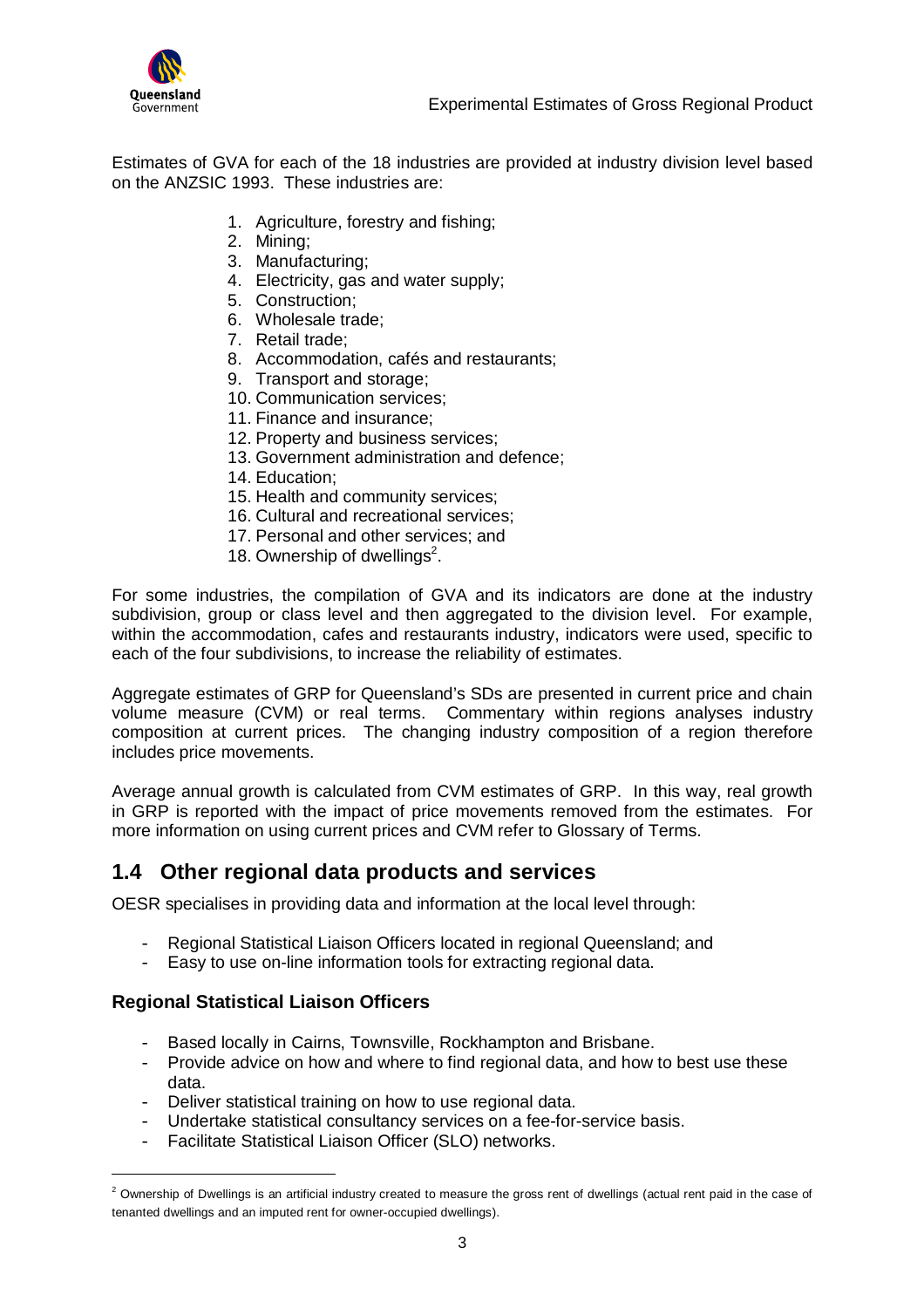Estimates of GVA for each of the 18 industries are provided at industry division level based on the ANZSIC 1993. These industries are:

1. Agriculture, forestry and fishing;
2. Mining;
3. Manufacturing;
4. Electricity, gas and water supply;
5. Construction;
6. Wholesale trade;
7. Retail trade;
8. Accommodation, cafés and restaurants;
9. Transport and storage;
10. Communication services;
11. Finance and insurance;
12. Property and business services;
13. Government administration and defence;
14. Education;
15. Health and community services;
16. Cultural and recreational services;
17. Personal and other services; and
18. Ownership of dwellings[2].

For some industries, the compilation of GVA and its indicators are done at the industry subdivision, group or class level and then aggregated to the division level. For example, within the accommodation, cafes and restaurants industry, indicators were used, specific to each of the four subdivisions, to increase the reliability of estimates.

Aggregate estimates of GRP for Queensland's SDs are presented in current price and chain volume measure (CVM) or real terms. Commentary within regions analyses industry composition at current prices. The changing industry composition of a region therefore includes price movements.

Average annual growth is calculated from CVM estimates of GRP. In this way, real growth in GRP is reported with the impact of price movements removed from the estimates. For more information on using current prices and CVM refer to Glossary of Terms.

## 1.4 Other regional data products and services

OESR specialises in providing data and information at the local level through:

- Regional Statistical Liaison Officers located in regional Queensland; and
- Easy to use on-line information tools for extracting regional data.

### Regional Statistical Liaison Officers

- Based locally in Cairns, Townsville, Rockhampton and Brisbane.
- Provide advice on how and where to find regional data, and how to best use these data.
- Deliver statistical training on how to use regional data.
- Undertake statistical consultancy services on a fee-for-service basis.
- Facilitate Statistical Liaison Officer (SLO) networks.

[2] Ownership of Dwellings is an artificial industry created to measure the gross rent of dwellings (actual rent paid in the case of tenanted dwellings and an imputed rent for owner-occupied dwellings).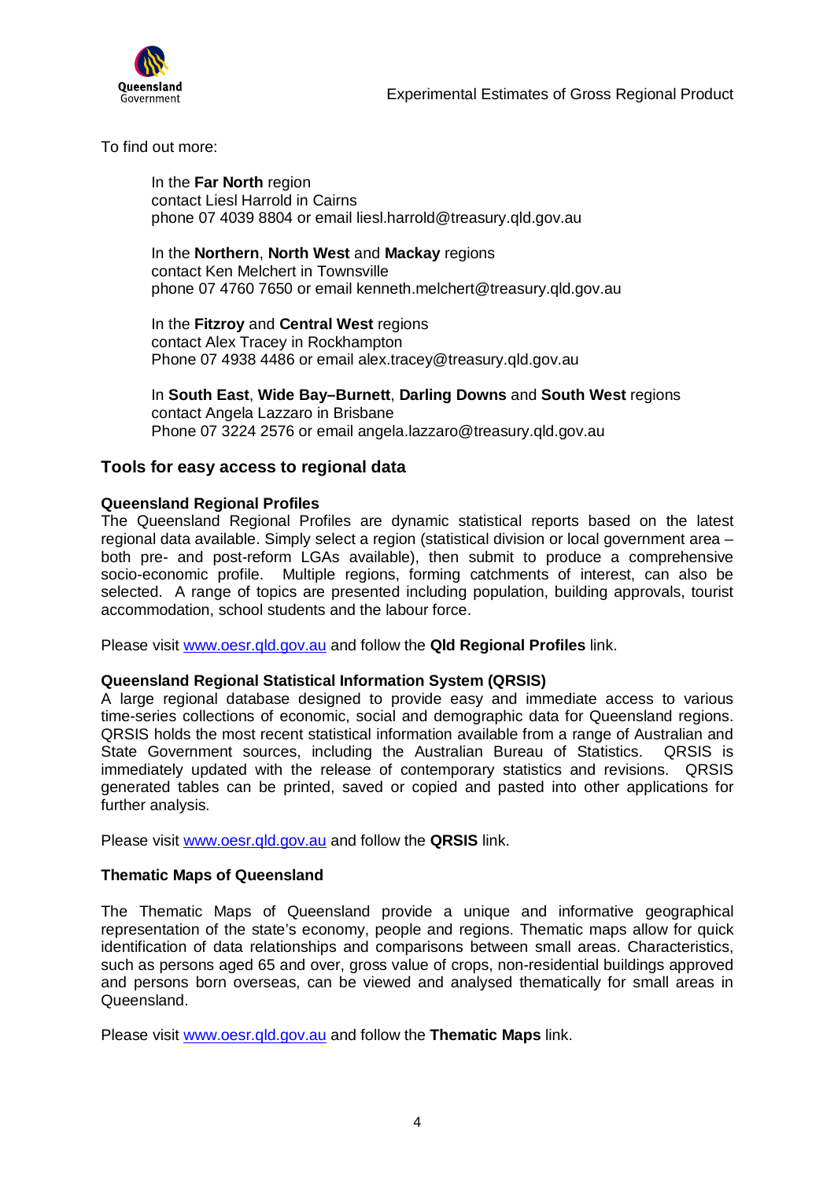To find out more:

In the **Far North** region
contact Liesl Harrold in Cairns
phone 07 4039 8804 or email liesl.harrold@treasury.qld.gov.au

In the **Northern**, **North West** and **Mackay** regions
contact Ken Melchert in Townsville
phone 07 4760 7650 or email kenneth.melchert@treasury.qld.gov.au

In the **Fitzroy** and **Central West** regions
contact Alex Tracey in Rockhampton
Phone 07 4938 4486 or email alex.tracey@treasury.qld.gov.au

In **South East**, **Wide Bay–Burnett**, **Darling Downs** and **South West** regions
contact Angela Lazzaro in Brisbane
Phone 07 3224 2576 or email angela.lazzaro@treasury.qld.gov.au

## Tools for easy access to regional data

**Queensland Regional Profiles**
The Queensland Regional Profiles are dynamic statistical reports based on the latest regional data available. Simply select a region (statistical division or local government area – both pre- and post-reform LGAs available), then submit to produce a comprehensive socio-economic profile. Multiple regions, forming catchments of interest, can also be selected. A range of topics are presented including population, building approvals, tourist accommodation, school students and the labour force.

Please visit www.oesr.qld.gov.au and follow the **Qld Regional Profiles** link.

**Queensland Regional Statistical Information System (QRSIS)**
A large regional database designed to provide easy and immediate access to various time-series collections of economic, social and demographic data for Queensland regions. QRSIS holds the most recent statistical information available from a range of Australian and State Government sources, including the Australian Bureau of Statistics. QRSIS is immediately updated with the release of contemporary statistics and revisions. QRSIS generated tables can be printed, saved or copied and pasted into other applications for further analysis.

Please visit www.oesr.qld.gov.au and follow the **QRSIS** link.

**Thematic Maps of Queensland**

The Thematic Maps of Queensland provide a unique and informative geographical representation of the state's economy, people and regions. Thematic maps allow for quick identification of data relationships and comparisons between small areas. Characteristics, such as persons aged 65 and over, gross value of crops, non-residential buildings approved and persons born overseas, can be viewed and analysed thematically for small areas in Queensland.

Please visit www.oesr.qld.gov.au and follow the **Thematic Maps** link.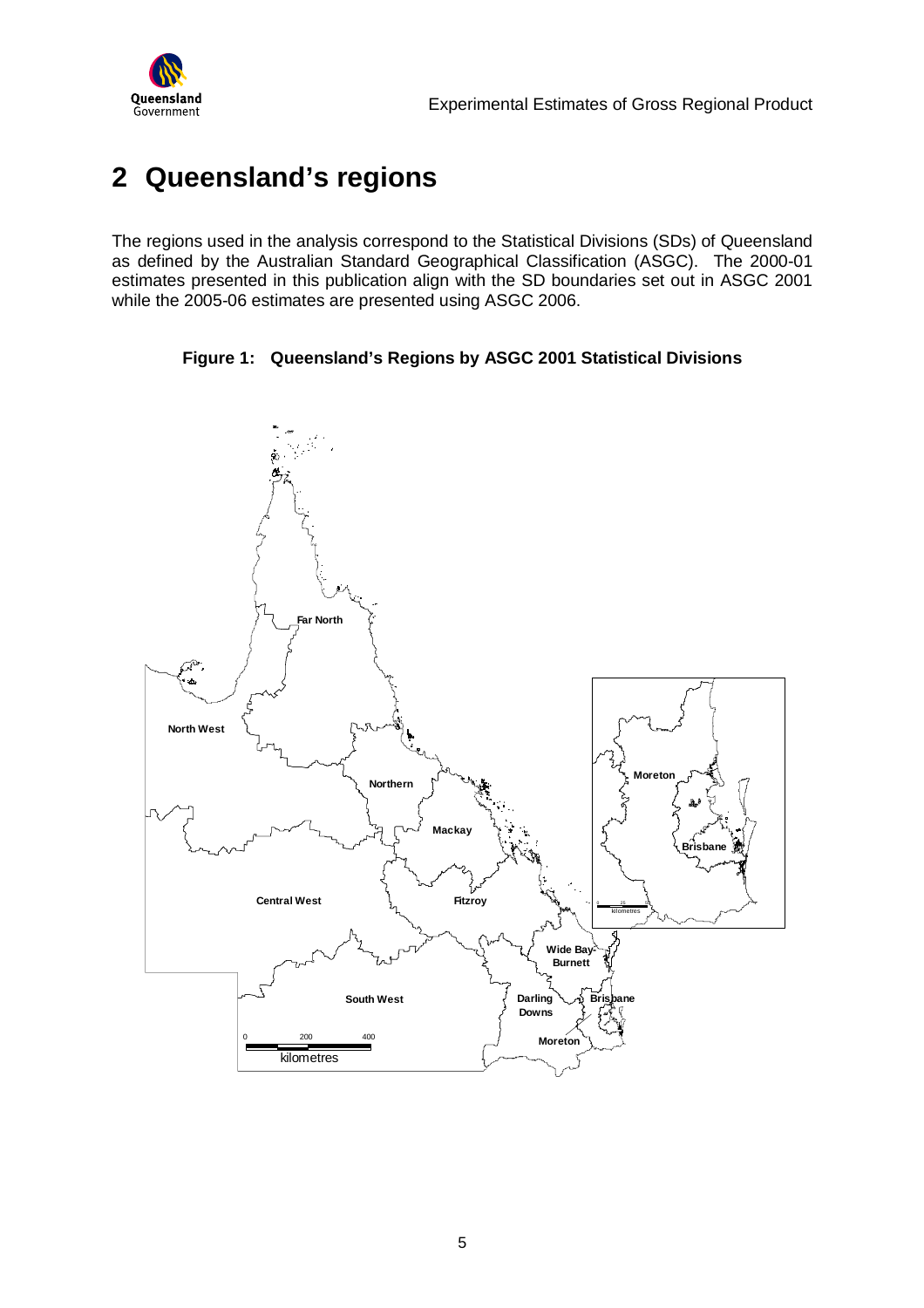# 2 Queensland's regions

The regions used in the analysis correspond to the Statistical Divisions (SDs) of Queensland as defined by the Australian Standard Geographical Classification (ASGC). The 2000-01 estimates presented in this publication align with the SD boundaries set out in ASGC 2001 while the 2005-06 estimates are presented using ASGC 2006.

**Figure 1: Queensland's Regions by ASGC 2001 Statistical Divisions**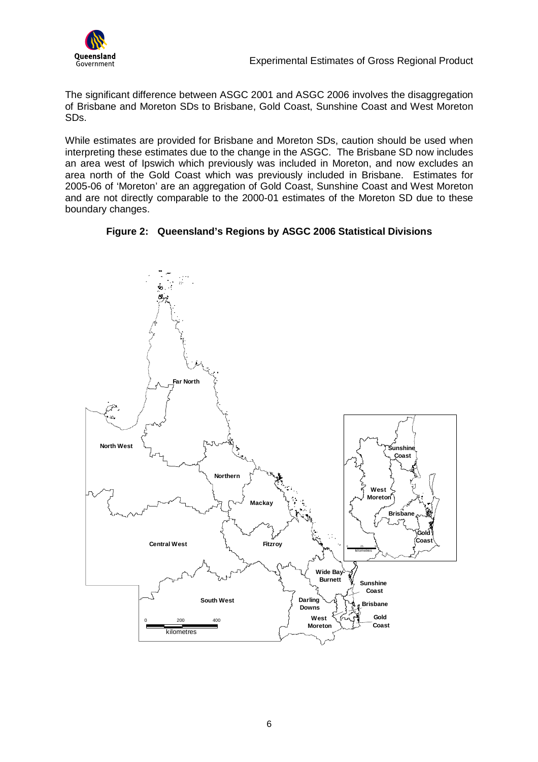The significant difference between ASGC 2001 and ASGC 2006 involves the disaggregation of Brisbane and Moreton SDs to Brisbane, Gold Coast, Sunshine Coast and West Moreton SDs.

While estimates are provided for Brisbane and Moreton SDs, caution should be used when interpreting these estimates due to the change in the ASGC. The Brisbane SD now includes an area west of Ipswich which previously was included in Moreton, and now excludes an area north of the Gold Coast which was previously included in Brisbane. Estimates for 2005-06 of 'Moreton' are an aggregation of Gold Coast, Sunshine Coast and West Moreton and are not directly comparable to the 2000-01 estimates of the Moreton SD due to these boundary changes.

**Figure 2: Queensland's Regions by ASGC 2006 Statistical Divisions**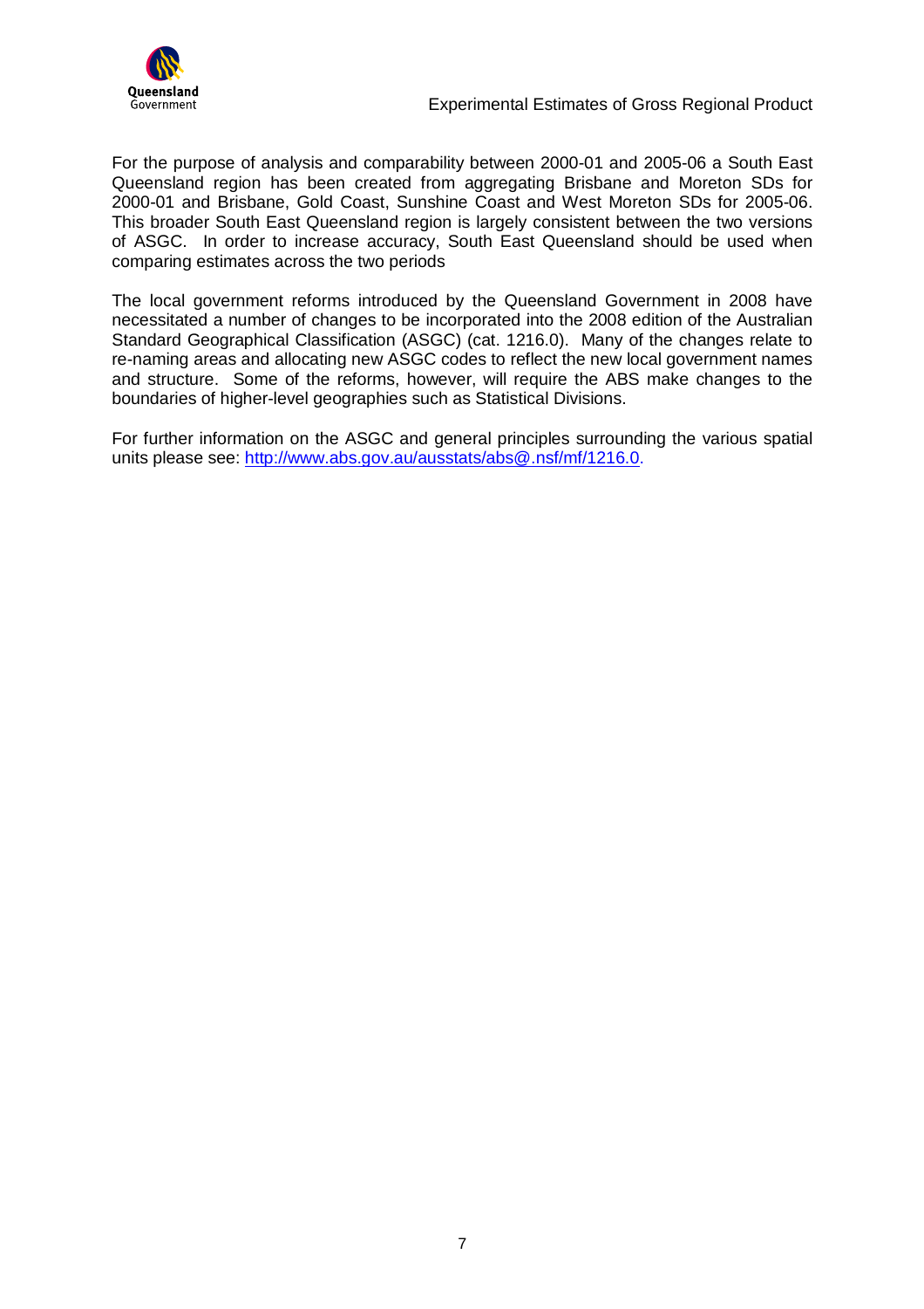For the purpose of analysis and comparability between 2000-01 and 2005-06 a South East Queensland region has been created from aggregating Brisbane and Moreton SDs for 2000-01 and Brisbane, Gold Coast, Sunshine Coast and West Moreton SDs for 2005-06. This broader South East Queensland region is largely consistent between the two versions of ASGC. In order to increase accuracy, South East Queensland should be used when comparing estimates across the two periods

The local government reforms introduced by the Queensland Government in 2008 have necessitated a number of changes to be incorporated into the 2008 edition of the Australian Standard Geographical Classification (ASGC) (cat. 1216.0). Many of the changes relate to re-naming areas and allocating new ASGC codes to reflect the new local government names and structure. Some of the reforms, however, will require the ABS make changes to the boundaries of higher-level geographies such as Statistical Divisions.

For further information on the ASGC and general principles surrounding the various spatial units please see: [http://www.abs.gov.au/ausstats/abs@.nsf/mf/1216.0](http://www.abs.gov.au/ausstats/abs@.nsf/mf/1216.0).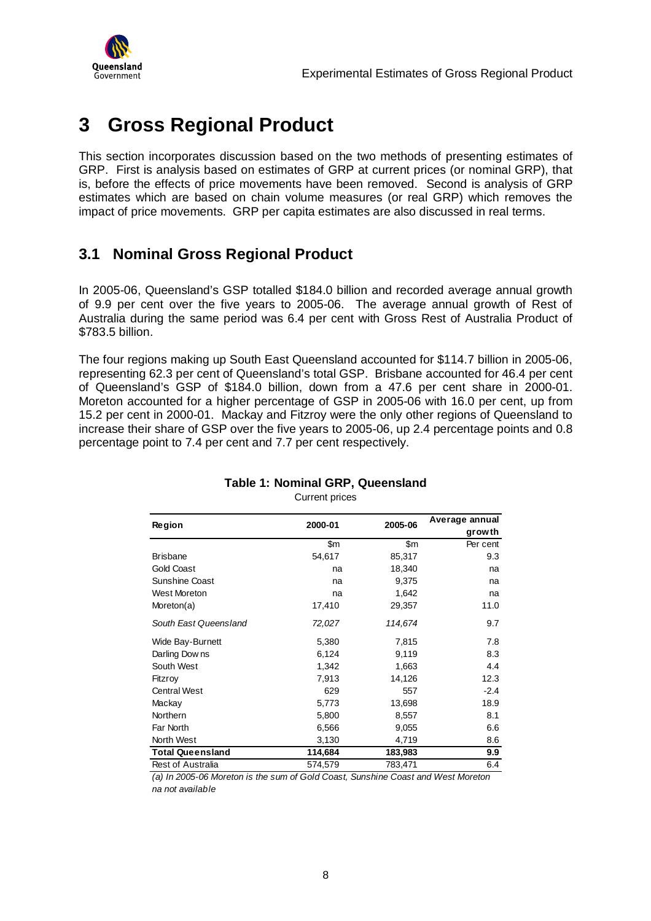# 3 Gross Regional Product

This section incorporates discussion based on the two methods of presenting estimates of GRP. First is analysis based on estimates of GRP at current prices (or nominal GRP), that is, before the effects of price movements have been removed. Second is analysis of GRP estimates which are based on chain volume measures (or real GRP) which removes the impact of price movements. GRP per capita estimates are also discussed in real terms.

## 3.1 Nominal Gross Regional Product

In 2005-06, Queensland's GSP totalled $184.0 billion and recorded average annual growth of 9.9 per cent over the five years to 2005-06. The average annual growth of Rest of Australia during the same period was 6.4 per cent with Gross Rest of Australia Product of $783.5 billion.

The four regions making up South East Queensland accounted for $114.7 billion in 2005-06, representing 62.3 per cent of Queensland's total GSP. Brisbane accounted for 46.4 per cent of Queensland's GSP of $184.0 billion, down from a 47.6 per cent share in 2000-01. Moreton accounted for a higher percentage of GSP in 2005-06 with 16.0 per cent, up from 15.2 per cent in 2000-01. Mackay and Fitzroy were the only other regions of Queensland to increase their share of GSP over the five years to 2005-06, up 2.4 percentage points and 0.8 percentage point to 7.4 per cent and 7.7 per cent respectively.

**Table 1: Nominal GRP, Queensland**

Current prices

| Region | 2000-01 | 2005-06 | Average annual growth |
|---|---|---|---|
| | $m | $m | Per cent |
| Brisbane | 54,617 | 85,317 | 9.3 |
| Gold Coast | na | 18,340 | na |
| Sunshine Coast | na | 9,375 | na |
| West Moreton | na | 1,642 | na |
| Moreton(a) | 17,410 | 29,357 | 11.0 |
| *South East Queensland* | *72,027* | *114,674* | 9.7 |
| Wide Bay-Burnett | 5,380 | 7,815 | 7.8 |
| Darling Downs | 6,124 | 9,119 | 8.3 |
| South West | 1,342 | 1,663 | 4.4 |
| Fitzroy | 7,913 | 14,126 | 12.3 |
| Central West | 629 | 557 | -2.4 |
| Mackay | 5,773 | 13,698 | 18.9 |
| Northern | 5,800 | 8,557 | 8.1 |
| Far North | 6,566 | 9,055 | 6.6 |
| North West | 3,130 | 4,719 | 8.6 |
| **Total Queensland** | **114,684** | **183,983** | **9.9** |
| Rest of Australia | 574,579 | 783,471 | 6.4 |

*(a) In 2005-06 Moreton is the sum of Gold Coast, Sunshine Coast and West Moreton*

*na not available*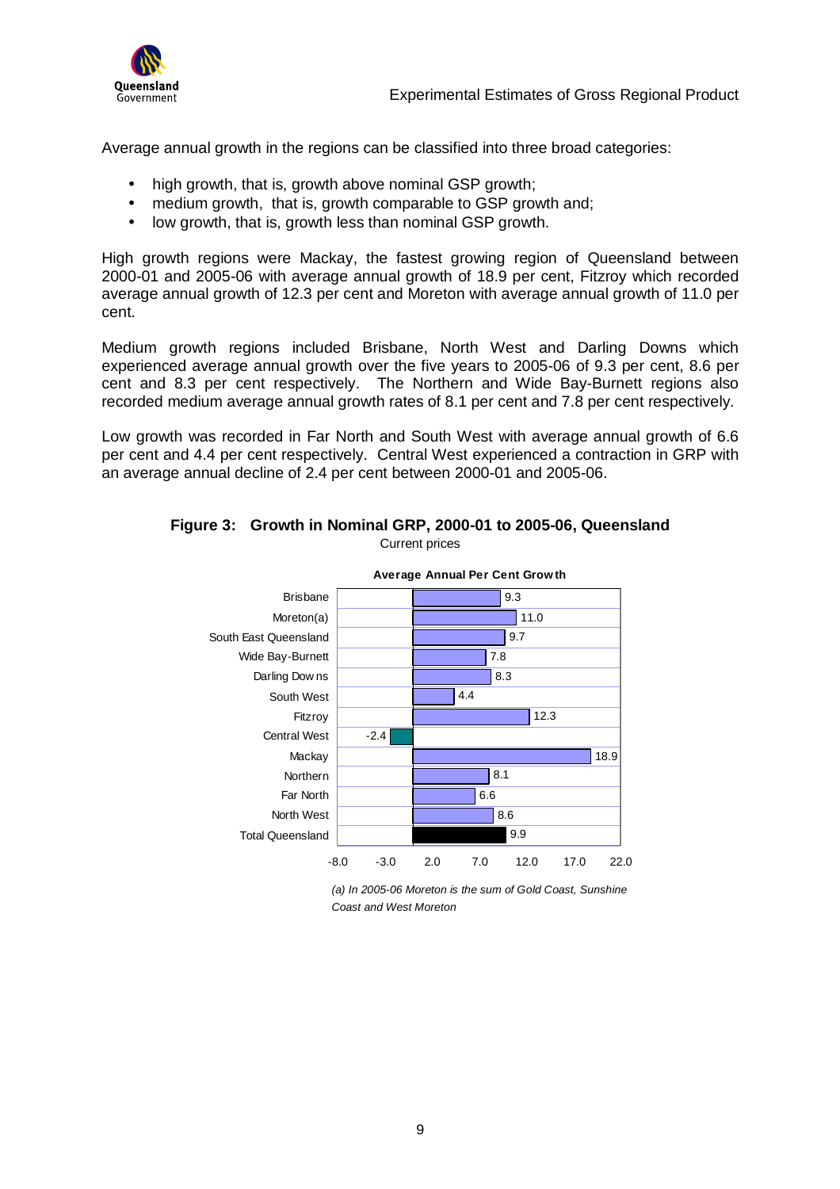Average annual growth in the regions can be classified into three broad categories:

- high growth, that is, growth above nominal GSP growth;
- medium growth, that is, growth comparable to GSP growth and;
- low growth, that is, growth less than nominal GSP growth.

High growth regions were Mackay, the fastest growing region of Queensland between 2000-01 and 2005-06 with average annual growth of 18.9 per cent, Fitzroy which recorded average annual growth of 12.3 per cent and Moreton with average annual growth of 11.0 per cent.

Medium growth regions included Brisbane, North West and Darling Downs which experienced average annual growth over the five years to 2005-06 of 9.3 per cent, 8.6 per cent and 8.3 per cent respectively. The Northern and Wide Bay-Burnett regions also recorded medium average annual growth rates of 8.1 per cent and 7.8 per cent respectively.

Low growth was recorded in Far North and South West with average annual growth of 6.6 per cent and 4.4 per cent respectively. Central West experienced a contraction in GRP with an average annual decline of 2.4 per cent between 2000-01 and 2005-06.

**Figure 3: Growth in Nominal GRP, 2000-01 to 2005-06, Queensland**

Current prices

**Average Annual Per Cent Growth**

| Region | Average Annual Per Cent Growth |
|---|---|
| Brisbane | 9.3 |
| Moreton(a) | 11.0 |
| South East Queensland | 9.7 |
| Wide Bay-Burnett | 7.8 |
| Darling Downs | 8.3 |
| South West | 4.4 |
| Fitzroy | 12.3 |
| Central West | -2.4 |
| Mackay | 18.9 |
| Northern | 8.1 |
| Far North | 6.6 |
| North West | 8.6 |
| Total Queensland | 9.9 |

*(a) In 2005-06 Moreton is the sum of Gold Coast, Sunshine Coast and West Moreton*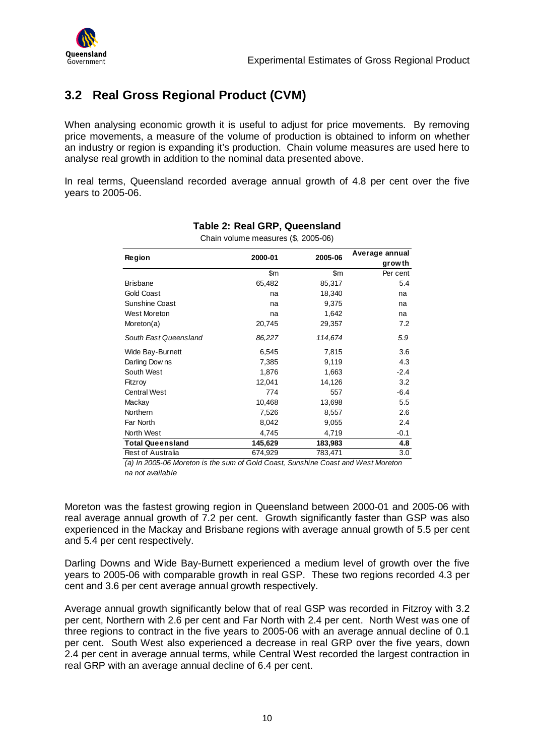## 3.2 Real Gross Regional Product (CVM)

When analysing economic growth it is useful to adjust for price movements. By removing price movements, a measure of the volume of production is obtained to inform on whether an industry or region is expanding it's production. Chain volume measures are used here to analyse real growth in addition to the nominal data presented above.

In real terms, Queensland recorded average annual growth of 4.8 per cent over the five years to 2005-06.

**Table 2: Real GRP, Queensland**

Chain volume measures ($, 2005-06)

| Region | 2000-01 | 2005-06 | Average annual growth |
|---|---|---|---|
| | $m | $m | Per cent |
| Brisbane | 65,482 | 85,317 | 5.4 |
| Gold Coast | na | 18,340 | na |
| Sunshine Coast | na | 9,375 | na |
| West Moreton | na | 1,642 | na |
| Moreton(a) | 20,745 | 29,357 | 7.2 |
| *South East Queensland* | *86,227* | *114,674* | *5.9* |
| Wide Bay-Burnett | 6,545 | 7,815 | 3.6 |
| Darling Downs | 7,385 | 9,119 | 4.3 |
| South West | 1,876 | 1,663 | -2.4 |
| Fitzroy | 12,041 | 14,126 | 3.2 |
| Central West | 774 | 557 | -6.4 |
| Mackay | 10,468 | 13,698 | 5.5 |
| Northern | 7,526 | 8,557 | 2.6 |
| Far North | 8,042 | 9,055 | 2.4 |
| North West | 4,745 | 4,719 | -0.1 |
| **Total Queensland** | **145,629** | **183,983** | **4.8** |
| Rest of Australia | 674,929 | 783,471 | 3.0 |

*(a) In 2005-06 Moreton is the sum of Gold Coast, Sunshine Coast and West Moreton*
*na not available*

Moreton was the fastest growing region in Queensland between 2000-01 and 2005-06 with real average annual growth of 7.2 per cent. Growth significantly faster than GSP was also experienced in the Mackay and Brisbane regions with average annual growth of 5.5 per cent and 5.4 per cent respectively.

Darling Downs and Wide Bay-Burnett experienced a medium level of growth over the five years to 2005-06 with comparable growth in real GSP. These two regions recorded 4.3 per cent and 3.6 per cent average annual growth respectively.

Average annual growth significantly below that of real GSP was recorded in Fitzroy with 3.2 per cent, Northern with 2.6 per cent and Far North with 2.4 per cent. North West was one of three regions to contract in the five years to 2005-06 with an average annual decline of 0.1 per cent. South West also experienced a decrease in real GRP over the five years, down 2.4 per cent in average annual terms, while Central West recorded the largest contraction in real GRP with an average annual decline of 6.4 per cent.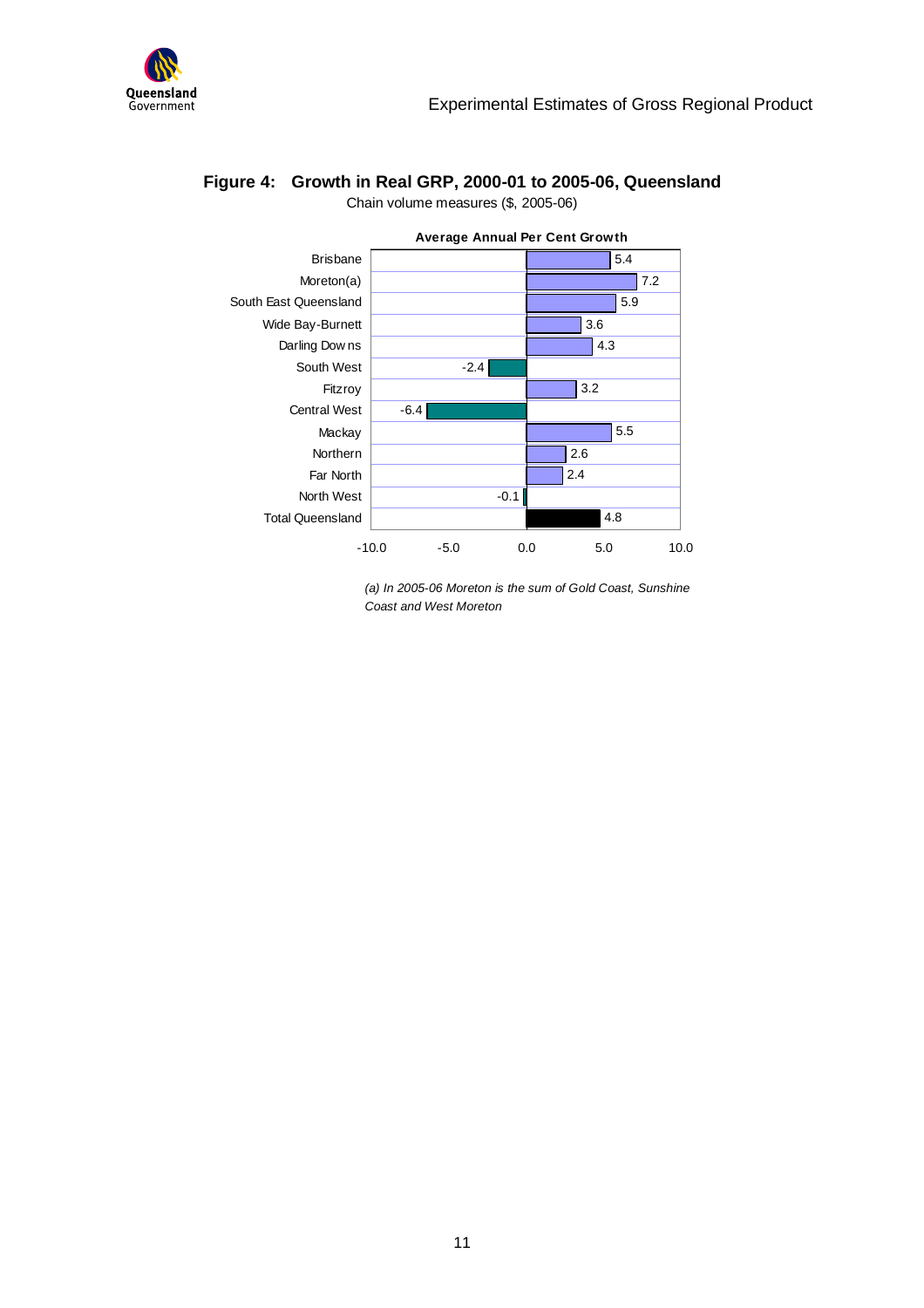**Figure 4: Growth in Real GRP, 2000-01 to 2005-06, Queensland**

Chain volume measures ($, 2005-06)

Average Annual Per Cent Growth

| Region | Average Annual Per Cent Growth |
|---|---|
| Brisbane | 5.4 |
| Moreton(a) | 7.2 |
| South East Queensland | 5.9 |
| Wide Bay-Burnett | 3.6 |
| Darling Downs | 4.3 |
| South West | -2.4 |
| Fitzroy | 3.2 |
| Central West | -6.4 |
| Mackay | 5.5 |
| Northern | 2.6 |
| Far North | 2.4 |
| North West | -0.1 |
| Total Queensland | 4.8 |

*(a) In 2005-06 Moreton is the sum of Gold Coast, Sunshine Coast and West Moreton*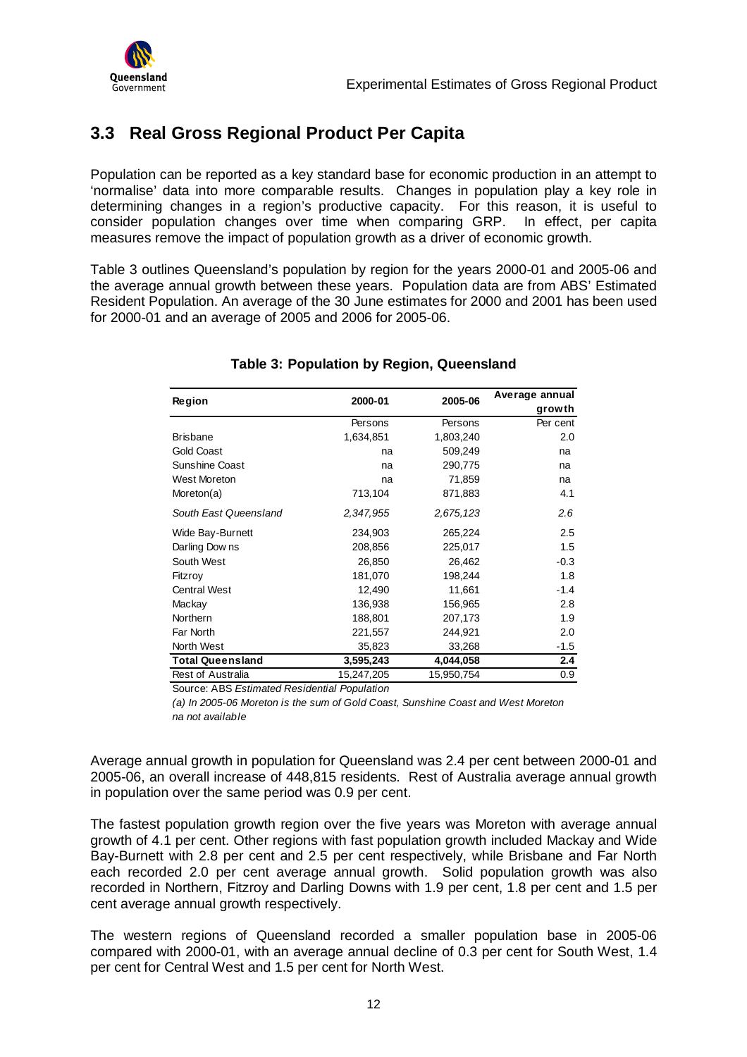## 3.3 Real Gross Regional Product Per Capita

Population can be reported as a key standard base for economic production in an attempt to 'normalise' data into more comparable results. Changes in population play a key role in determining changes in a region's productive capacity. For this reason, it is useful to consider population changes over time when comparing GRP. In effect, per capita measures remove the impact of population growth as a driver of economic growth.

Table 3 outlines Queensland's population by region for the years 2000-01 and 2005-06 and the average annual growth between these years. Population data are from ABS' Estimated Resident Population. An average of the 30 June estimates for 2000 and 2001 has been used for 2000-01 and an average of 2005 and 2006 for 2005-06.

**Table 3: Population by Region, Queensland**

| Region | 2000-01 | 2005-06 | Average annual growth |
|---|---|---|---|
| | Persons | Persons | Per cent |
| Brisbane | 1,634,851 | 1,803,240 | 2.0 |
| Gold Coast | na | 509,249 | na |
| Sunshine Coast | na | 290,775 | na |
| West Moreton | na | 71,859 | na |
| Moreton(a) | 713,104 | 871,883 | 4.1 |
| *South East Queensland* | *2,347,955* | *2,675,123* | *2.6* |
| Wide Bay-Burnett | 234,903 | 265,224 | 2.5 |
| Darling Downs | 208,856 | 225,017 | 1.5 |
| South West | 26,850 | 26,462 | -0.3 |
| Fitzroy | 181,070 | 198,244 | 1.8 |
| Central West | 12,490 | 11,661 | -1.4 |
| Mackay | 136,938 | 156,965 | 2.8 |
| Northern | 188,801 | 207,173 | 1.9 |
| Far North | 221,557 | 244,921 | 2.0 |
| North West | 35,823 | 33,268 | -1.5 |
| **Total Queensland** | **3,595,243** | **4,044,058** | **2.4** |
| Rest of Australia | 15,247,205 | 15,950,754 | 0.9 |

Source: ABS *Estimated Residential Population*

*(a) In 2005-06 Moreton is the sum of Gold Coast, Sunshine Coast and West Moreton*

*na not available*

Average annual growth in population for Queensland was 2.4 per cent between 2000-01 and 2005-06, an overall increase of 448,815 residents. Rest of Australia average annual growth in population over the same period was 0.9 per cent.

The fastest population growth region over the five years was Moreton with average annual growth of 4.1 per cent. Other regions with fast population growth included Mackay and Wide Bay-Burnett with 2.8 per cent and 2.5 per cent respectively, while Brisbane and Far North each recorded 2.0 per cent average annual growth. Solid population growth was also recorded in Northern, Fitzroy and Darling Downs with 1.9 per cent, 1.8 per cent and 1.5 per cent average annual growth respectively.

The western regions of Queensland recorded a smaller population base in 2005-06 compared with 2000-01, with an average annual decline of 0.3 per cent for South West, 1.4 per cent for Central West and 1.5 per cent for North West.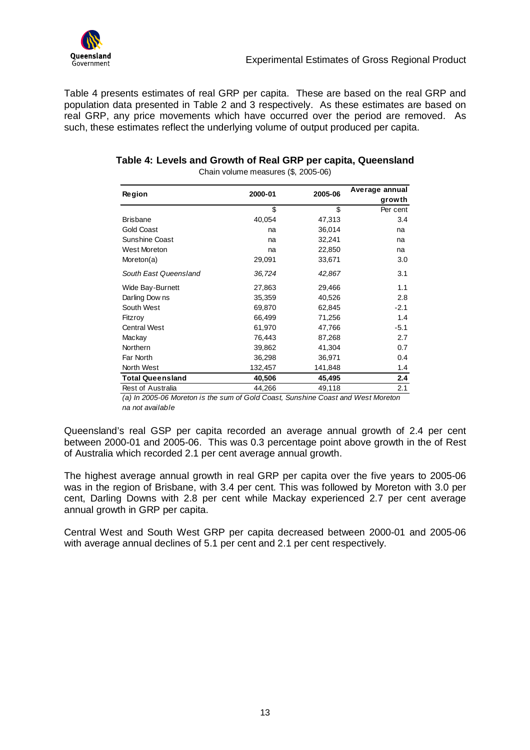Table 4 presents estimates of real GRP per capita. These are based on the real GRP and population data presented in Table 2 and 3 respectively. As these estimates are based on real GRP, any price movements which have occurred over the period are removed. As such, these estimates reflect the underlying volume of output produced per capita.

**Table 4: Levels and Growth of Real GRP per capita, Queensland**

Chain volume measures ($, 2005-06)

| Region | 2000-01 | 2005-06 | Average annual growth |
|---|---|---|---|
| | $ | $ | Per cent |
| Brisbane | 40,054 | 47,313 | 3.4 |
| Gold Coast | na | 36,014 | na |
| Sunshine Coast | na | 32,241 | na |
| West Moreton | na | 22,850 | na |
| Moreton(a) | 29,091 | 33,671 | 3.0 |
| *South East Queensland* | *36,724* | *42,867* | 3.1 |
| Wide Bay-Burnett | 27,863 | 29,466 | 1.1 |
| Darling Downs | 35,359 | 40,526 | 2.8 |
| South West | 69,870 | 62,845 | -2.1 |
| Fitzroy | 66,499 | 71,256 | 1.4 |
| Central West | 61,970 | 47,766 | -5.1 |
| Mackay | 76,443 | 87,268 | 2.7 |
| Northern | 39,862 | 41,304 | 0.7 |
| Far North | 36,298 | 36,971 | 0.4 |
| North West | 132,457 | 141,848 | 1.4 |
| **Total Queensland** | **40,506** | **45,495** | **2.4** |
| Rest of Australia | 44,266 | 49,118 | 2.1 |

*(a) In 2005-06 Moreton is the sum of Gold Coast, Sunshine Coast and West Moreton*
*na not available*

Queensland's real GSP per capita recorded an average annual growth of 2.4 per cent between 2000-01 and 2005-06. This was 0.3 percentage point above growth in the of Rest of Australia which recorded 2.1 per cent average annual growth.

The highest average annual growth in real GRP per capita over the five years to 2005-06 was in the region of Brisbane, with 3.4 per cent. This was followed by Moreton with 3.0 per cent, Darling Downs with 2.8 per cent while Mackay experienced 2.7 per cent average annual growth in GRP per capita.

Central West and South West GRP per capita decreased between 2000-01 and 2005-06 with average annual declines of 5.1 per cent and 2.1 per cent respectively.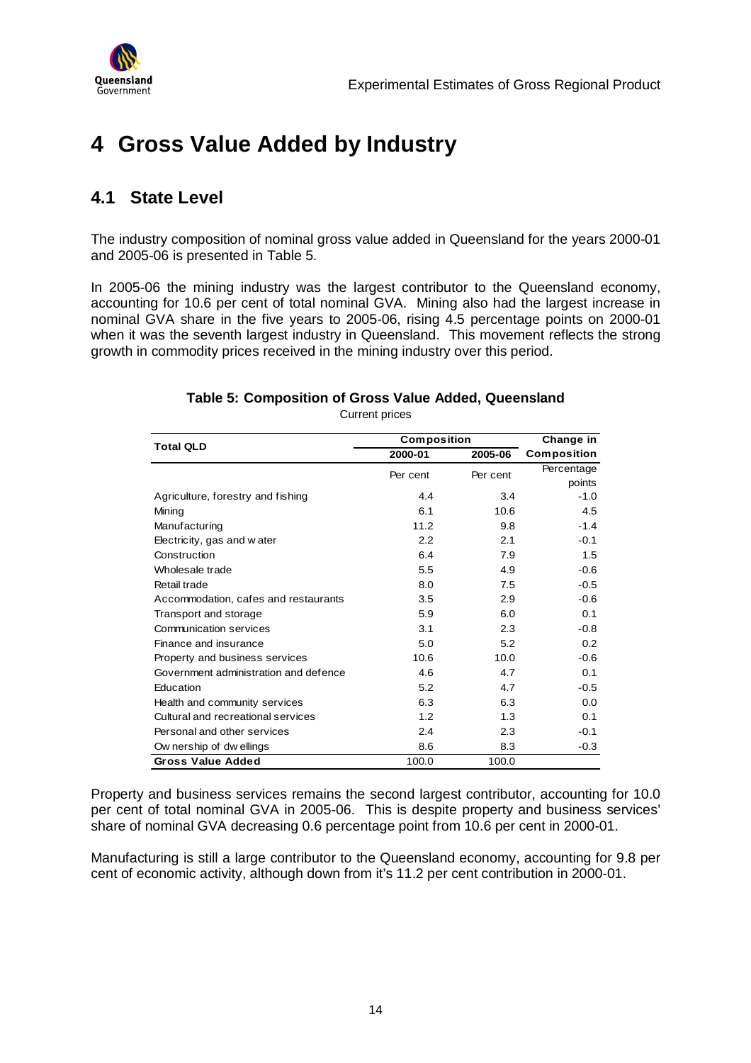# 4 Gross Value Added by Industry

## 4.1 State Level

The industry composition of nominal gross value added in Queensland for the years 2000-01 and 2005-06 is presented in Table 5.

In 2005-06 the mining industry was the largest contributor to the Queensland economy, accounting for 10.6 per cent of total nominal GVA. Mining also had the largest increase in nominal GVA share in the five years to 2005-06, rising 4.5 percentage points on 2000-01 when it was the seventh largest industry in Queensland. This movement reflects the strong growth in commodity prices received in the mining industry over this period.

**Table 5: Composition of Gross Value Added, Queensland**

Current prices

| Total QLD | Composition | | Change in |
|---|---|---|---|
| | 2000-01 | 2005-06 | Composition |
| | Per cent | Per cent | Percentage points |
| Agriculture, forestry and fishing | 4.4 | 3.4 | -1.0 |
| Mining | 6.1 | 10.6 | 4.5 |
| Manufacturing | 11.2 | 9.8 | -1.4 |
| Electricity, gas and water | 2.2 | 2.1 | -0.1 |
| Construction | 6.4 | 7.9 | 1.5 |
| Wholesale trade | 5.5 | 4.9 | -0.6 |
| Retail trade | 8.0 | 7.5 | -0.5 |
| Accommodation, cafes and restaurants | 3.5 | 2.9 | -0.6 |
| Transport and storage | 5.9 | 6.0 | 0.1 |
| Communication services | 3.1 | 2.3 | -0.8 |
| Finance and insurance | 5.0 | 5.2 | 0.2 |
| Property and business services | 10.6 | 10.0 | -0.6 |
| Government administration and defence | 4.6 | 4.7 | 0.1 |
| Education | 5.2 | 4.7 | -0.5 |
| Health and community services | 6.3 | 6.3 | 0.0 |
| Cultural and recreational services | 1.2 | 1.3 | 0.1 |
| Personal and other services | 2.4 | 2.3 | -0.1 |
| Ownership of dwellings | 8.6 | 8.3 | -0.3 |
| **Gross Value Added** | 100.0 | 100.0 | |

Property and business services remains the second largest contributor, accounting for 10.0 per cent of total nominal GVA in 2005-06. This is despite property and business services' share of nominal GVA decreasing 0.6 percentage point from 10.6 per cent in 2000-01.

Manufacturing is still a large contributor to the Queensland economy, accounting for 9.8 per cent of economic activity, although down from it's 11.2 per cent contribution in 2000-01.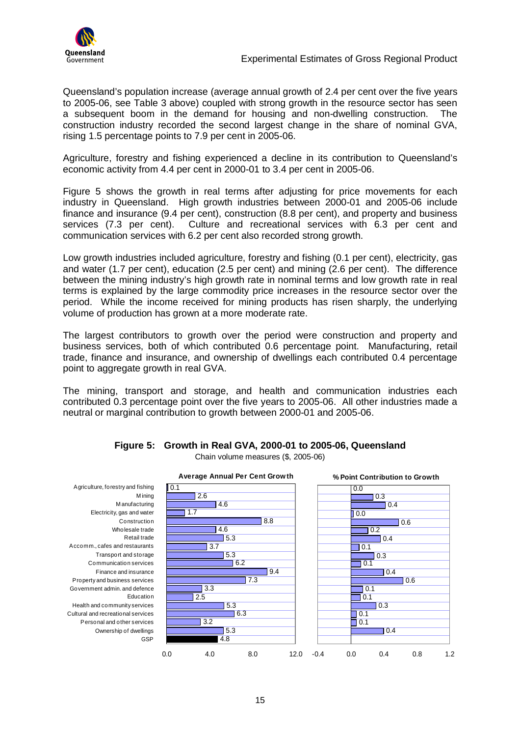Queensland's population increase (average annual growth of 2.4 per cent over the five years to 2005-06, see Table 3 above) coupled with strong growth in the resource sector has seen a subsequent boom in the demand for housing and non-dwelling construction. The construction industry recorded the second largest change in the share of nominal GVA, rising 1.5 percentage points to 7.9 per cent in 2005-06.

Agriculture, forestry and fishing experienced a decline in its contribution to Queensland's economic activity from 4.4 per cent in 2000-01 to 3.4 per cent in 2005-06.

Figure 5 shows the growth in real terms after adjusting for price movements for each industry in Queensland. High growth industries between 2000-01 and 2005-06 include finance and insurance (9.4 per cent), construction (8.8 per cent), and property and business services (7.3 per cent). Culture and recreational services with 6.3 per cent and communication services with 6.2 per cent also recorded strong growth.

Low growth industries included agriculture, forestry and fishing (0.1 per cent), electricity, gas and water (1.7 per cent), education (2.5 per cent) and mining (2.6 per cent). The difference between the mining industry's high growth rate in nominal terms and low growth rate in real terms is explained by the large commodity price increases in the resource sector over the period. While the income received for mining products has risen sharply, the underlying volume of production has grown at a more moderate rate.

The largest contributors to growth over the period were construction and property and business services, both of which contributed 0.6 percentage point. Manufacturing, retail trade, finance and insurance, and ownership of dwellings each contributed 0.4 percentage point to aggregate growth in real GVA.

The mining, transport and storage, and health and communication industries each contributed 0.3 percentage point over the five years to 2005-06. All other industries made a neutral or marginal contribution to growth between 2000-01 and 2005-06.

**Figure 5: Growth in Real GVA, 2000-01 to 2005-06, Queensland**

Chain volume measures ($, 2005-06)

| Industry | Average Annual Per Cent Growth | % Point Contribution to Growth |
|---|---|---|
| Agriculture, forestry and fishing | 0.1 | 0.0 |
| Mining | 2.6 | 0.3 |
| Manufacturing | 4.6 | 0.4 |
| Electricity, gas and water | 1.7 | 0.0 |
| Construction | 8.8 | 0.6 |
| Wholesale trade | 4.6 | 0.2 |
| Retail trade | 5.3 | 0.4 |
| Accomm., cafes and restaurants | 3.7 | 0.1 |
| Transport and storage | 5.3 | 0.3 |
| Communication services | 6.2 | 0.1 |
| Finance and insurance | 9.4 | 0.4 |
| Property and business services | 7.3 | 0.6 |
| Government admin. and defence | 3.3 | 0.1 |
| Education | 2.5 | 0.1 |
| Health and community services | 5.3 | 0.3 |
| Cultural and recreational services | 6.3 | 0.1 |
| Personal and other services | 3.2 | 0.1 |
| Ownership of dwellings | 5.3 | 0.4 |
| GSP | 4.8 | |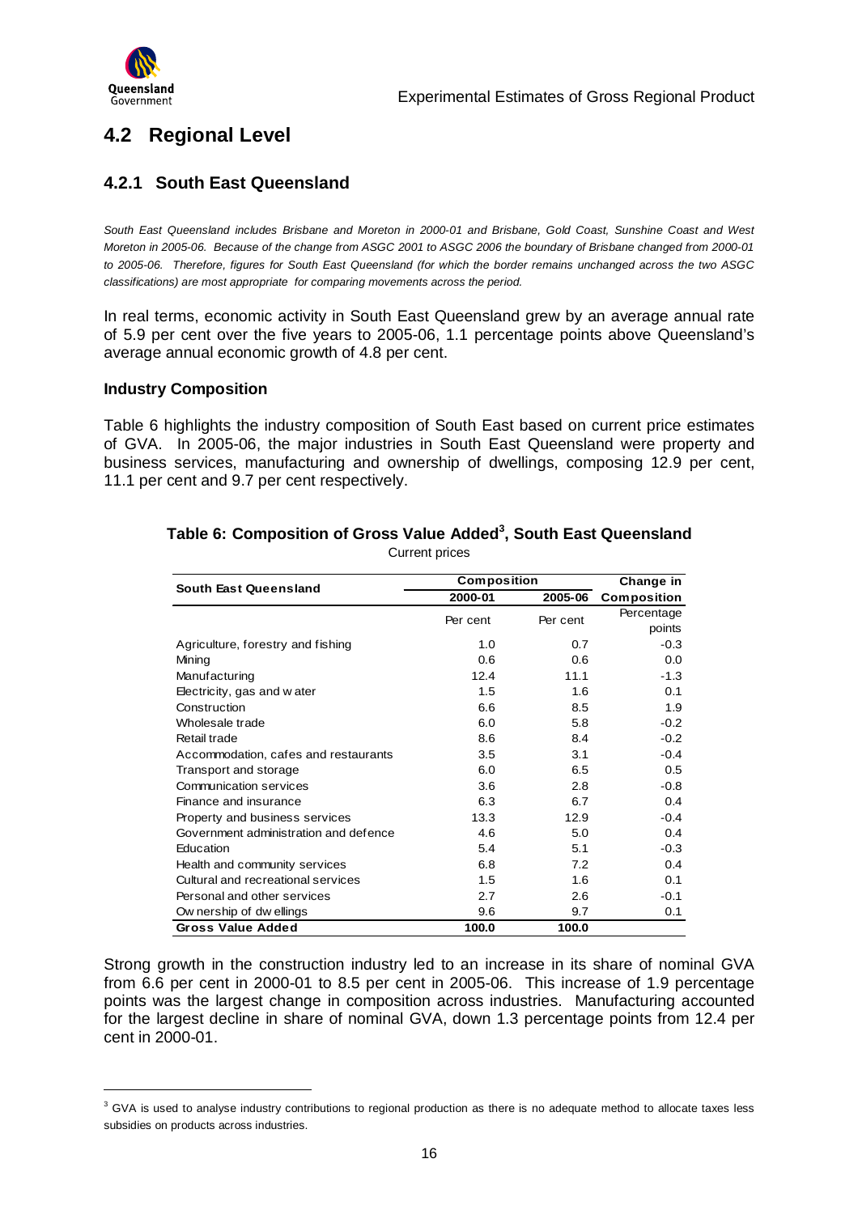## 4.2 Regional Level

### 4.2.1 South East Queensland

*South East Queensland includes Brisbane and Moreton in 2000-01 and Brisbane, Gold Coast, Sunshine Coast and West Moreton in 2005-06. Because of the change from ASGC 2001 to ASGC 2006 the boundary of Brisbane changed from 2000-01 to 2005-06. Therefore, figures for South East Queensland (for which the border remains unchanged across the two ASGC classifications) are most appropriate for comparing movements across the period.*

In real terms, economic activity in South East Queensland grew by an average annual rate of 5.9 per cent over the five years to 2005-06, 1.1 percentage points above Queensland's average annual economic growth of 4.8 per cent.

**Industry Composition**

Table 6 highlights the industry composition of South East based on current price estimates of GVA. In 2005-06, the major industries in South East Queensland were property and business services, manufacturing and ownership of dwellings, composing 12.9 per cent, 11.1 per cent and 9.7 per cent respectively.

**Table 6: Composition of Gross Value Added[3], South East Queensland**

Current prices

| South East Queensland | Composition | | Change in |
|---|---|---|---|
| | 2000-01 | 2005-06 | Composition |
| | Per cent | Per cent | Percentage points |
| Agriculture, forestry and fishing | 1.0 | 0.7 | -0.3 |
| Mining | 0.6 | 0.6 | 0.0 |
| Manufacturing | 12.4 | 11.1 | -1.3 |
| Electricity, gas and water | 1.5 | 1.6 | 0.1 |
| Construction | 6.6 | 8.5 | 1.9 |
| Wholesale trade | 6.0 | 5.8 | -0.2 |
| Retail trade | 8.6 | 8.4 | -0.2 |
| Accommodation, cafes and restaurants | 3.5 | 3.1 | -0.4 |
| Transport and storage | 6.0 | 6.5 | 0.5 |
| Communication services | 3.6 | 2.8 | -0.8 |
| Finance and insurance | 6.3 | 6.7 | 0.4 |
| Property and business services | 13.3 | 12.9 | -0.4 |
| Government administration and defence | 4.6 | 5.0 | 0.4 |
| Education | 5.4 | 5.1 | -0.3 |
| Health and community services | 6.8 | 7.2 | 0.4 |
| Cultural and recreational services | 1.5 | 1.6 | 0.1 |
| Personal and other services | 2.7 | 2.6 | -0.1 |
| Ownership of dwellings | 9.6 | 9.7 | 0.1 |
| **Gross Value Added** | **100.0** | **100.0** | |

Strong growth in the construction industry led to an increase in its share of nominal GVA from 6.6 per cent in 2000-01 to 8.5 per cent in 2005-06. This increase of 1.9 percentage points was the largest change in composition across industries. Manufacturing accounted for the largest decline in share of nominal GVA, down 1.3 percentage points from 12.4 per cent in 2000-01.

[3] GVA is used to analyse industry contributions to regional production as there is no adequate method to allocate taxes less subsidies on products across industries.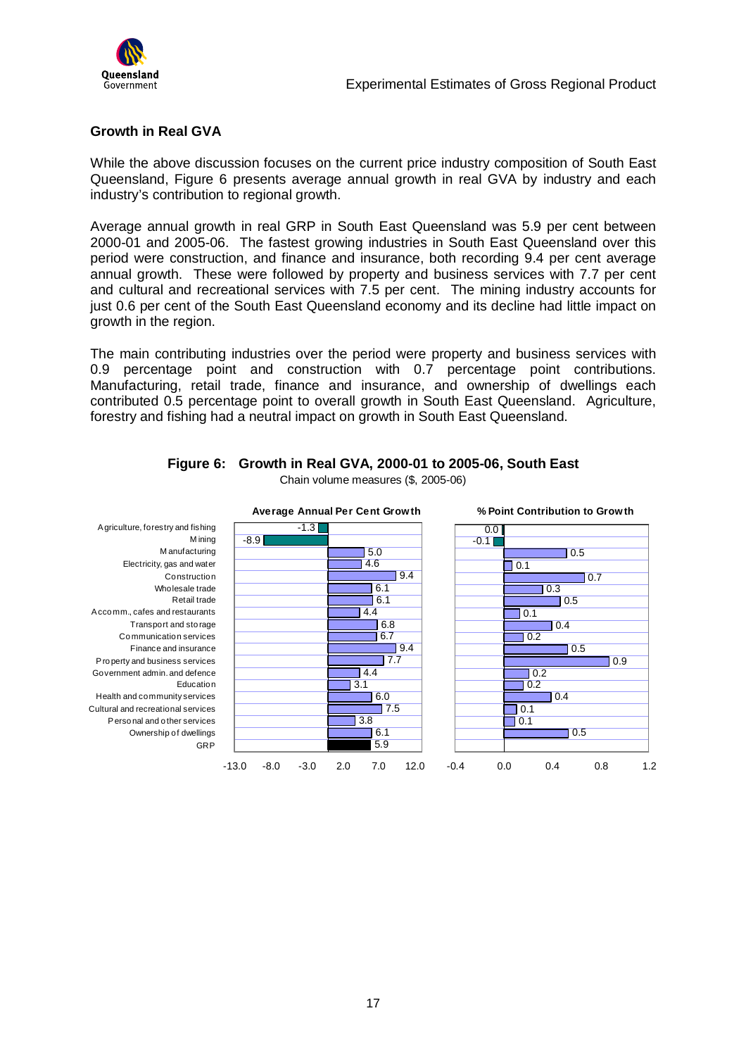## Growth in Real GVA

While the above discussion focuses on the current price industry composition of South East Queensland, Figure 6 presents average annual growth in real GVA by industry and each industry's contribution to regional growth.

Average annual growth in real GRP in South East Queensland was 5.9 per cent between 2000-01 and 2005-06. The fastest growing industries in South East Queensland over this period were construction, and finance and insurance, both recording 9.4 per cent average annual growth. These were followed by property and business services with 7.7 per cent and cultural and recreational services with 7.5 per cent. The mining industry accounts for just 0.6 per cent of the South East Queensland economy and its decline had little impact on growth in the region.

The main contributing industries over the period were property and business services with 0.9 percentage point and construction with 0.7 percentage point contributions. Manufacturing, retail trade, finance and insurance, and ownership of dwellings each contributed 0.5 percentage point to overall growth in South East Queensland. Agriculture, forestry and fishing had a neutral impact on growth in South East Queensland.

**Figure 6: Growth in Real GVA, 2000-01 to 2005-06, South East**

Chain volume measures ($, 2005-06)

| Industry | Average Annual Per Cent Growth | % Point Contribution to Growth |
|---|---|---|
| Agriculture, forestry and fishing | -1.3 | 0.0 |
| Mining | -8.9 | -0.1 |
| Manufacturing | 5.0 | 0.5 |
| Electricity, gas and water | 4.6 | 0.1 |
| Construction | 9.4 | 0.7 |
| Wholesale trade | 6.1 | 0.3 |
| Retail trade | 6.1 | 0.5 |
| Accomm., cafes and restaurants | 4.4 | 0.1 |
| Transport and storage | 6.8 | 0.4 |
| Communication services | 6.7 | 0.2 |
| Finance and insurance | 9.4 | 0.5 |
| Property and business services | 7.7 | 0.9 |
| Government admin. and defence | 4.4 | 0.2 |
| Education | 3.1 | 0.2 |
| Health and community services | 6.0 | 0.4 |
| Cultural and recreational services | 7.5 | 0.1 |
| Personal and other services | 3.8 | 0.1 |
| Ownership of dwellings | 6.1 | 0.5 |
| GRP | 5.9 | |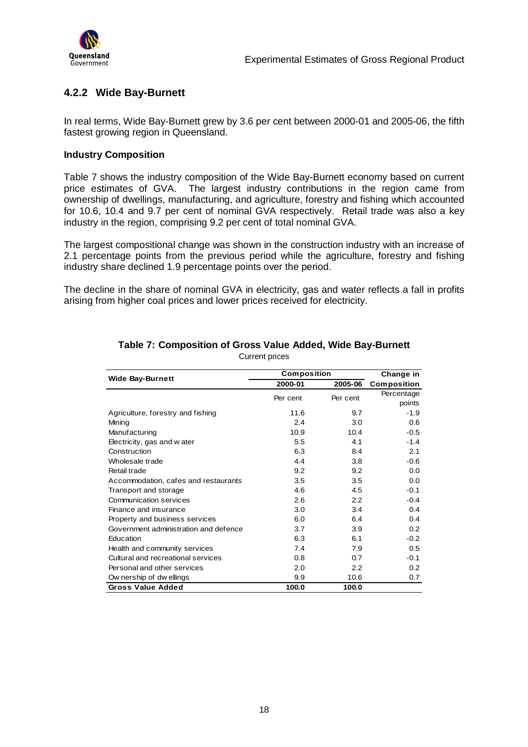### 4.2.2 Wide Bay-Burnett

In real terms, Wide Bay-Burnett grew by 3.6 per cent between 2000-01 and 2005-06, the fifth fastest growing region in Queensland.

**Industry Composition**

Table 7 shows the industry composition of the Wide Bay-Burnett economy based on current price estimates of GVA. The largest industry contributions in the region came from ownership of dwellings, manufacturing, and agriculture, forestry and fishing which accounted for 10.6, 10.4 and 9.7 per cent of nominal GVA respectively. Retail trade was also a key industry in the region, comprising 9.2 per cent of total nominal GVA.

The largest compositional change was shown in the construction industry with an increase of 2.1 percentage points from the previous period while the agriculture, forestry and fishing industry share declined 1.9 percentage points over the period.

The decline in the share of nominal GVA in electricity, gas and water reflects a fall in profits arising from higher coal prices and lower prices received for electricity.

**Table 7: Composition of Gross Value Added, Wide Bay-Burnett**

Current prices

| Wide Bay-Burnett | Composition | | Change in |
|---|---|---|---|
| | 2000-01 | 2005-06 | Composition |
| | Per cent | Per cent | Percentage points |
| Agriculture, forestry and fishing | 11.6 | 9.7 | -1.9 |
| Mining | 2.4 | 3.0 | 0.6 |
| Manufacturing | 10.9 | 10.4 | -0.5 |
| Electricity, gas and water | 5.5 | 4.1 | -1.4 |
| Construction | 6.3 | 8.4 | 2.1 |
| Wholesale trade | 4.4 | 3.8 | -0.6 |
| Retail trade | 9.2 | 9.2 | 0.0 |
| Accommodation, cafes and restaurants | 3.5 | 3.5 | 0.0 |
| Transport and storage | 4.6 | 4.5 | -0.1 |
| Communication services | 2.6 | 2.2 | -0.4 |
| Finance and insurance | 3.0 | 3.4 | 0.4 |
| Property and business services | 6.0 | 6.4 | 0.4 |
| Government administration and defence | 3.7 | 3.9 | 0.2 |
| Education | 6.3 | 6.1 | -0.2 |
| Health and community services | 7.4 | 7.9 | 0.5 |
| Cultural and recreational services | 0.8 | 0.7 | -0.1 |
| Personal and other services | 2.0 | 2.2 | 0.2 |
| Ownership of dwellings | 9.9 | 10.6 | 0.7 |
| **Gross Value Added** | **100.0** | **100.0** | |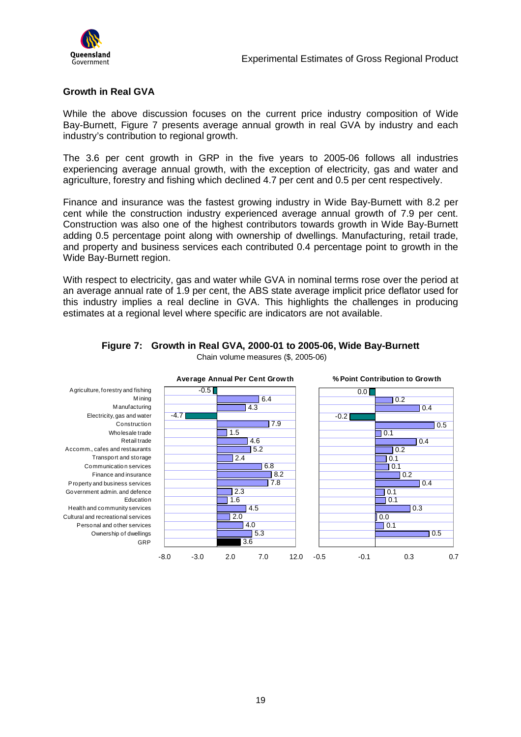## Growth in Real GVA

While the above discussion focuses on the current price industry composition of Wide Bay-Burnett, Figure 7 presents average annual growth in real GVA by industry and each industry's contribution to regional growth.

The 3.6 per cent growth in GRP in the five years to 2005-06 follows all industries experiencing average annual growth, with the exception of electricity, gas and water and agriculture, forestry and fishing which declined 4.7 per cent and 0.5 per cent respectively.

Finance and insurance was the fastest growing industry in Wide Bay-Burnett with 8.2 per cent while the construction industry experienced average annual growth of 7.9 per cent. Construction was also one of the highest contributors towards growth in Wide Bay-Burnett adding 0.5 percentage point along with ownership of dwellings. Manufacturing, retail trade, and property and business services each contributed 0.4 percentage point to growth in the Wide Bay-Burnett region.

With respect to electricity, gas and water while GVA in nominal terms rose over the period at an average annual rate of 1.9 per cent, the ABS state average implicit price deflator used for this industry implies a real decline in GVA. This highlights the challenges in producing estimates at a regional level where specific are indicators are not available.

**Figure 7: Growth in Real GVA, 2000-01 to 2005-06, Wide Bay-Burnett**

Chain volume measures ($, 2005-06)

| Industry | Average Annual Per Cent Growth | % Point Contribution to Growth |
|---|---|---|
| Agriculture, forestry and fishing | -0.5 | 0.0 |
| Mining | 6.4 | 0.2 |
| Manufacturing | 4.3 | 0.4 |
| Electricity, gas and water | -4.7 | -0.2 |
| Construction | 7.9 | 0.5 |
| Wholesale trade | 1.5 | 0.1 |
| Retail trade | 4.6 | 0.4 |
| Accomm., cafes and restaurants | 5.2 | 0.2 |
| Transport and storage | 2.4 | 0.1 |
| Communication services | 6.8 | 0.1 |
| Finance and insurance | 8.2 | 0.2 |
| Property and business services | 7.8 | 0.4 |
| Government admin. and defence | 2.3 | 0.1 |
| Education | 1.6 | 0.1 |
| Health and community services | 4.5 | 0.3 |
| Cultural and recreational services | 2.0 | 0.0 |
| Personal and other services | 4.0 | 0.1 |
| Ownership of dwellings | 5.3 | 0.5 |
| GRP | 3.6 | |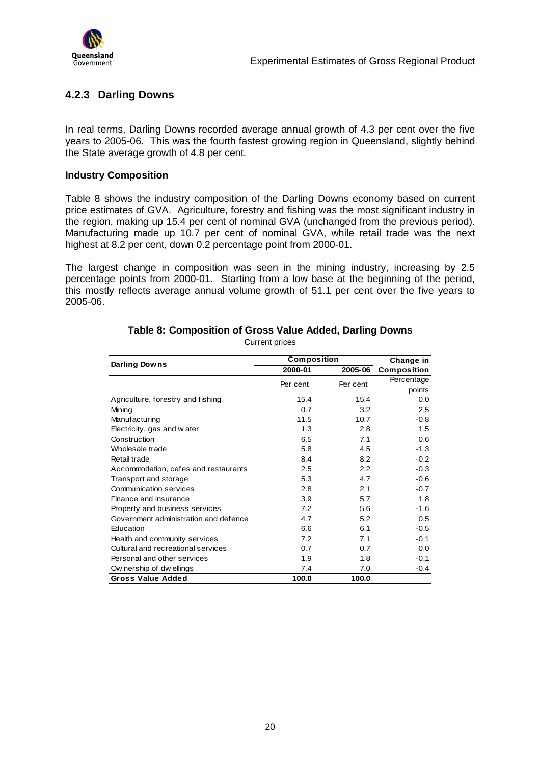### 4.2.3 Darling Downs

In real terms, Darling Downs recorded average annual growth of 4.3 per cent over the five years to 2005-06. This was the fourth fastest growing region in Queensland, slightly behind the State average growth of 4.8 per cent.

**Industry Composition**

Table 8 shows the industry composition of the Darling Downs economy based on current price estimates of GVA. Agriculture, forestry and fishing was the most significant industry in the region, making up 15.4 per cent of nominal GVA (unchanged from the previous period). Manufacturing made up 10.7 per cent of nominal GVA, while retail trade was the next highest at 8.2 per cent, down 0.2 percentage point from 2000-01.

The largest change in composition was seen in the mining industry, increasing by 2.5 percentage points from 2000-01. Starting from a low base at the beginning of the period, this mostly reflects average annual volume growth of 51.1 per cent over the five years to 2005-06.

**Table 8: Composition of Gross Value Added, Darling Downs**

Current prices

| Darling Downs | Composition | | Change in |
|---|---|---|---|
| | 2000-01 | 2005-06 | Composition |
| | Per cent | Per cent | Percentage points |
| Agriculture, forestry and fishing | 15.4 | 15.4 | 0.0 |
| Mining | 0.7 | 3.2 | 2.5 |
| Manufacturing | 11.5 | 10.7 | -0.8 |
| Electricity, gas and water | 1.3 | 2.8 | 1.5 |
| Construction | 6.5 | 7.1 | 0.6 |
| Wholesale trade | 5.8 | 4.5 | -1.3 |
| Retail trade | 8.4 | 8.2 | -0.2 |
| Accommodation, cafes and restaurants | 2.5 | 2.2 | -0.3 |
| Transport and storage | 5.3 | 4.7 | -0.6 |
| Communication services | 2.8 | 2.1 | -0.7 |
| Finance and insurance | 3.9 | 5.7 | 1.8 |
| Property and business services | 7.2 | 5.6 | -1.6 |
| Government administration and defence | 4.7 | 5.2 | 0.5 |
| Education | 6.6 | 6.1 | -0.5 |
| Health and community services | 7.2 | 7.1 | -0.1 |
| Cultural and recreational services | 0.7 | 0.7 | 0.0 |
| Personal and other services | 1.9 | 1.8 | -0.1 |
| Ownership of dwellings | 7.4 | 7.0 | -0.4 |
| **Gross Value Added** | **100.0** | **100.0** | |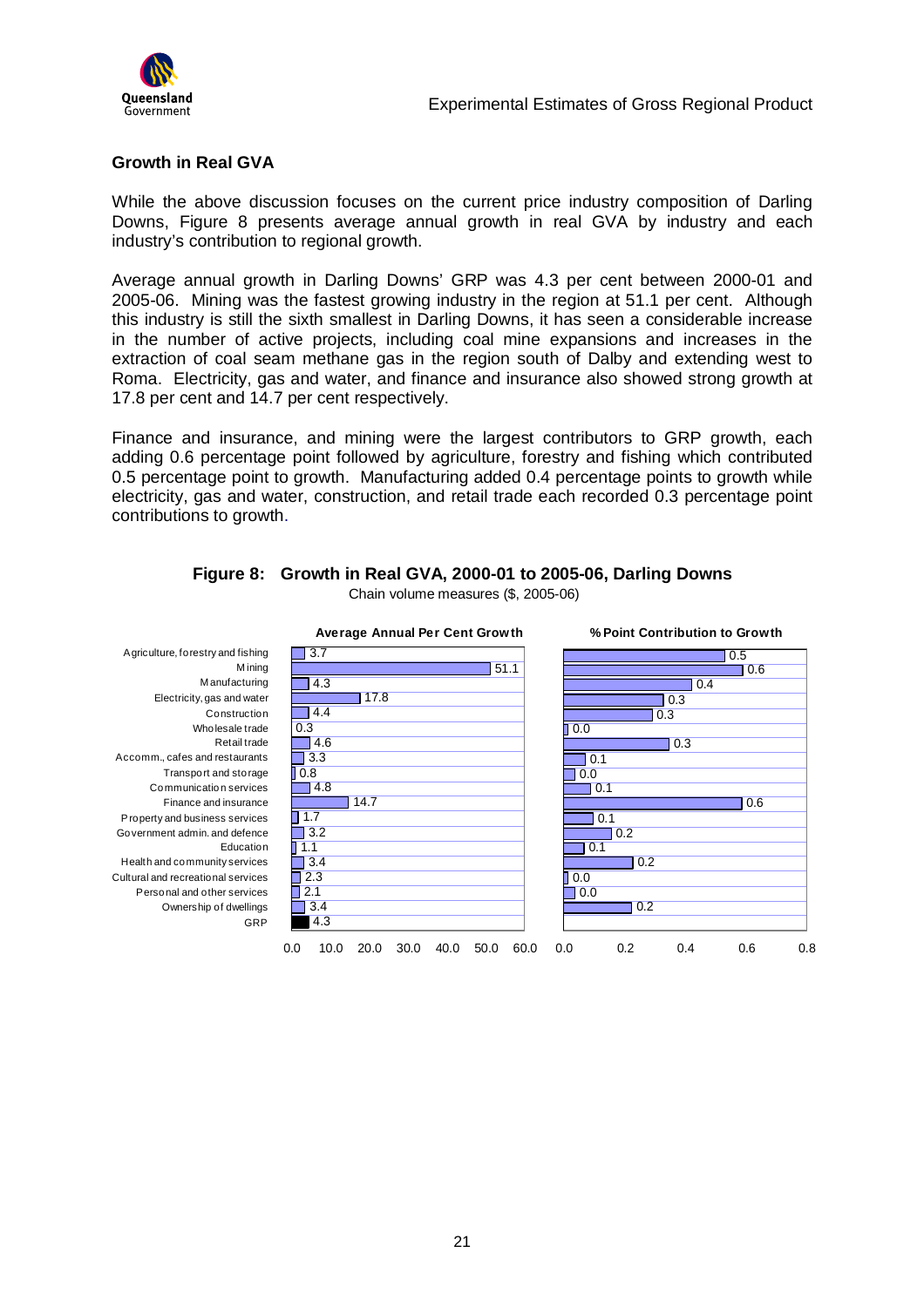## Growth in Real GVA

While the above discussion focuses on the current price industry composition of Darling Downs, Figure 8 presents average annual growth in real GVA by industry and each industry's contribution to regional growth.

Average annual growth in Darling Downs' GRP was 4.3 per cent between 2000-01 and 2005-06. Mining was the fastest growing industry in the region at 51.1 per cent. Although this industry is still the sixth smallest in Darling Downs, it has seen a considerable increase in the number of active projects, including coal mine expansions and increases in the extraction of coal seam methane gas in the region south of Dalby and extending west to Roma. Electricity, gas and water, and finance and insurance also showed strong growth at 17.8 per cent and 14.7 per cent respectively.

Finance and insurance, and mining were the largest contributors to GRP growth, each adding 0.6 percentage point followed by agriculture, forestry and fishing which contributed 0.5 percentage point to growth. Manufacturing added 0.4 percentage points to growth while electricity, gas and water, construction, and retail trade each recorded 0.3 percentage point contributions to growth.

**Figure 8: Growth in Real GVA, 2000-01 to 2005-06, Darling Downs**

Chain volume measures ($, 2005-06)

| Industry | Average Annual Per Cent Growth | % Point Contribution to Growth |
|---|---|---|
| Agriculture, forestry and fishing | 3.7 | 0.5 |
| Mining | 51.1 | 0.6 |
| Manufacturing | 4.3 | 0.4 |
| Electricity, gas and water | 17.8 | 0.3 |
| Construction | 4.4 | 0.3 |
| Wholesale trade | 0.3 | 0.0 |
| Retail trade | 4.6 | 0.3 |
| Accomm., cafes and restaurants | 3.3 | 0.1 |
| Transport and storage | 0.8 | 0.0 |
| Communication services | 4.8 | 0.1 |
| Finance and insurance | 14.7 | 0.6 |
| Property and business services | 1.7 | 0.1 |
| Government admin. and defence | 3.2 | 0.2 |
| Education | 1.1 | 0.1 |
| Health and community services | 3.4 | 0.2 |
| Cultural and recreational services | 2.3 | 0.0 |
| Personal and other services | 2.1 | 0.0 |
| Ownership of dwellings | 3.4 | 0.2 |
| GRP | 4.3 | |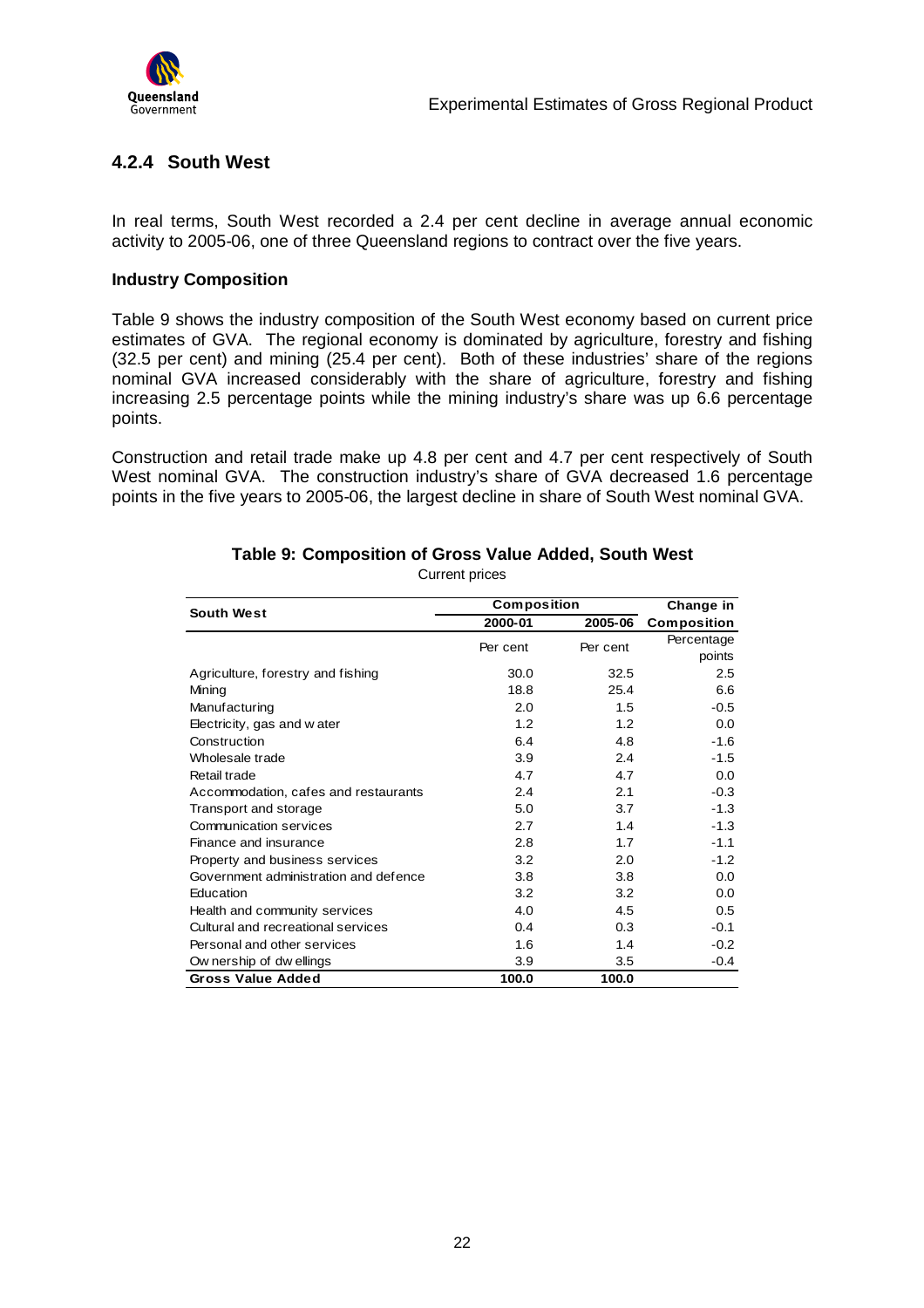### 4.2.4 South West

In real terms, South West recorded a 2.4 per cent decline in average annual economic activity to 2005-06, one of three Queensland regions to contract over the five years.

**Industry Composition**

Table 9 shows the industry composition of the South West economy based on current price estimates of GVA. The regional economy is dominated by agriculture, forestry and fishing (32.5 per cent) and mining (25.4 per cent). Both of these industries' share of the regions nominal GVA increased considerably with the share of agriculture, forestry and fishing increasing 2.5 percentage points while the mining industry's share was up 6.6 percentage points.

Construction and retail trade make up 4.8 per cent and 4.7 per cent respectively of South West nominal GVA. The construction industry's share of GVA decreased 1.6 percentage points in the five years to 2005-06, the largest decline in share of South West nominal GVA.

**Table 9: Composition of Gross Value Added, South West**

Current prices

| South West | Composition | | Change in |
|---|---|---|---|
| | 2000-01 | 2005-06 | Composition |
| | Per cent | Per cent | Percentage points |
| Agriculture, forestry and fishing | 30.0 | 32.5 | 2.5 |
| Mining | 18.8 | 25.4 | 6.6 |
| Manufacturing | 2.0 | 1.5 | -0.5 |
| Electricity, gas and water | 1.2 | 1.2 | 0.0 |
| Construction | 6.4 | 4.8 | -1.6 |
| Wholesale trade | 3.9 | 2.4 | -1.5 |
| Retail trade | 4.7 | 4.7 | 0.0 |
| Accommodation, cafes and restaurants | 2.4 | 2.1 | -0.3 |
| Transport and storage | 5.0 | 3.7 | -1.3 |
| Communication services | 2.7 | 1.4 | -1.3 |
| Finance and insurance | 2.8 | 1.7 | -1.1 |
| Property and business services | 3.2 | 2.0 | -1.2 |
| Government administration and defence | 3.8 | 3.8 | 0.0 |
| Education | 3.2 | 3.2 | 0.0 |
| Health and community services | 4.0 | 4.5 | 0.5 |
| Cultural and recreational services | 0.4 | 0.3 | -0.1 |
| Personal and other services | 1.6 | 1.4 | -0.2 |
| Ownership of dwellings | 3.9 | 3.5 | -0.4 |
| **Gross Value Added** | **100.0** | **100.0** | |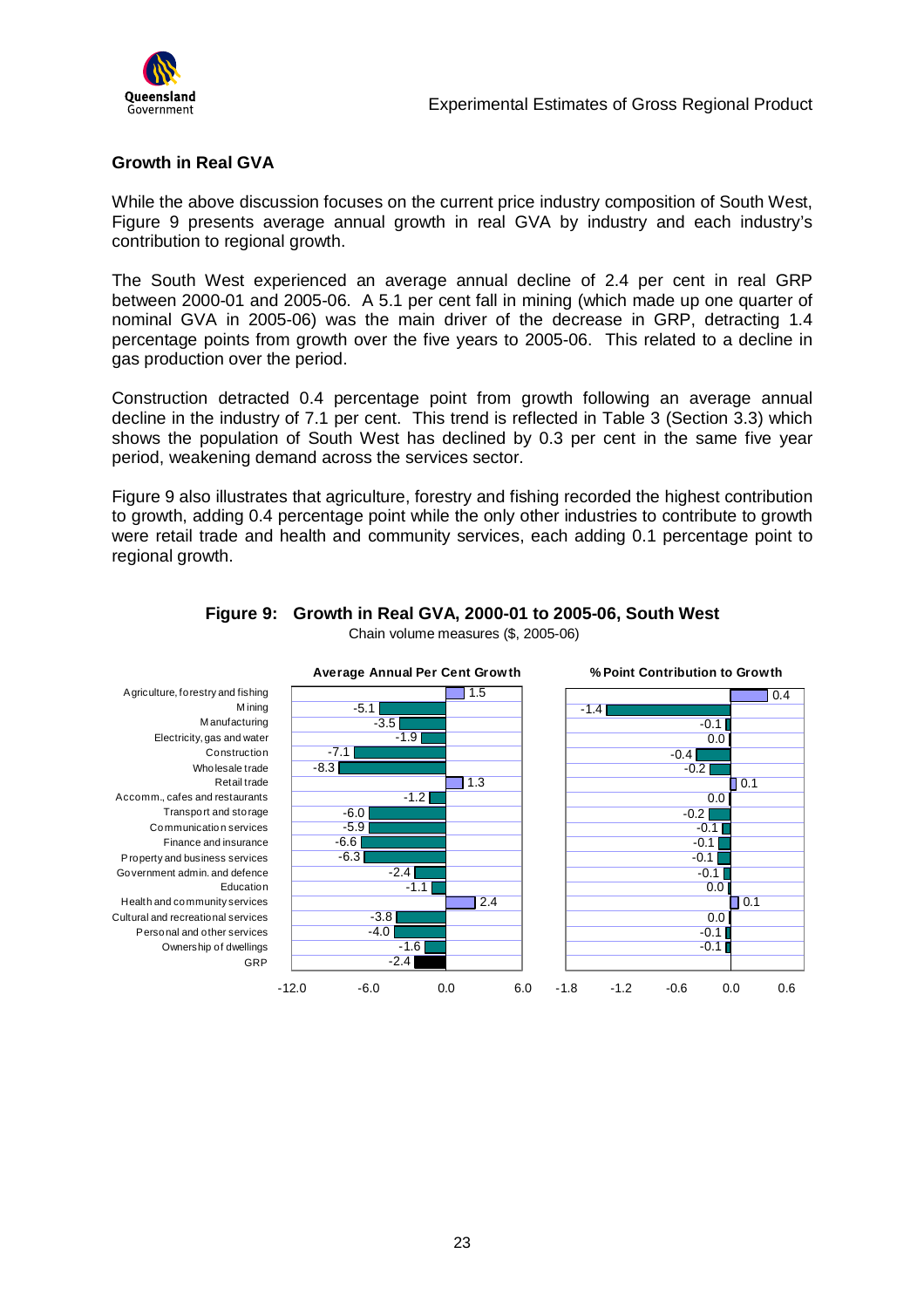### Growth in Real GVA

While the above discussion focuses on the current price industry composition of South West, Figure 9 presents average annual growth in real GVA by industry and each industry's contribution to regional growth.

The South West experienced an average annual decline of 2.4 per cent in real GRP between 2000-01 and 2005-06. A 5.1 per cent fall in mining (which made up one quarter of nominal GVA in 2005-06) was the main driver of the decrease in GRP, detracting 1.4 percentage points from growth over the five years to 2005-06. This related to a decline in gas production over the period.

Construction detracted 0.4 percentage point from growth following an average annual decline in the industry of 7.1 per cent. This trend is reflected in Table 3 (Section 3.3) which shows the population of South West has declined by 0.3 per cent in the same five year period, weakening demand across the services sector.

Figure 9 also illustrates that agriculture, forestry and fishing recorded the highest contribution to growth, adding 0.4 percentage point while the only other industries to contribute to growth were retail trade and health and community services, each adding 0.1 percentage point to regional growth.

**Figure 9: Growth in Real GVA, 2000-01 to 2005-06, South West**

Chain volume measures ($, 2005-06)

| Industry | Average Annual Per Cent Growth | % Point Contribution to Growth |
|---|---|---|
| Agriculture, forestry and fishing | 1.5 | 0.4 |
| Mining | -5.1 | -1.4 |
| Manufacturing | -3.5 | -0.1 |
| Electricity, gas and water | -1.9 | 0.0 |
| Construction | -7.1 | -0.4 |
| Wholesale trade | -8.3 | -0.2 |
| Retail trade | 1.3 | 0.1 |
| Accomm., cafes and restaurants | -1.2 | 0.0 |
| Transport and storage | -6.0 | -0.2 |
| Communication services | -5.9 | -0.1 |
| Finance and insurance | -6.6 | -0.1 |
| Property and business services | -6.3 | -0.1 |
| Government admin. and defence | -2.4 | -0.1 |
| Education | -1.1 | 0.0 |
| Health and community services | 2.4 | 0.1 |
| Cultural and recreational services | -3.8 | 0.0 |
| Personal and other services | -4.0 | -0.1 |
| Ownership of dwellings | -1.6 | -0.1 |
| GRP | -2.4 | |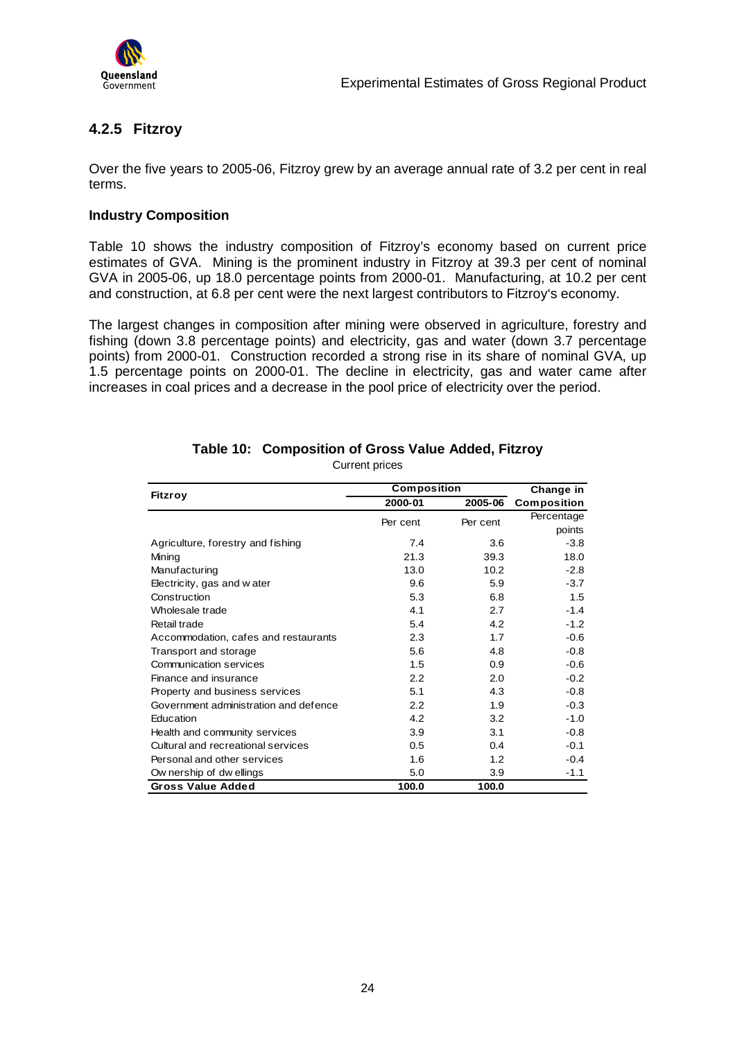### 4.2.5 Fitzroy

Over the five years to 2005-06, Fitzroy grew by an average annual rate of 3.2 per cent in real terms.

**Industry Composition**

Table 10 shows the industry composition of Fitzroy's economy based on current price estimates of GVA. Mining is the prominent industry in Fitzroy at 39.3 per cent of nominal GVA in 2005-06, up 18.0 percentage points from 2000-01. Manufacturing, at 10.2 per cent and construction, at 6.8 per cent were the next largest contributors to Fitzroy's economy.

The largest changes in composition after mining were observed in agriculture, forestry and fishing (down 3.8 percentage points) and electricity, gas and water (down 3.7 percentage points) from 2000-01. Construction recorded a strong rise in its share of nominal GVA, up 1.5 percentage points on 2000-01. The decline in electricity, gas and water came after increases in coal prices and a decrease in the pool price of electricity over the period.

**Table 10: Composition of Gross Value Added, Fitzroy**

Current prices

| Fitzroy | Composition | | Change in |
|---|---|---|---|
| | 2000-01 | 2005-06 | Composition |
| | Per cent | Per cent | Percentage points |
| Agriculture, forestry and fishing | 7.4 | 3.6 | -3.8 |
| Mining | 21.3 | 39.3 | 18.0 |
| Manufacturing | 13.0 | 10.2 | -2.8 |
| Electricity, gas and water | 9.6 | 5.9 | -3.7 |
| Construction | 5.3 | 6.8 | 1.5 |
| Wholesale trade | 4.1 | 2.7 | -1.4 |
| Retail trade | 5.4 | 4.2 | -1.2 |
| Accommodation, cafes and restaurants | 2.3 | 1.7 | -0.6 |
| Transport and storage | 5.6 | 4.8 | -0.8 |
| Communication services | 1.5 | 0.9 | -0.6 |
| Finance and insurance | 2.2 | 2.0 | -0.2 |
| Property and business services | 5.1 | 4.3 | -0.8 |
| Government administration and defence | 2.2 | 1.9 | -0.3 |
| Education | 4.2 | 3.2 | -1.0 |
| Health and community services | 3.9 | 3.1 | -0.8 |
| Cultural and recreational services | 0.5 | 0.4 | -0.1 |
| Personal and other services | 1.6 | 1.2 | -0.4 |
| Ownership of dwellings | 5.0 | 3.9 | -1.1 |
| **Gross Value Added** | **100.0** | **100.0** | |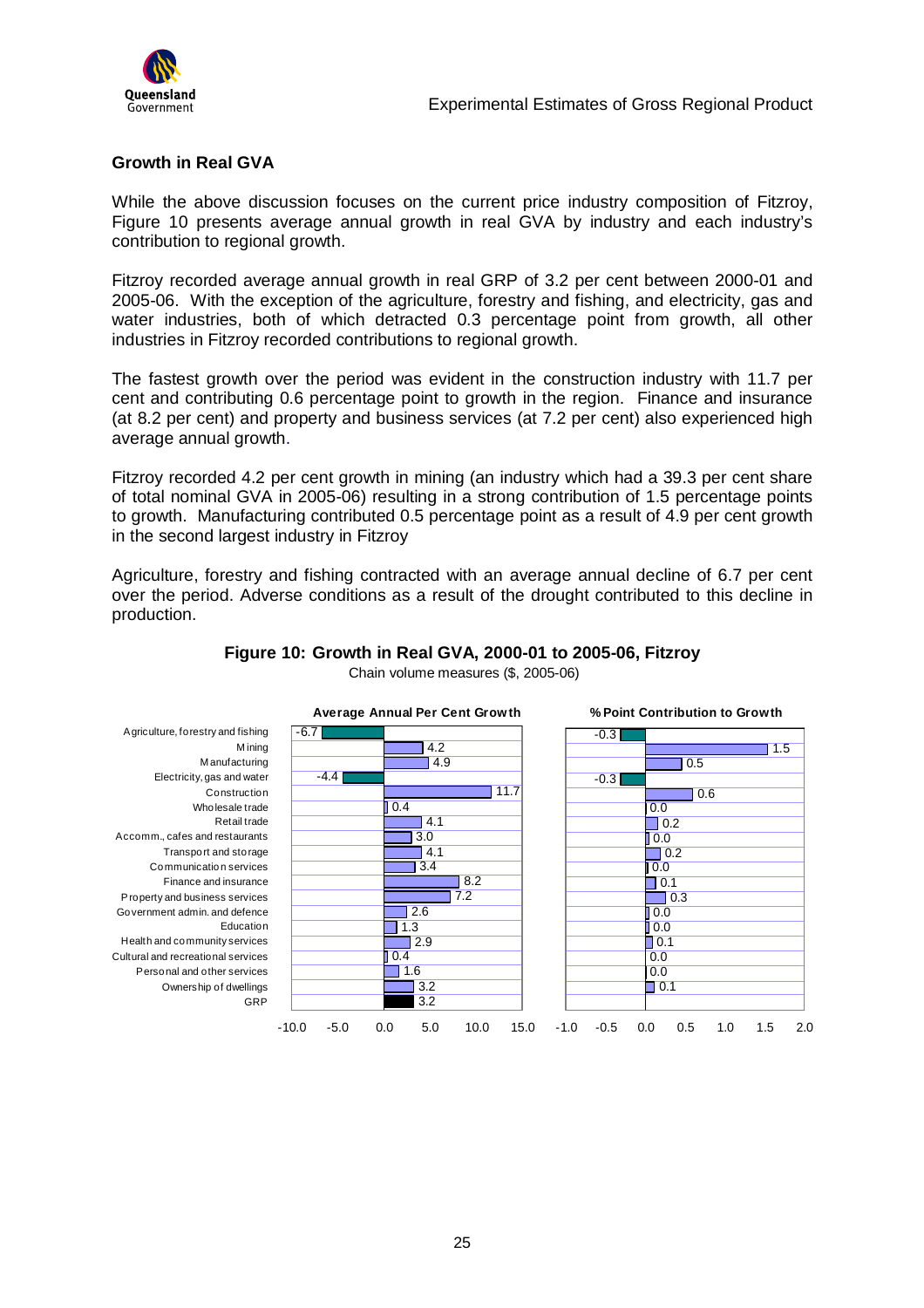## Growth in Real GVA

While the above discussion focuses on the current price industry composition of Fitzroy, Figure 10 presents average annual growth in real GVA by industry and each industry's contribution to regional growth.

Fitzroy recorded average annual growth in real GRP of 3.2 per cent between 2000-01 and 2005-06. With the exception of the agriculture, forestry and fishing, and electricity, gas and water industries, both of which detracted 0.3 percentage point from growth, all other industries in Fitzroy recorded contributions to regional growth.

The fastest growth over the period was evident in the construction industry with 11.7 per cent and contributing 0.6 percentage point to growth in the region. Finance and insurance (at 8.2 per cent) and property and business services (at 7.2 per cent) also experienced high average annual growth.

Fitzroy recorded 4.2 per cent growth in mining (an industry which had a 39.3 per cent share of total nominal GVA in 2005-06) resulting in a strong contribution of 1.5 percentage points to growth. Manufacturing contributed 0.5 percentage point as a result of 4.9 per cent growth in the second largest industry in Fitzroy

Agriculture, forestry and fishing contracted with an average annual decline of 6.7 per cent over the period. Adverse conditions as a result of the drought contributed to this decline in production.

**Figure 10: Growth in Real GVA, 2000-01 to 2005-06, Fitzroy**

Chain volume measures ($, 2005-06)

| Industry | Average Annual Per Cent Growth | % Point Contribution to Growth |
|---|---|---|
| Agriculture, forestry and fishing | -6.7 | -0.3 |
| Mining | 4.2 | 1.5 |
| Manufacturing | 4.9 | 0.5 |
| Electricity, gas and water | -4.4 | -0.3 |
| Construction | 11.7 | 0.6 |
| Wholesale trade | 0.4 | 0.0 |
| Retail trade | 4.1 | 0.2 |
| Accomm., cafes and restaurants | 3.0 | 0.0 |
| Transport and storage | 4.1 | 0.2 |
| Communication services | 3.4 | 0.0 |
| Finance and insurance | 8.2 | 0.1 |
| Property and business services | 7.2 | 0.3 |
| Government admin. and defence | 2.6 | 0.0 |
| Education | 1.3 | 0.0 |
| Health and community services | 2.9 | 0.1 |
| Cultural and recreational services | 0.4 | 0.0 |
| Personal and other services | 1.6 | 0.0 |
| Ownership of dwellings | 3.2 | 0.1 |
| GRP | 3.2 | |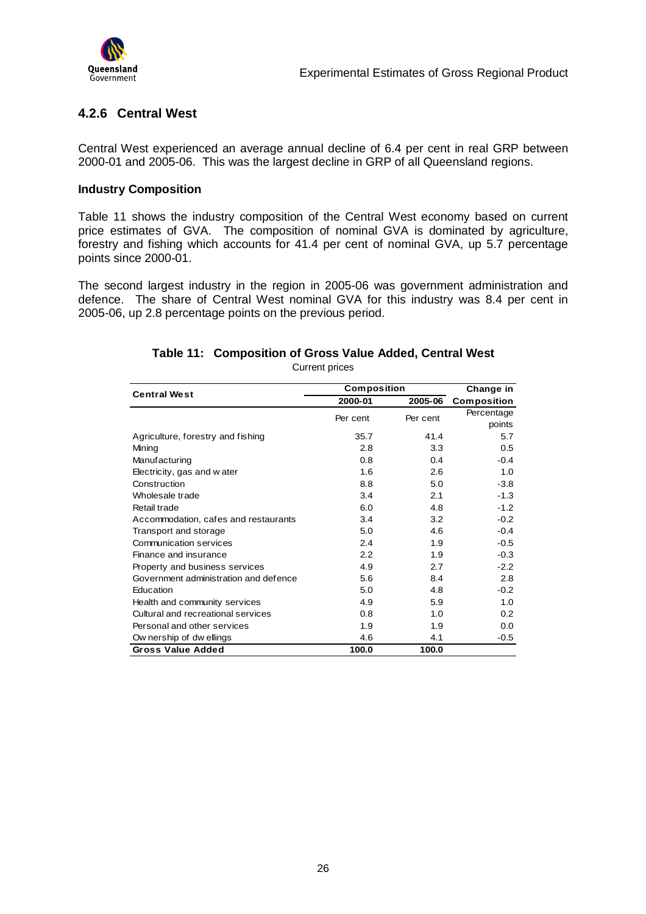## 4.2.6 Central West

Central West experienced an average annual decline of 6.4 per cent in real GRP between 2000-01 and 2005-06. This was the largest decline in GRP of all Queensland regions.

### Industry Composition

Table 11 shows the industry composition of the Central West economy based on current price estimates of GVA. The composition of nominal GVA is dominated by agriculture, forestry and fishing which accounts for 41.4 per cent of nominal GVA, up 5.7 percentage points since 2000-01.

The second largest industry in the region in 2005-06 was government administration and defence. The share of Central West nominal GVA for this industry was 8.4 per cent in 2005-06, up 2.8 percentage points on the previous period.

**Table 11: Composition of Gross Value Added, Central West**

Current prices

| Central West | Composition | | Change in |
|---|---|---|---|
| | 2000-01 | 2005-06 | Composition |
| | Per cent | Per cent | Percentage points |
| Agriculture, forestry and fishing | 35.7 | 41.4 | 5.7 |
| Mining | 2.8 | 3.3 | 0.5 |
| Manufacturing | 0.8 | 0.4 | -0.4 |
| Electricity, gas and water | 1.6 | 2.6 | 1.0 |
| Construction | 8.8 | 5.0 | -3.8 |
| Wholesale trade | 3.4 | 2.1 | -1.3 |
| Retail trade | 6.0 | 4.8 | -1.2 |
| Accommodation, cafes and restaurants | 3.4 | 3.2 | -0.2 |
| Transport and storage | 5.0 | 4.6 | -0.4 |
| Communication services | 2.4 | 1.9 | -0.5 |
| Finance and insurance | 2.2 | 1.9 | -0.3 |
| Property and business services | 4.9 | 2.7 | -2.2 |
| Government administration and defence | 5.6 | 8.4 | 2.8 |
| Education | 5.0 | 4.8 | -0.2 |
| Health and community services | 4.9 | 5.9 | 1.0 |
| Cultural and recreational services | 0.8 | 1.0 | 0.2 |
| Personal and other services | 1.9 | 1.9 | 0.0 |
| Ownership of dwellings | 4.6 | 4.1 | -0.5 |
| **Gross Value Added** | **100.0** | **100.0** | |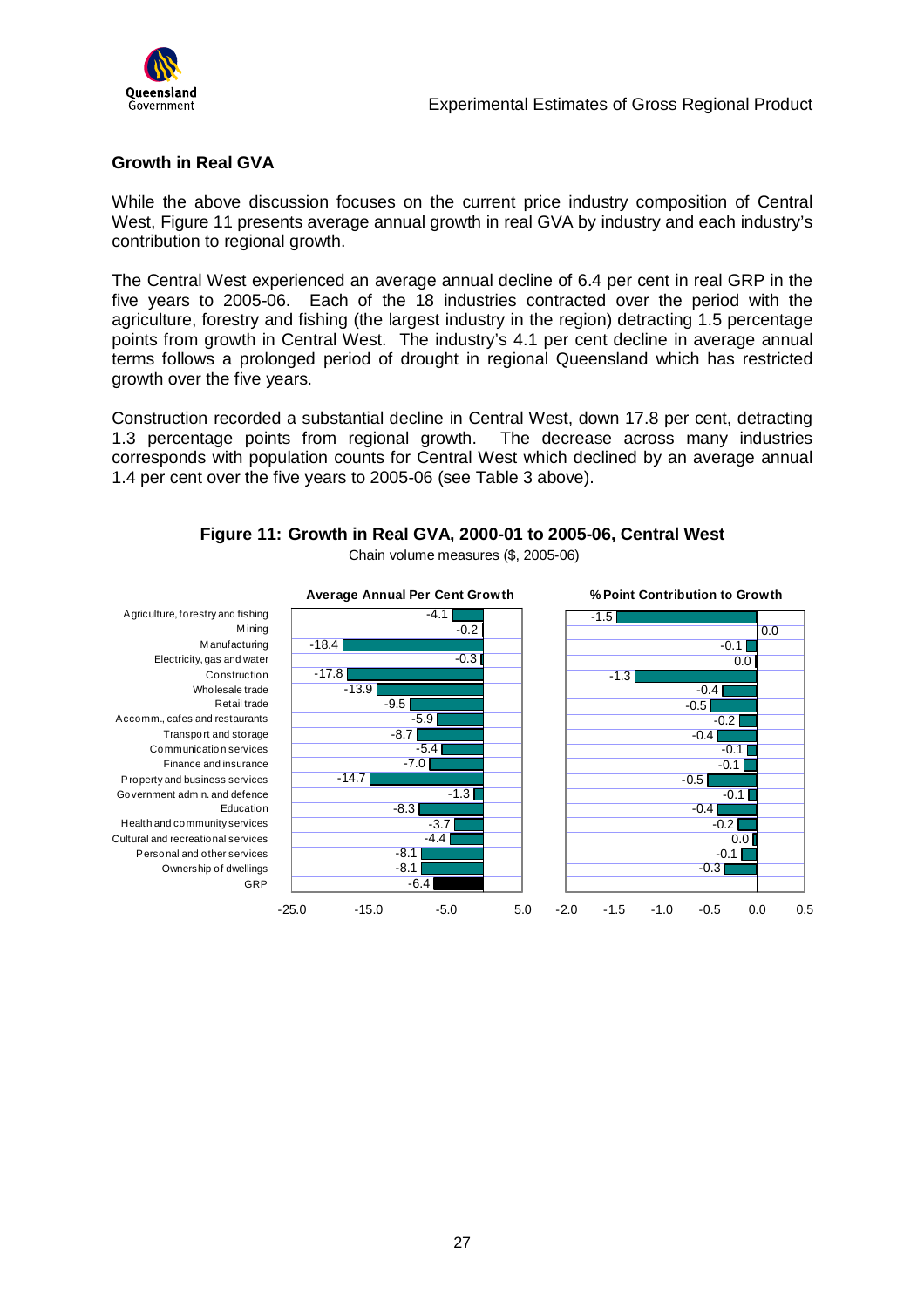## Growth in Real GVA

While the above discussion focuses on the current price industry composition of Central West, Figure 11 presents average annual growth in real GVA by industry and each industry's contribution to regional growth.

The Central West experienced an average annual decline of 6.4 per cent in real GRP in the five years to 2005-06. Each of the 18 industries contracted over the period with the agriculture, forestry and fishing (the largest industry in the region) detracting 1.5 percentage points from growth in Central West. The industry's 4.1 per cent decline in average annual terms follows a prolonged period of drought in regional Queensland which has restricted growth over the five years.

Construction recorded a substantial decline in Central West, down 17.8 per cent, detracting 1.3 percentage points from regional growth. The decrease across many industries corresponds with population counts for Central West which declined by an average annual 1.4 per cent over the five years to 2005-06 (see Table 3 above).

**Figure 11: Growth in Real GVA, 2000-01 to 2005-06, Central West**

Chain volume measures ($, 2005-06)

| Industry | Average Annual Per Cent Growth | % Point Contribution to Growth |
|---|---|---|
| Agriculture, forestry and fishing | -4.1 | -1.5 |
| Mining | -0.2 | 0.0 |
| Manufacturing | -18.4 | -0.1 |
| Electricity, gas and water | -0.3 | 0.0 |
| Construction | -17.8 | -1.3 |
| Wholesale trade | -13.9 | -0.4 |
| Retail trade | -9.5 | -0.5 |
| Accomm., cafes and restaurants | -5.9 | -0.2 |
| Transport and storage | -8.7 | -0.4 |
| Communication services | -5.4 | -0.1 |
| Finance and insurance | -7.0 | -0.1 |
| Property and business services | -14.7 | -0.5 |
| Government admin. and defence | -1.3 | -0.1 |
| Education | -8.3 | -0.4 |
| Health and community services | -3.7 | -0.2 |
| Cultural and recreational services | -4.4 | 0.0 |
| Personal and other services | -8.1 | -0.1 |
| Ownership of dwellings | -8.1 | -0.3 |
| GRP | -6.4 | |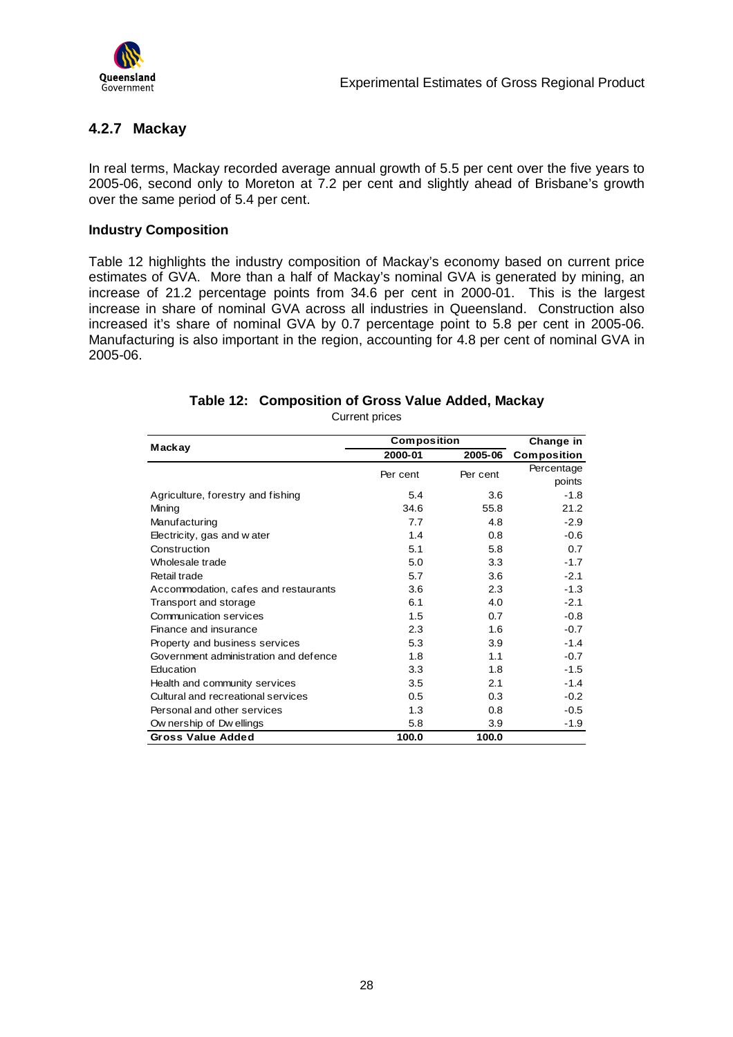### 4.2.7 Mackay

In real terms, Mackay recorded average annual growth of 5.5 per cent over the five years to 2005-06, second only to Moreton at 7.2 per cent and slightly ahead of Brisbane's growth over the same period of 5.4 per cent.

**Industry Composition**

Table 12 highlights the industry composition of Mackay's economy based on current price estimates of GVA. More than a half of Mackay's nominal GVA is generated by mining, an increase of 21.2 percentage points from 34.6 per cent in 2000-01. This is the largest increase in share of nominal GVA across all industries in Queensland. Construction also increased it's share of nominal GVA by 0.7 percentage point to 5.8 per cent in 2005-06. Manufacturing is also important in the region, accounting for 4.8 per cent of nominal GVA in 2005-06.

**Table 12: Composition of Gross Value Added, Mackay**

Current prices

| Mackay | Composition | | Change in |
|---|---|---|---|
| | 2000-01 | 2005-06 | Composition |
| | Per cent | Per cent | Percentage points |
| Agriculture, forestry and fishing | 5.4 | 3.6 | -1.8 |
| Mining | 34.6 | 55.8 | 21.2 |
| Manufacturing | 7.7 | 4.8 | -2.9 |
| Electricity, gas and water | 1.4 | 0.8 | -0.6 |
| Construction | 5.1 | 5.8 | 0.7 |
| Wholesale trade | 5.0 | 3.3 | -1.7 |
| Retail trade | 5.7 | 3.6 | -2.1 |
| Accommodation, cafes and restaurants | 3.6 | 2.3 | -1.3 |
| Transport and storage | 6.1 | 4.0 | -2.1 |
| Communication services | 1.5 | 0.7 | -0.8 |
| Finance and insurance | 2.3 | 1.6 | -0.7 |
| Property and business services | 5.3 | 3.9 | -1.4 |
| Government administration and defence | 1.8 | 1.1 | -0.7 |
| Education | 3.3 | 1.8 | -1.5 |
| Health and community services | 3.5 | 2.1 | -1.4 |
| Cultural and recreational services | 0.5 | 0.3 | -0.2 |
| Personal and other services | 1.3 | 0.8 | -0.5 |
| Ownership of Dwellings | 5.8 | 3.9 | -1.9 |
| **Gross Value Added** | **100.0** | **100.0** | |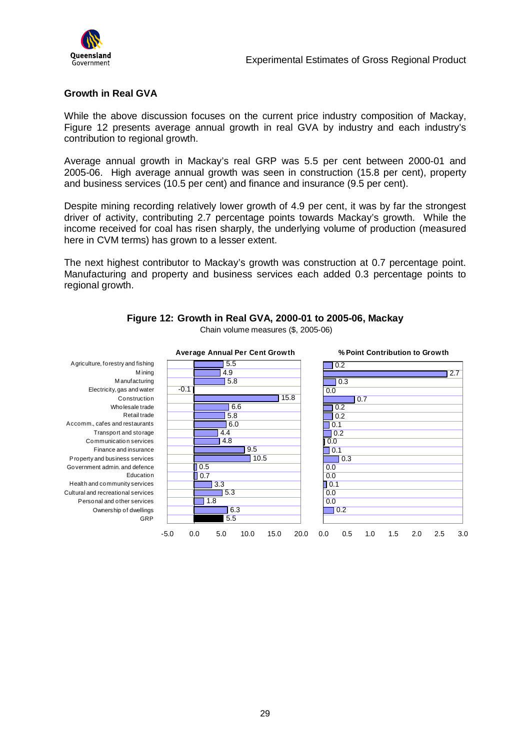## Growth in Real GVA

While the above discussion focuses on the current price industry composition of Mackay, Figure 12 presents average annual growth in real GVA by industry and each industry's contribution to regional growth.

Average annual growth in Mackay's real GRP was 5.5 per cent between 2000-01 and 2005-06. High average annual growth was seen in construction (15.8 per cent), property and business services (10.5 per cent) and finance and insurance (9.5 per cent).

Despite mining recording relatively lower growth of 4.9 per cent, it was by far the strongest driver of activity, contributing 2.7 percentage points towards Mackay's growth. While the income received for coal has risen sharply, the underlying volume of production (measured here in CVM terms) has grown to a lesser extent.

The next highest contributor to Mackay's growth was construction at 0.7 percentage point. Manufacturing and property and business services each added 0.3 percentage points to regional growth.

**Figure 12: Growth in Real GVA, 2000-01 to 2005-06, Mackay**

Chain volume measures ($, 2005-06)

| Industry | Average Annual Per Cent Growth | % Point Contribution to Growth |
|---|---|---|
| Agriculture, forestry and fishing | 5.5 | 0.2 |
| Mining | 4.9 | 2.7 |
| Manufacturing | 5.8 | 0.3 |
| Electricity, gas and water | -0.1 | 0.0 |
| Construction | 15.8 | 0.7 |
| Wholesale trade | 6.6 | 0.2 |
| Retail trade | 5.8 | 0.2 |
| Accomm., cafes and restaurants | 6.0 | 0.1 |
| Transport and storage | 4.4 | 0.2 |
| Communication services | 4.8 | 0.0 |
| Finance and insurance | 9.5 | 0.1 |
| Property and business services | 10.5 | 0.3 |
| Government admin. and defence | 0.5 | 0.0 |
| Education | 0.7 | 0.0 |
| Health and community services | 3.3 | 0.1 |
| Cultural and recreational services | 5.3 | 0.0 |
| Personal and other services | 1.8 | 0.0 |
| Ownership of dwellings | 6.3 | 0.2 |
| GRP | 5.5 | |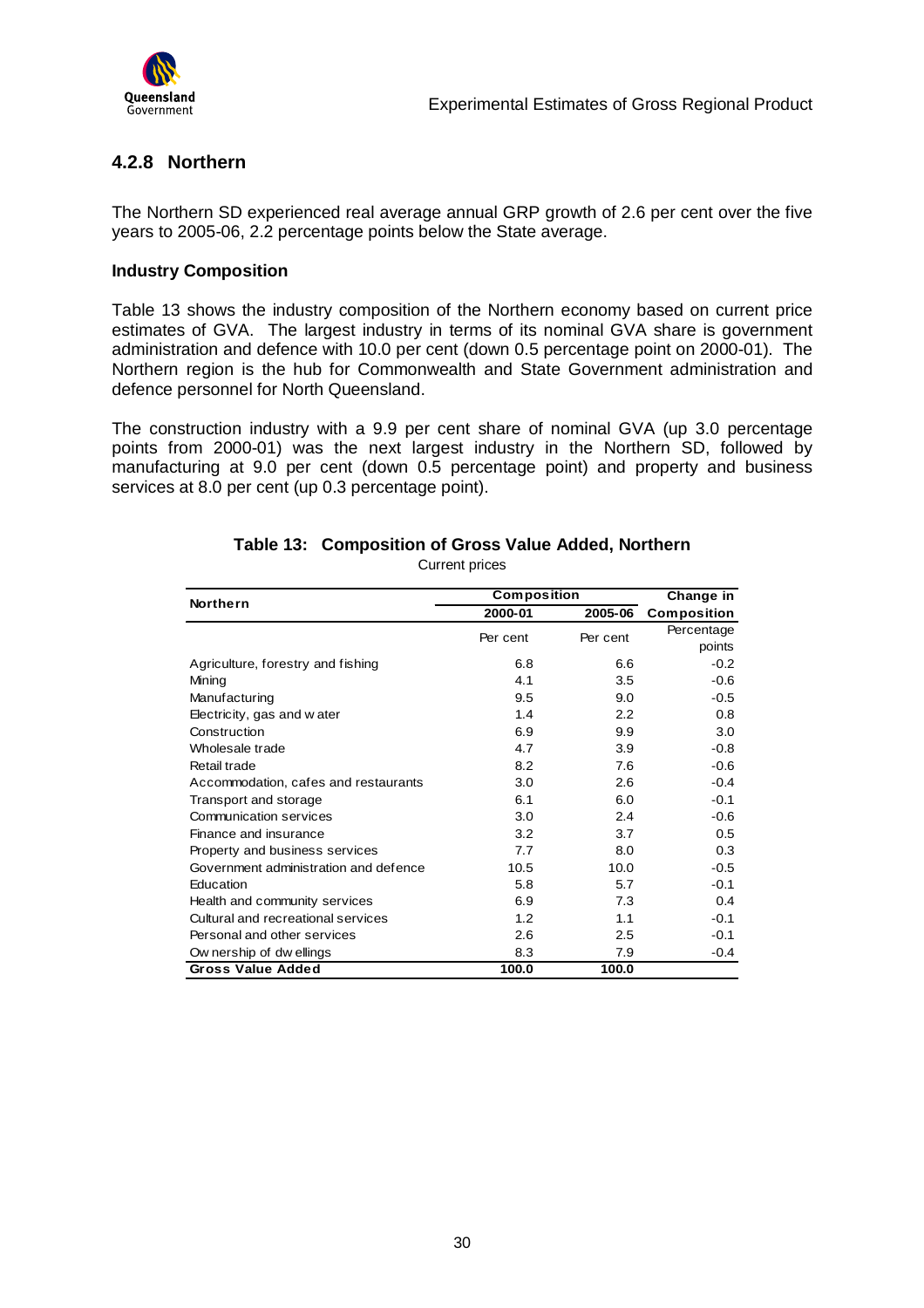## 4.2.8 Northern

The Northern SD experienced real average annual GRP growth of 2.6 per cent over the five years to 2005-06, 2.2 percentage points below the State average.

**Industry Composition**

Table 13 shows the industry composition of the Northern economy based on current price estimates of GVA. The largest industry in terms of its nominal GVA share is government administration and defence with 10.0 per cent (down 0.5 percentage point on 2000-01). The Northern region is the hub for Commonwealth and State Government administration and defence personnel for North Queensland.

The construction industry with a 9.9 per cent share of nominal GVA (up 3.0 percentage points from 2000-01) was the next largest industry in the Northern SD, followed by manufacturing at 9.0 per cent (down 0.5 percentage point) and property and business services at 8.0 per cent (up 0.3 percentage point).

**Table 13: Composition of Gross Value Added, Northern**

Current prices

| Northern | Composition | | Change in |
|---|---|---|---|
| | 2000-01 | 2005-06 | Composition |
| | Per cent | Per cent | Percentage points |
| Agriculture, forestry and fishing | 6.8 | 6.6 | -0.2 |
| Mining | 4.1 | 3.5 | -0.6 |
| Manufacturing | 9.5 | 9.0 | -0.5 |
| Electricity, gas and water | 1.4 | 2.2 | 0.8 |
| Construction | 6.9 | 9.9 | 3.0 |
| Wholesale trade | 4.7 | 3.9 | -0.8 |
| Retail trade | 8.2 | 7.6 | -0.6 |
| Accommodation, cafes and restaurants | 3.0 | 2.6 | -0.4 |
| Transport and storage | 6.1 | 6.0 | -0.1 |
| Communication services | 3.0 | 2.4 | -0.6 |
| Finance and insurance | 3.2 | 3.7 | 0.5 |
| Property and business services | 7.7 | 8.0 | 0.3 |
| Government administration and defence | 10.5 | 10.0 | -0.5 |
| Education | 5.8 | 5.7 | -0.1 |
| Health and community services | 6.9 | 7.3 | 0.4 |
| Cultural and recreational services | 1.2 | 1.1 | -0.1 |
| Personal and other services | 2.6 | 2.5 | -0.1 |
| Ownership of dwellings | 8.3 | 7.9 | -0.4 |
| **Gross Value Added** | **100.0** | **100.0** | |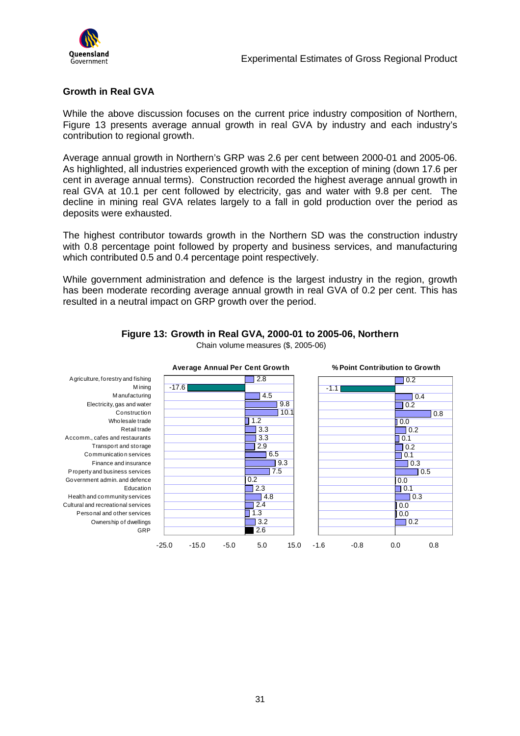## Growth in Real GVA

While the above discussion focuses on the current price industry composition of Northern, Figure 13 presents average annual growth in real GVA by industry and each industry's contribution to regional growth.

Average annual growth in Northern's GRP was 2.6 per cent between 2000-01 and 2005-06. As highlighted, all industries experienced growth with the exception of mining (down 17.6 per cent in average annual terms). Construction recorded the highest average annual growth in real GVA at 10.1 per cent followed by electricity, gas and water with 9.8 per cent. The decline in mining real GVA relates largely to a fall in gold production over the period as deposits were exhausted.

The highest contributor towards growth in the Northern SD was the construction industry with 0.8 percentage point followed by property and business services, and manufacturing which contributed 0.5 and 0.4 percentage point respectively.

While government administration and defence is the largest industry in the region, growth has been moderate recording average annual growth in real GVA of 0.2 per cent. This has resulted in a neutral impact on GRP growth over the period.

**Figure 13: Growth in Real GVA, 2000-01 to 2005-06, Northern**

Chain volume measures ($, 2005-06)

| Industry | Average Annual Per Cent Growth | % Point Contribution to Growth |
|---|---|---|
| Agriculture, forestry and fishing | 2.8 | 0.2 |
| Mining | -17.6 | -1.1 |
| Manufacturing | 4.5 | 0.4 |
| Electricity, gas and water | 9.8 | 0.2 |
| Construction | 10.1 | 0.8 |
| Wholesale trade | 1.2 | 0.0 |
| Retail trade | 3.3 | 0.2 |
| Accomm., cafes and restaurants | 3.3 | 0.1 |
| Transport and storage | 2.9 | 0.2 |
| Communication services | 6.5 | 0.1 |
| Finance and insurance | 9.3 | 0.3 |
| Property and business services | 7.5 | 0.5 |
| Government admin. and defence | 0.2 | 0.0 |
| Education | 2.3 | 0.1 |
| Health and community services | 4.8 | 0.3 |
| Cultural and recreational services | 2.4 | 0.0 |
| Personal and other services | 1.3 | 0.0 |
| Ownership of dwellings | 3.2 | 0.2 |
| GRP | 2.6 | |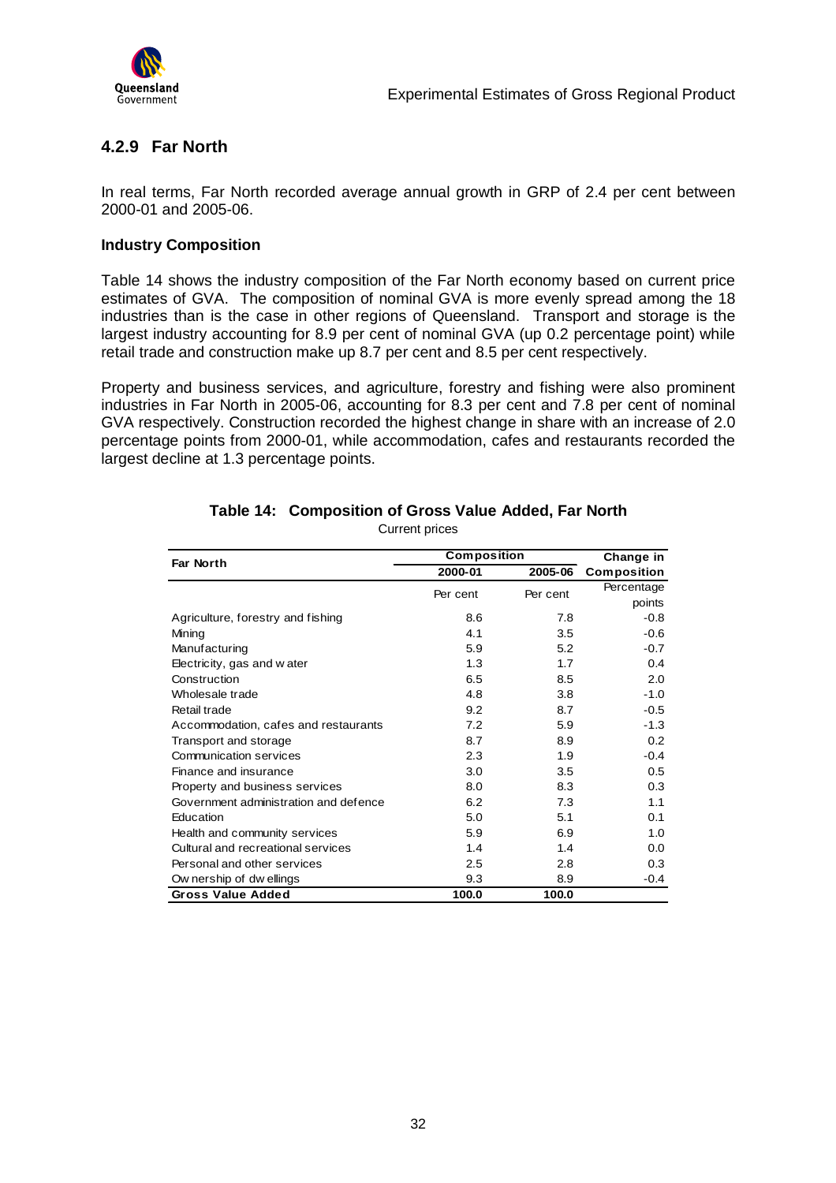### 4.2.9 Far North

In real terms, Far North recorded average annual growth in GRP of 2.4 per cent between 2000-01 and 2005-06.

**Industry Composition**

Table 14 shows the industry composition of the Far North economy based on current price estimates of GVA. The composition of nominal GVA is more evenly spread among the 18 industries than is the case in other regions of Queensland. Transport and storage is the largest industry accounting for 8.9 per cent of nominal GVA (up 0.2 percentage point) while retail trade and construction make up 8.7 per cent and 8.5 per cent respectively.

Property and business services, and agriculture, forestry and fishing were also prominent industries in Far North in 2005-06, accounting for 8.3 per cent and 7.8 per cent of nominal GVA respectively. Construction recorded the highest change in share with an increase of 2.0 percentage points from 2000-01, while accommodation, cafes and restaurants recorded the largest decline at 1.3 percentage points.

**Table 14: Composition of Gross Value Added, Far North**

Current prices

| Far North | Composition | | Change in |
|---|---|---|---|
| | 2000-01 | 2005-06 | Composition |
| | Per cent | Per cent | Percentage points |
| Agriculture, forestry and fishing | 8.6 | 7.8 | -0.8 |
| Mining | 4.1 | 3.5 | -0.6 |
| Manufacturing | 5.9 | 5.2 | -0.7 |
| Electricity, gas and water | 1.3 | 1.7 | 0.4 |
| Construction | 6.5 | 8.5 | 2.0 |
| Wholesale trade | 4.8 | 3.8 | -1.0 |
| Retail trade | 9.2 | 8.7 | -0.5 |
| Accommodation, cafes and restaurants | 7.2 | 5.9 | -1.3 |
| Transport and storage | 8.7 | 8.9 | 0.2 |
| Communication services | 2.3 | 1.9 | -0.4 |
| Finance and insurance | 3.0 | 3.5 | 0.5 |
| Property and business services | 8.0 | 8.3 | 0.3 |
| Government administration and defence | 6.2 | 7.3 | 1.1 |
| Education | 5.0 | 5.1 | 0.1 |
| Health and community services | 5.9 | 6.9 | 1.0 |
| Cultural and recreational services | 1.4 | 1.4 | 0.0 |
| Personal and other services | 2.5 | 2.8 | 0.3 |
| Ownership of dwellings | 9.3 | 8.9 | -0.4 |
| **Gross Value Added** | **100.0** | **100.0** | |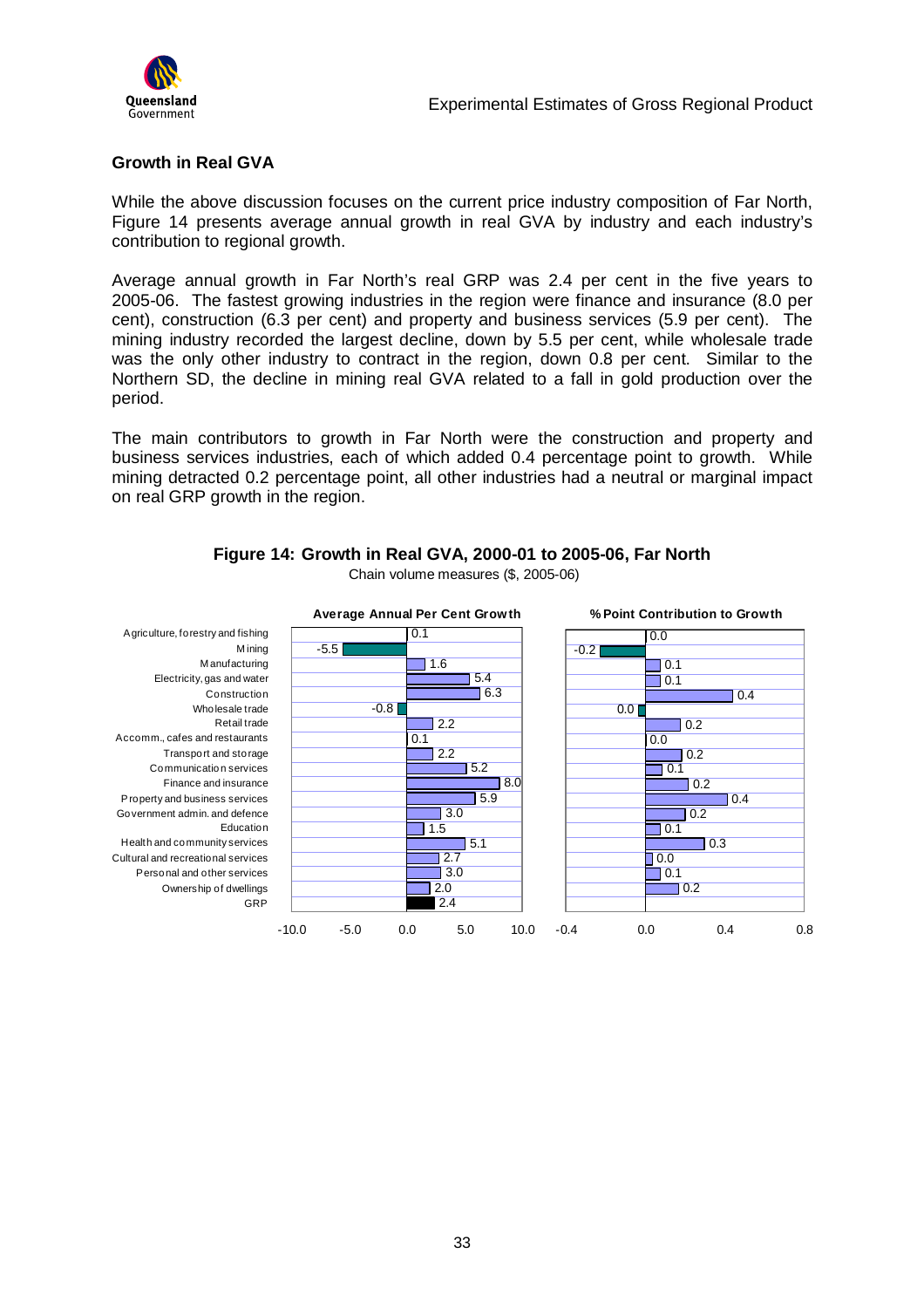### Growth in Real GVA

While the above discussion focuses on the current price industry composition of Far North, Figure 14 presents average annual growth in real GVA by industry and each industry's contribution to regional growth.

Average annual growth in Far North's real GRP was 2.4 per cent in the five years to 2005-06. The fastest growing industries in the region were finance and insurance (8.0 per cent), construction (6.3 per cent) and property and business services (5.9 per cent). The mining industry recorded the largest decline, down by 5.5 per cent, while wholesale trade was the only other industry to contract in the region, down 0.8 per cent. Similar to the Northern SD, the decline in mining real GVA related to a fall in gold production over the period.

The main contributors to growth in Far North were the construction and property and business services industries, each of which added 0.4 percentage point to growth. While mining detracted 0.2 percentage point, all other industries had a neutral or marginal impact on real GRP growth in the region.

**Figure 14: Growth in Real GVA, 2000-01 to 2005-06, Far North**

Chain volume measures ($, 2005-06)

| Industry | Average Annual Per Cent Growth | % Point Contribution to Growth |
|---|---|---|
| Agriculture, forestry and fishing | 0.1 | 0.0 |
| Mining | -5.5 | -0.2 |
| Manufacturing | 1.6 | 0.1 |
| Electricity, gas and water | 5.4 | 0.1 |
| Construction | 6.3 | 0.4 |
| Wholesale trade | -0.8 | 0.0 |
| Retail trade | 2.2 | 0.2 |
| Accomm., cafes and restaurants | 0.1 | 0.0 |
| Transport and storage | 2.2 | 0.2 |
| Communication services | 5.2 | 0.1 |
| Finance and insurance | 8.0 | 0.2 |
| Property and business services | 5.9 | 0.4 |
| Government admin. and defence | 3.0 | 0.2 |
| Education | 1.5 | 0.1 |
| Health and community services | 5.1 | 0.3 |
| Cultural and recreational services | 2.7 | 0.0 |
| Personal and other services | 3.0 | 0.1 |
| Ownership of dwellings | 2.0 | 0.2 |
| GRP | 2.4 | |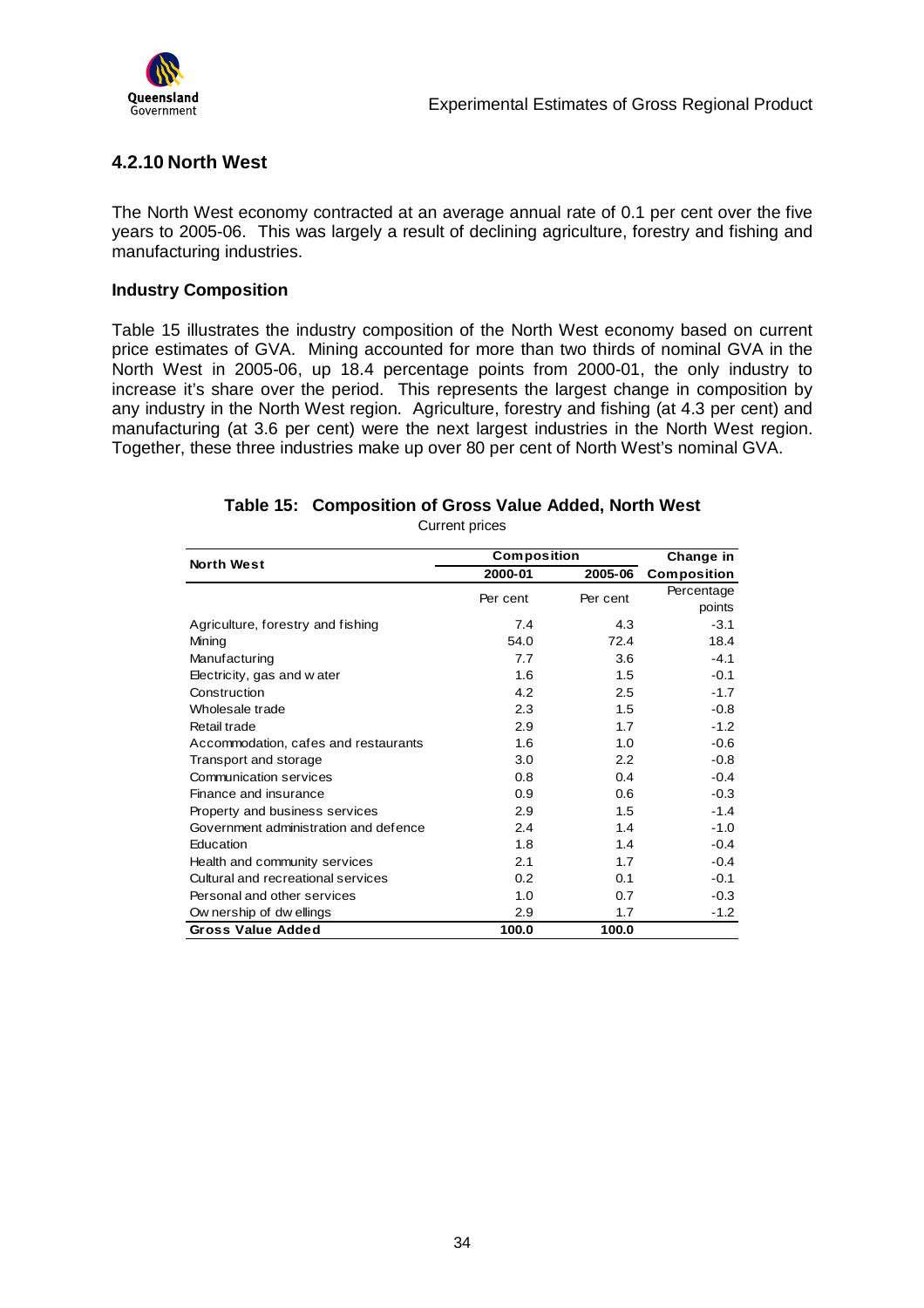### 4.2.10 North West

The North West economy contracted at an average annual rate of 0.1 per cent over the five years to 2005-06. This was largely a result of declining agriculture, forestry and fishing and manufacturing industries.

**Industry Composition**

Table 15 illustrates the industry composition of the North West economy based on current price estimates of GVA. Mining accounted for more than two thirds of nominal GVA in the North West in 2005-06, up 18.4 percentage points from 2000-01, the only industry to increase it's share over the period. This represents the largest change in composition by any industry in the North West region. Agriculture, forestry and fishing (at 4.3 per cent) and manufacturing (at 3.6 per cent) were the next largest industries in the North West region. Together, these three industries make up over 80 per cent of North West's nominal GVA.

**Table 15: Composition of Gross Value Added, North West**

Current prices

| North West | Composition | | Change in |
|---|---|---|---|
| | 2000-01 | 2005-06 | Composition |
| | Per cent | Per cent | Percentage points |
| Agriculture, forestry and fishing | 7.4 | 4.3 | -3.1 |
| Mining | 54.0 | 72.4 | 18.4 |
| Manufacturing | 7.7 | 3.6 | -4.1 |
| Electricity, gas and water | 1.6 | 1.5 | -0.1 |
| Construction | 4.2 | 2.5 | -1.7 |
| Wholesale trade | 2.3 | 1.5 | -0.8 |
| Retail trade | 2.9 | 1.7 | -1.2 |
| Accommodation, cafes and restaurants | 1.6 | 1.0 | -0.6 |
| Transport and storage | 3.0 | 2.2 | -0.8 |
| Communication services | 0.8 | 0.4 | -0.4 |
| Finance and insurance | 0.9 | 0.6 | -0.3 |
| Property and business services | 2.9 | 1.5 | -1.4 |
| Government administration and defence | 2.4 | 1.4 | -1.0 |
| Education | 1.8 | 1.4 | -0.4 |
| Health and community services | 2.1 | 1.7 | -0.4 |
| Cultural and recreational services | 0.2 | 0.1 | -0.1 |
| Personal and other services | 1.0 | 0.7 | -0.3 |
| Ownership of dwellings | 2.9 | 1.7 | -1.2 |
| **Gross Value Added** | **100.0** | **100.0** | |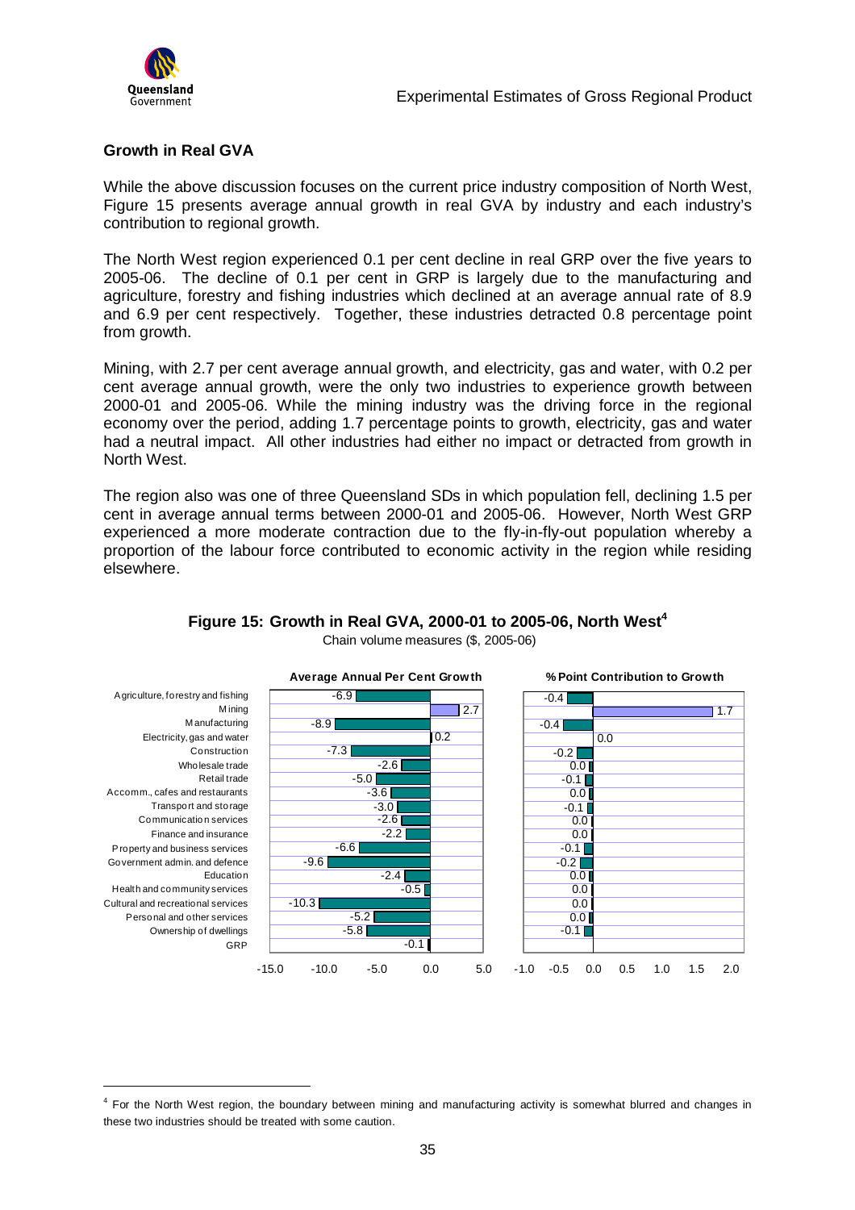## Growth in Real GVA

While the above discussion focuses on the current price industry composition of North West, Figure 15 presents average annual growth in real GVA by industry and each industry's contribution to regional growth.

The North West region experienced 0.1 per cent decline in real GRP over the five years to 2005-06. The decline of 0.1 per cent in GRP is largely due to the manufacturing and agriculture, forestry and fishing industries which declined at an average annual rate of 8.9 and 6.9 per cent respectively. Together, these industries detracted 0.8 percentage point from growth.

Mining, with 2.7 per cent average annual growth, and electricity, gas and water, with 0.2 per cent average annual growth, were the only two industries to experience growth between 2000-01 and 2005-06. While the mining industry was the driving force in the regional economy over the period, adding 1.7 percentage points to growth, electricity, gas and water had a neutral impact. All other industries had either no impact or detracted from growth in North West.

The region also was one of three Queensland SDs in which population fell, declining 1.5 per cent in average annual terms between 2000-01 and 2005-06. However, North West GRP experienced a more moderate contraction due to the fly-in-fly-out population whereby a proportion of the labour force contributed to economic activity in the region while residing elsewhere.

**Figure 15: Growth in Real GVA, 2000-01 to 2005-06, North West[4]**

Chain volume measures ($, 2005-06)

| Industry | Average Annual Per Cent Growth | % Point Contribution to Growth |
|---|---|---|
| Agriculture, forestry and fishing | -6.9 | -0.4 |
| Mining | 2.7 | 1.7 |
| Manufacturing | -8.9 | -0.4 |
| Electricity, gas and water | 0.2 | 0.0 |
| Construction | -7.3 | -0.2 |
| Wholesale trade | -2.6 | 0.0 |
| Retail trade | -5.0 | -0.1 |
| Accomm., cafes and restaurants | -3.6 | 0.0 |
| Transport and storage | -3.0 | -0.1 |
| Communication services | -2.6 | 0.0 |
| Finance and insurance | -2.2 | 0.0 |
| Property and business services | -6.6 | -0.1 |
| Government admin. and defence | -9.6 | -0.2 |
| Education | -2.4 | 0.0 |
| Health and community services | -0.5 | 0.0 |
| Cultural and recreational services | -10.3 | 0.0 |
| Personal and other services | -5.2 | 0.0 |
| Ownership of dwellings | -5.8 | -0.1 |
| GRP | -0.1 | |

[4] For the North West region, the boundary between mining and manufacturing activity is somewhat blurred and changes in these two industries should be treated with some caution.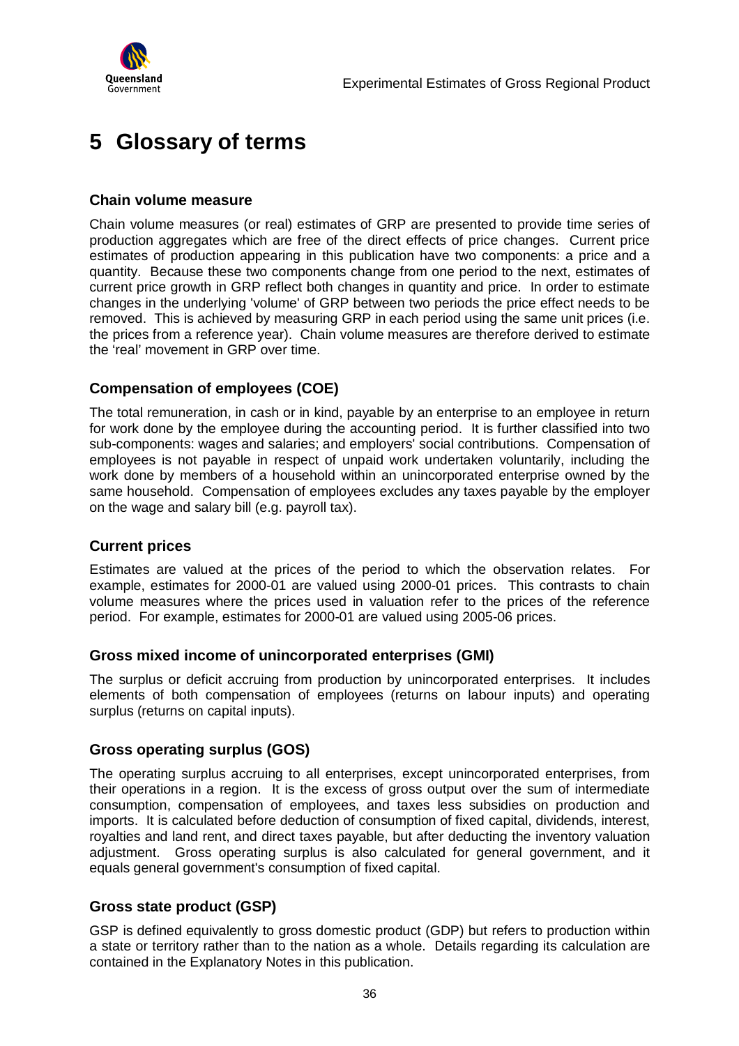# 5 Glossary of terms

### Chain volume measure

Chain volume measures (or real) estimates of GRP are presented to provide time series of production aggregates which are free of the direct effects of price changes. Current price estimates of production appearing in this publication have two components: a price and a quantity. Because these two components change from one period to the next, estimates of current price growth in GRP reflect both changes in quantity and price. In order to estimate changes in the underlying 'volume' of GRP between two periods the price effect needs to be removed. This is achieved by measuring GRP in each period using the same unit prices (i.e. the prices from a reference year). Chain volume measures are therefore derived to estimate the 'real' movement in GRP over time.

### Compensation of employees (COE)

The total remuneration, in cash or in kind, payable by an enterprise to an employee in return for work done by the employee during the accounting period. It is further classified into two sub-components: wages and salaries; and employers' social contributions. Compensation of employees is not payable in respect of unpaid work undertaken voluntarily, including the work done by members of a household within an unincorporated enterprise owned by the same household. Compensation of employees excludes any taxes payable by the employer on the wage and salary bill (e.g. payroll tax).

### Current prices

Estimates are valued at the prices of the period to which the observation relates. For example, estimates for 2000-01 are valued using 2000-01 prices. This contrasts to chain volume measures where the prices used in valuation refer to the prices of the reference period. For example, estimates for 2000-01 are valued using 2005-06 prices.

### Gross mixed income of unincorporated enterprises (GMI)

The surplus or deficit accruing from production by unincorporated enterprises. It includes elements of both compensation of employees (returns on labour inputs) and operating surplus (returns on capital inputs).

### Gross operating surplus (GOS)

The operating surplus accruing to all enterprises, except unincorporated enterprises, from their operations in a region. It is the excess of gross output over the sum of intermediate consumption, compensation of employees, and taxes less subsidies on production and imports. It is calculated before deduction of consumption of fixed capital, dividends, interest, royalties and land rent, and direct taxes payable, but after deducting the inventory valuation adjustment. Gross operating surplus is also calculated for general government, and it equals general government's consumption of fixed capital.

### Gross state product (GSP)

GSP is defined equivalently to gross domestic product (GDP) but refers to production within a state or territory rather than to the nation as a whole. Details regarding its calculation are contained in the Explanatory Notes in this publication.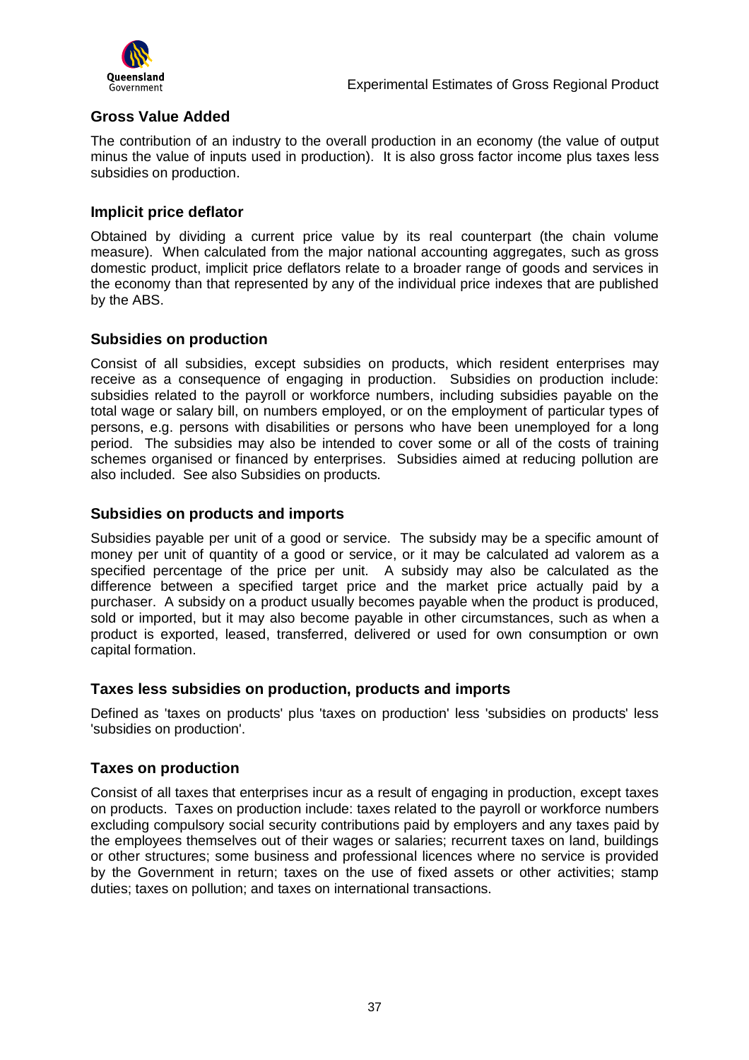## Gross Value Added

The contribution of an industry to the overall production in an economy (the value of output minus the value of inputs used in production). It is also gross factor income plus taxes less subsidies on production.

## Implicit price deflator

Obtained by dividing a current price value by its real counterpart (the chain volume measure). When calculated from the major national accounting aggregates, such as gross domestic product, implicit price deflators relate to a broader range of goods and services in the economy than that represented by any of the individual price indexes that are published by the ABS.

## Subsidies on production

Consist of all subsidies, except subsidies on products, which resident enterprises may receive as a consequence of engaging in production. Subsidies on production include: subsidies related to the payroll or workforce numbers, including subsidies payable on the total wage or salary bill, on numbers employed, or on the employment of particular types of persons, e.g. persons with disabilities or persons who have been unemployed for a long period. The subsidies may also be intended to cover some or all of the costs of training schemes organised or financed by enterprises. Subsidies aimed at reducing pollution are also included. See also Subsidies on products.

## Subsidies on products and imports

Subsidies payable per unit of a good or service. The subsidy may be a specific amount of money per unit of quantity of a good or service, or it may be calculated ad valorem as a specified percentage of the price per unit. A subsidy may also be calculated as the difference between a specified target price and the market price actually paid by a purchaser. A subsidy on a product usually becomes payable when the product is produced, sold or imported, but it may also become payable in other circumstances, such as when a product is exported, leased, transferred, delivered or used for own consumption or own capital formation.

## Taxes less subsidies on production, products and imports

Defined as 'taxes on products' plus 'taxes on production' less 'subsidies on products' less 'subsidies on production'.

## Taxes on production

Consist of all taxes that enterprises incur as a result of engaging in production, except taxes on products. Taxes on production include: taxes related to the payroll or workforce numbers excluding compulsory social security contributions paid by employers and any taxes paid by the employees themselves out of their wages or salaries; recurrent taxes on land, buildings or other structures; some business and professional licences where no service is provided by the Government in return; taxes on the use of fixed assets or other activities; stamp duties; taxes on pollution; and taxes on international transactions.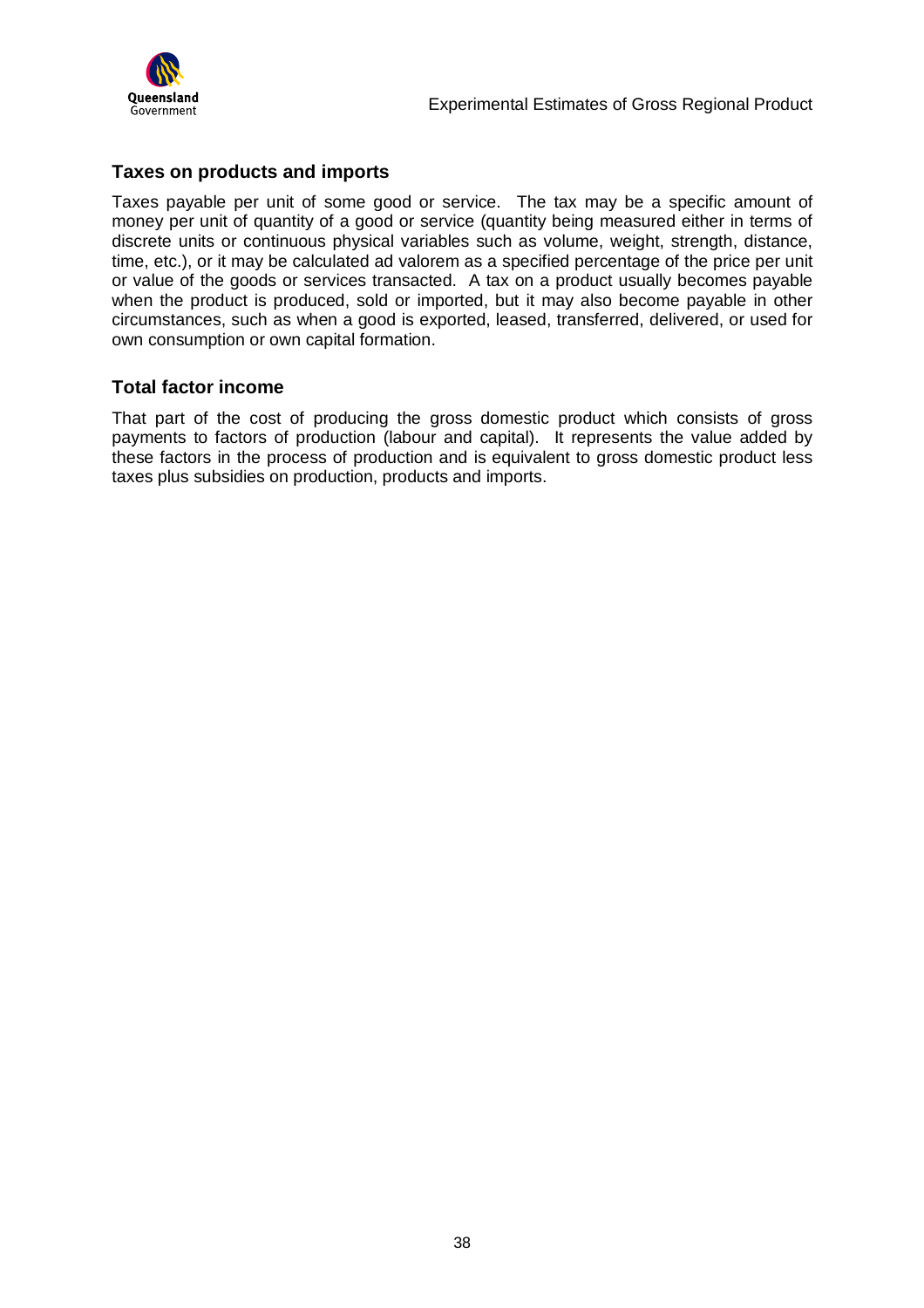### Taxes on products and imports

Taxes payable per unit of some good or service. The tax may be a specific amount of money per unit of quantity of a good or service (quantity being measured either in terms of discrete units or continuous physical variables such as volume, weight, strength, distance, time, etc.), or it may be calculated ad valorem as a specified percentage of the price per unit or value of the goods or services transacted. A tax on a product usually becomes payable when the product is produced, sold or imported, but it may also become payable in other circumstances, such as when a good is exported, leased, transferred, delivered, or used for own consumption or own capital formation.

### Total factor income

That part of the cost of producing the gross domestic product which consists of gross payments to factors of production (labour and capital). It represents the value added by these factors in the process of production and is equivalent to gross domestic product less taxes plus subsidies on production, products and imports.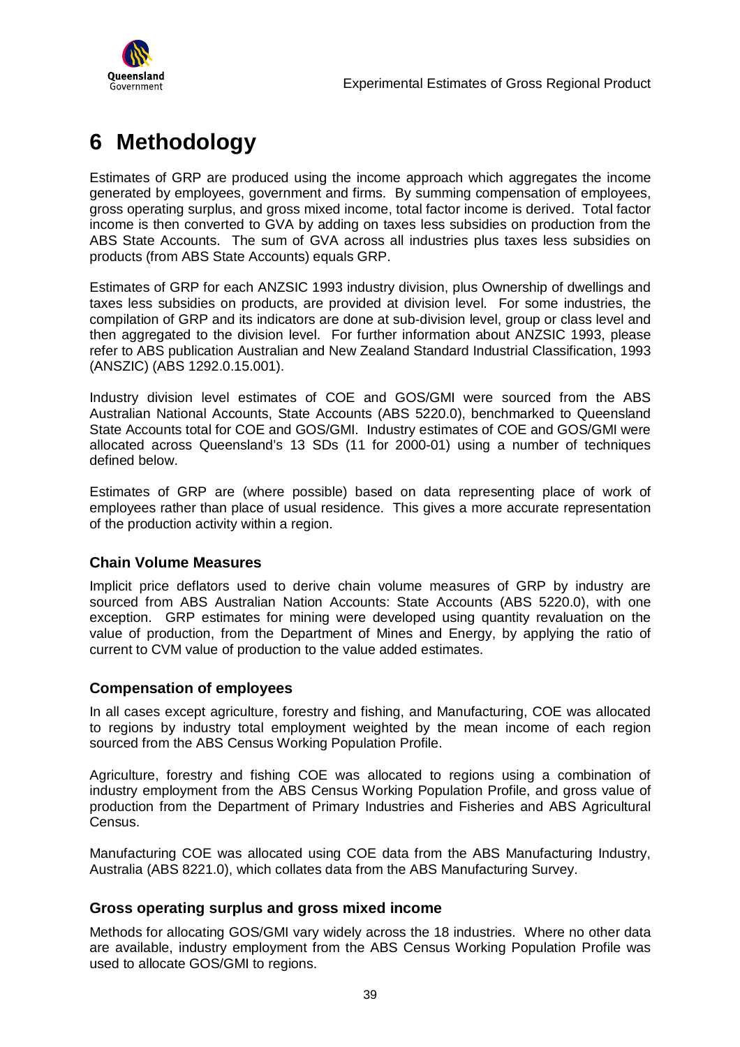# 6 Methodology

Estimates of GRP are produced using the income approach which aggregates the income generated by employees, government and firms. By summing compensation of employees, gross operating surplus, and gross mixed income, total factor income is derived. Total factor income is then converted to GVA by adding on taxes less subsidies on production from the ABS State Accounts. The sum of GVA across all industries plus taxes less subsidies on products (from ABS State Accounts) equals GRP.

Estimates of GRP for each ANZSIC 1993 industry division, plus Ownership of dwellings and taxes less subsidies on products, are provided at division level. For some industries, the compilation of GRP and its indicators are done at sub-division level, group or class level and then aggregated to the division level. For further information about ANZSIC 1993, please refer to ABS publication Australian and New Zealand Standard Industrial Classification, 1993 (ANSZIC) (ABS 1292.0.15.001).

Industry division level estimates of COE and GOS/GMI were sourced from the ABS Australian National Accounts, State Accounts (ABS 5220.0), benchmarked to Queensland State Accounts total for COE and GOS/GMI. Industry estimates of COE and GOS/GMI were allocated across Queensland's 13 SDs (11 for 2000-01) using a number of techniques defined below.

Estimates of GRP are (where possible) based on data representing place of work of employees rather than place of usual residence. This gives a more accurate representation of the production activity within a region.

### Chain Volume Measures

Implicit price deflators used to derive chain volume measures of GRP by industry are sourced from ABS Australian Nation Accounts: State Accounts (ABS 5220.0), with one exception. GRP estimates for mining were developed using quantity revaluation on the value of production, from the Department of Mines and Energy, by applying the ratio of current to CVM value of production to the value added estimates.

### Compensation of employees

In all cases except agriculture, forestry and fishing, and Manufacturing, COE was allocated to regions by industry total employment weighted by the mean income of each region sourced from the ABS Census Working Population Profile.

Agriculture, forestry and fishing COE was allocated to regions using a combination of industry employment from the ABS Census Working Population Profile, and gross value of production from the Department of Primary Industries and Fisheries and ABS Agricultural Census.

Manufacturing COE was allocated using COE data from the ABS Manufacturing Industry, Australia (ABS 8221.0), which collates data from the ABS Manufacturing Survey.

### Gross operating surplus and gross mixed income

Methods for allocating GOS/GMI vary widely across the 18 industries. Where no other data are available, industry employment from the ABS Census Working Population Profile was used to allocate GOS/GMI to regions.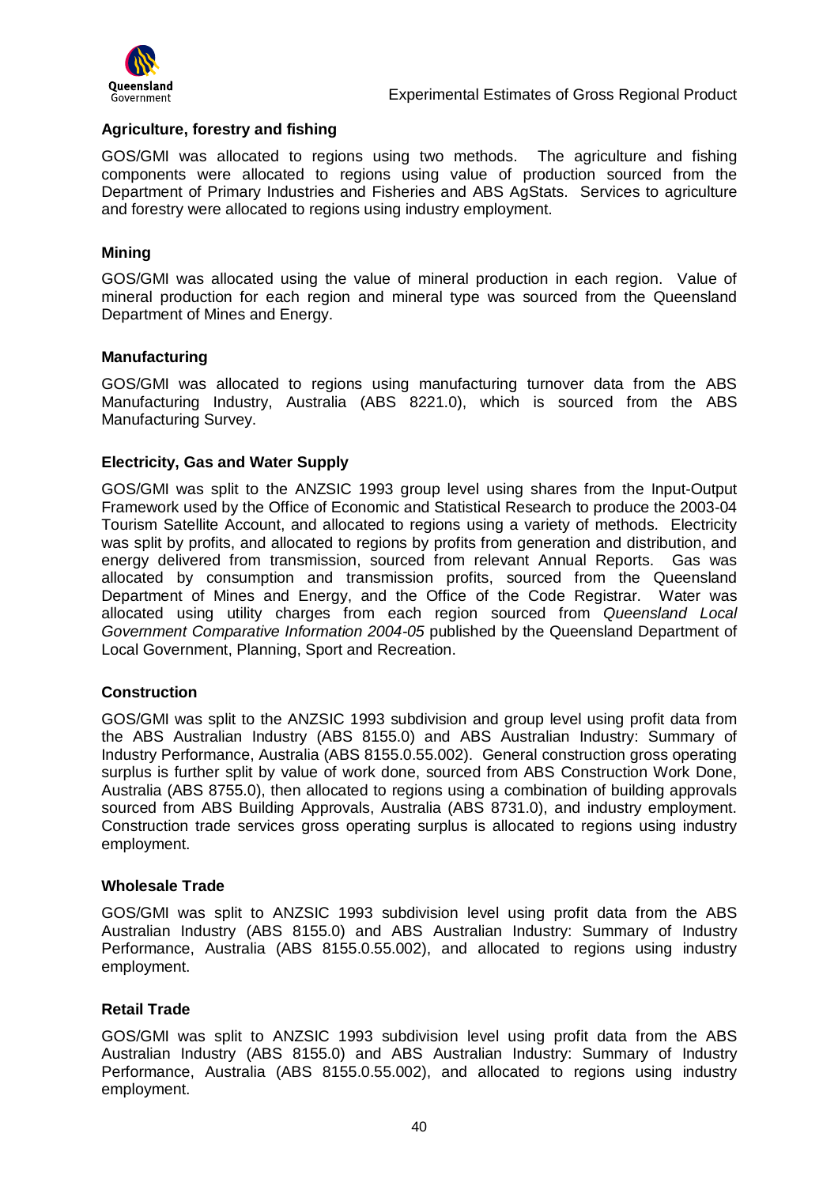### Agriculture, forestry and fishing

GOS/GMI was allocated to regions using two methods. The agriculture and fishing components were allocated to regions using value of production sourced from the Department of Primary Industries and Fisheries and ABS AgStats. Services to agriculture and forestry were allocated to regions using industry employment.

### Mining

GOS/GMI was allocated using the value of mineral production in each region. Value of mineral production for each region and mineral type was sourced from the Queensland Department of Mines and Energy.

### Manufacturing

GOS/GMI was allocated to regions using manufacturing turnover data from the ABS Manufacturing Industry, Australia (ABS 8221.0), which is sourced from the ABS Manufacturing Survey.

### Electricity, Gas and Water Supply

GOS/GMI was split to the ANZSIC 1993 group level using shares from the Input-Output Framework used by the Office of Economic and Statistical Research to produce the 2003-04 Tourism Satellite Account, and allocated to regions using a variety of methods. Electricity was split by profits, and allocated to regions by profits from generation and distribution, and energy delivered from transmission, sourced from relevant Annual Reports. Gas was allocated by consumption and transmission profits, sourced from the Queensland Department of Mines and Energy, and the Office of the Code Registrar. Water was allocated using utility charges from each region sourced from *Queensland Local Government Comparative Information 2004-05* published by the Queensland Department of Local Government, Planning, Sport and Recreation.

### Construction

GOS/GMI was split to the ANZSIC 1993 subdivision and group level using profit data from the ABS Australian Industry (ABS 8155.0) and ABS Australian Industry: Summary of Industry Performance, Australia (ABS 8155.0.55.002). General construction gross operating surplus is further split by value of work done, sourced from ABS Construction Work Done, Australia (ABS 8755.0), then allocated to regions using a combination of building approvals sourced from ABS Building Approvals, Australia (ABS 8731.0), and industry employment. Construction trade services gross operating surplus is allocated to regions using industry employment.

### Wholesale Trade

GOS/GMI was split to ANZSIC 1993 subdivision level using profit data from the ABS Australian Industry (ABS 8155.0) and ABS Australian Industry: Summary of Industry Performance, Australia (ABS 8155.0.55.002), and allocated to regions using industry employment.

### Retail Trade

GOS/GMI was split to ANZSIC 1993 subdivision level using profit data from the ABS Australian Industry (ABS 8155.0) and ABS Australian Industry: Summary of Industry Performance, Australia (ABS 8155.0.55.002), and allocated to regions using industry employment.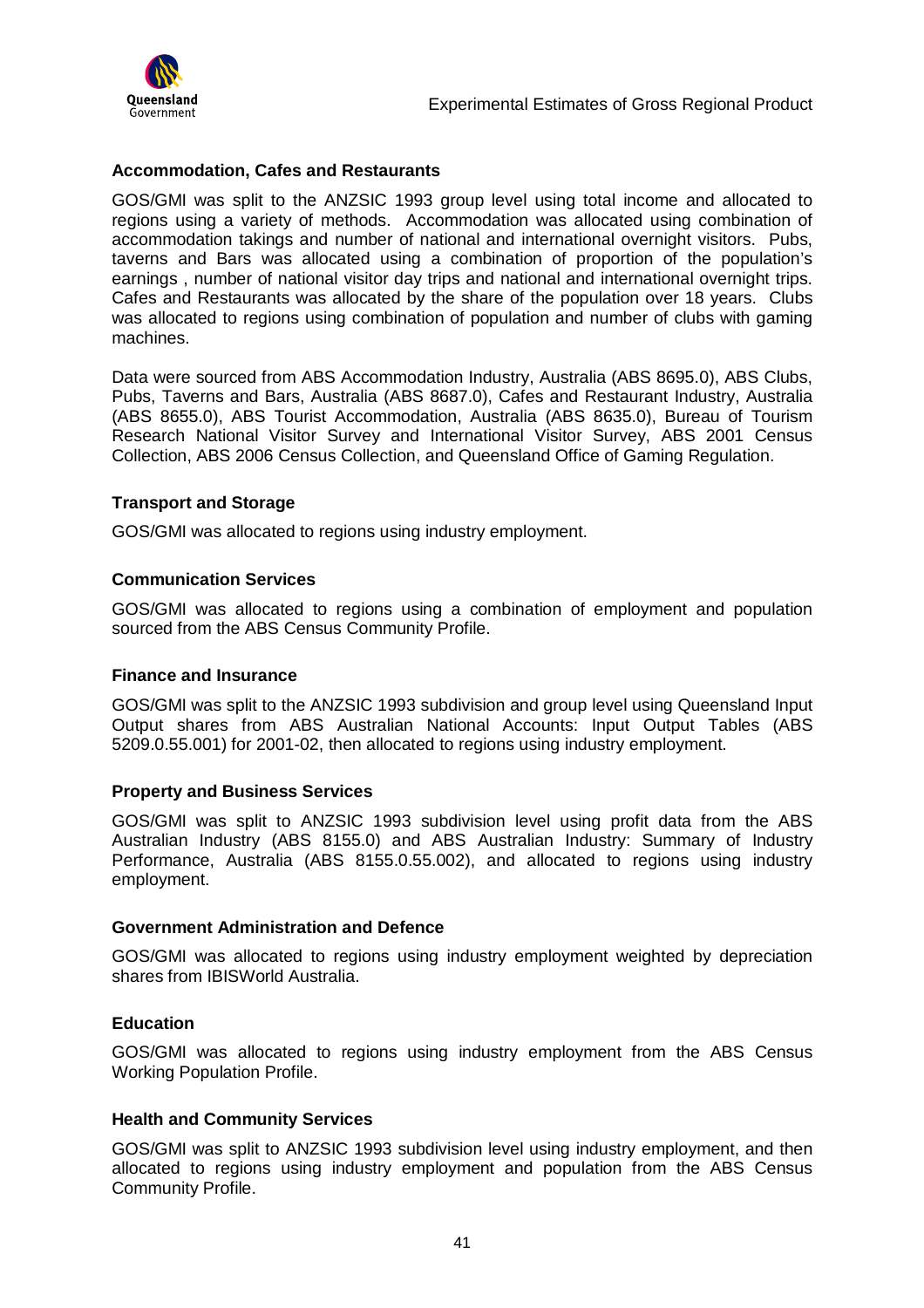### Accommodation, Cafes and Restaurants

GOS/GMI was split to the ANZSIC 1993 group level using total income and allocated to regions using a variety of methods. Accommodation was allocated using combination of accommodation takings and number of national and international overnight visitors. Pubs, taverns and Bars was allocated using a combination of proportion of the population's earnings , number of national visitor day trips and national and international overnight trips. Cafes and Restaurants was allocated by the share of the population over 18 years. Clubs was allocated to regions using combination of population and number of clubs with gaming machines.

Data were sourced from ABS Accommodation Industry, Australia (ABS 8695.0), ABS Clubs, Pubs, Taverns and Bars, Australia (ABS 8687.0), Cafes and Restaurant Industry, Australia (ABS 8655.0), ABS Tourist Accommodation, Australia (ABS 8635.0), Bureau of Tourism Research National Visitor Survey and International Visitor Survey, ABS 2001 Census Collection, ABS 2006 Census Collection, and Queensland Office of Gaming Regulation.

### Transport and Storage

GOS/GMI was allocated to regions using industry employment.

### Communication Services

GOS/GMI was allocated to regions using a combination of employment and population sourced from the ABS Census Community Profile.

### Finance and Insurance

GOS/GMI was split to the ANZSIC 1993 subdivision and group level using Queensland Input Output shares from ABS Australian National Accounts: Input Output Tables (ABS 5209.0.55.001) for 2001-02, then allocated to regions using industry employment.

### Property and Business Services

GOS/GMI was split to ANZSIC 1993 subdivision level using profit data from the ABS Australian Industry (ABS 8155.0) and ABS Australian Industry: Summary of Industry Performance, Australia (ABS 8155.0.55.002), and allocated to regions using industry employment.

### Government Administration and Defence

GOS/GMI was allocated to regions using industry employment weighted by depreciation shares from IBISWorld Australia.

### Education

GOS/GMI was allocated to regions using industry employment from the ABS Census Working Population Profile.

### Health and Community Services

GOS/GMI was split to ANZSIC 1993 subdivision level using industry employment, and then allocated to regions using industry employment and population from the ABS Census Community Profile.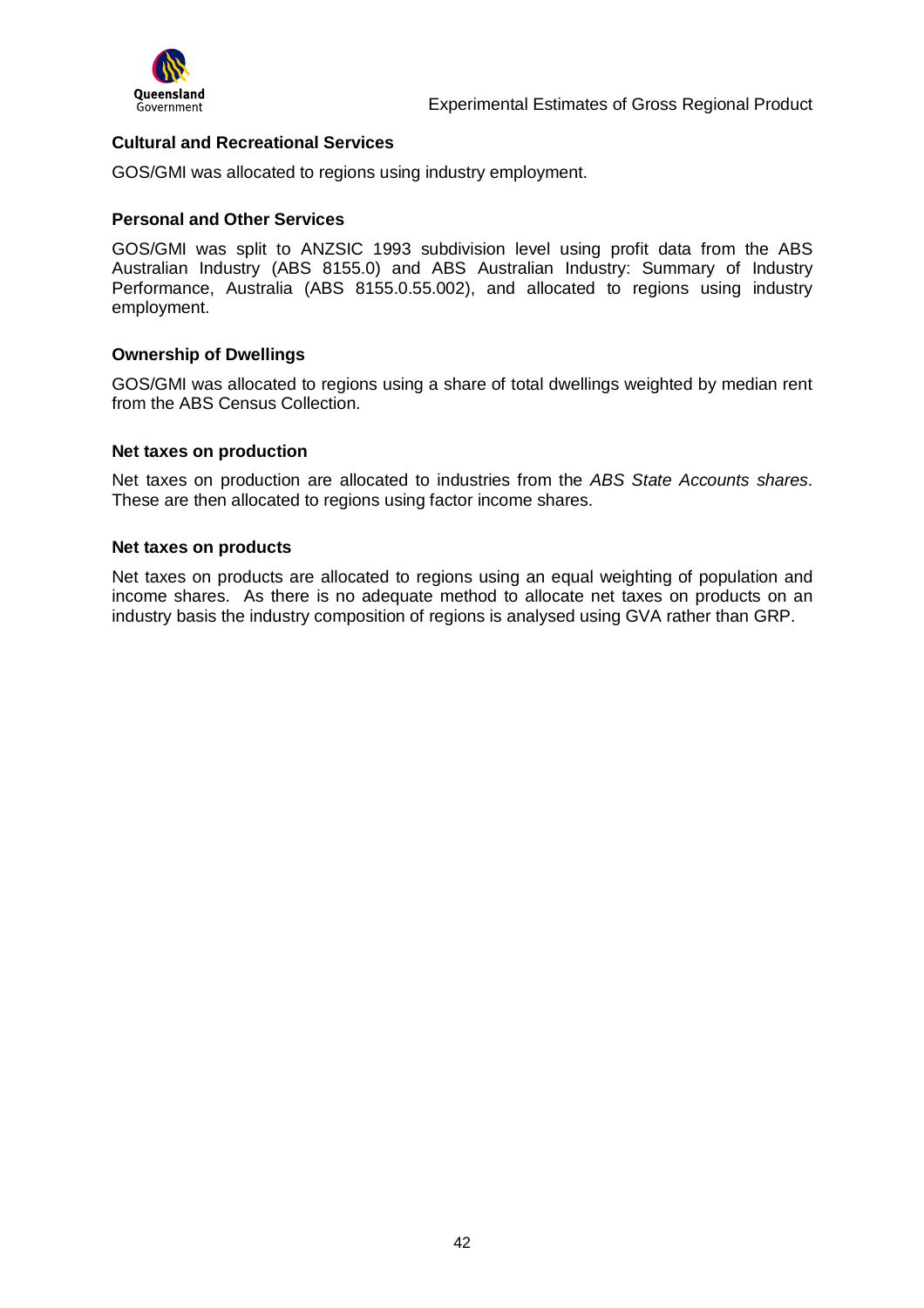### Cultural and Recreational Services

GOS/GMI was allocated to regions using industry employment.

### Personal and Other Services

GOS/GMI was split to ANZSIC 1993 subdivision level using profit data from the ABS Australian Industry (ABS 8155.0) and ABS Australian Industry: Summary of Industry Performance, Australia (ABS 8155.0.55.002), and allocated to regions using industry employment.

### Ownership of Dwellings

GOS/GMI was allocated to regions using a share of total dwellings weighted by median rent from the ABS Census Collection.

### Net taxes on production

Net taxes on production are allocated to industries from the *ABS State Accounts shares*. These are then allocated to regions using factor income shares.

### Net taxes on products

Net taxes on products are allocated to regions using an equal weighting of population and income shares. As there is no adequate method to allocate net taxes on products on an industry basis the industry composition of regions is analysed using GVA rather than GRP.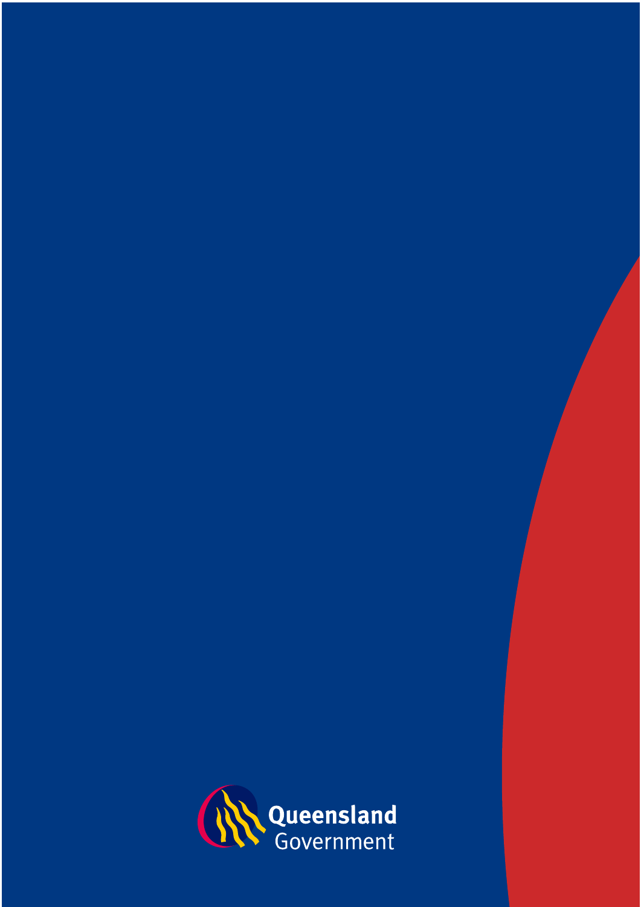Queensland Government